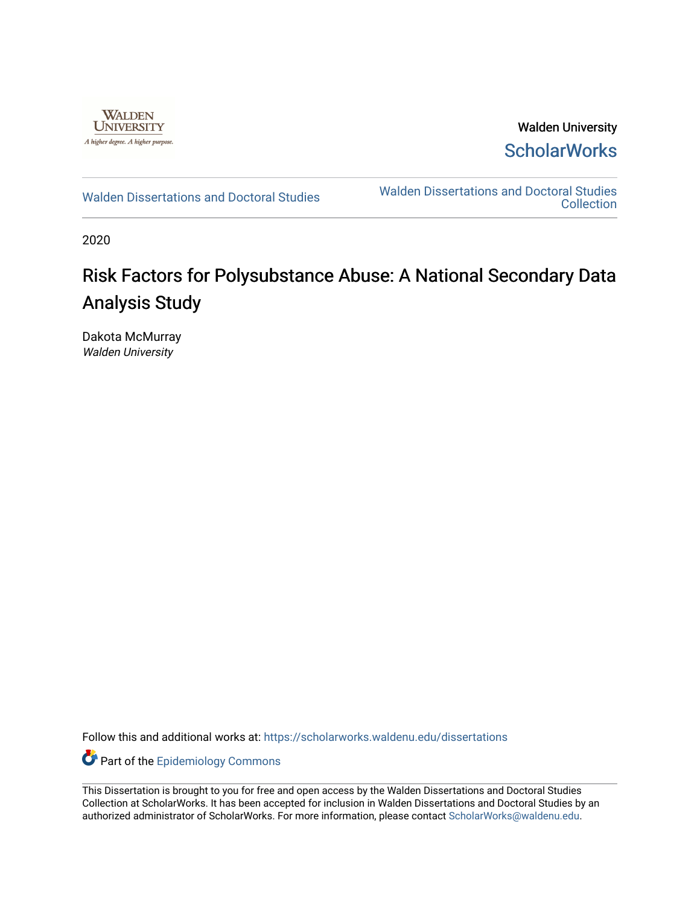Walden University

ScholarWorks

Walden Dissertations and Doctoral Studies

Walden Dissertations and Doctoral Studies Collection

2020

# Risk Factors for Polysubstance Abuse: A National Secondary Data Analysis Study

Dakota McMurray
*Walden University*

Follow this and additional works at: https://scholarworks.waldenu.edu/dissertations

Part of the Epidemiology Commons

This Dissertation is brought to you for free and open access by the Walden Dissertations and Doctoral Studies Collection at ScholarWorks. It has been accepted for inclusion in Walden Dissertations and Doctoral Studies by an authorized administrator of ScholarWorks. For more information, please contact ScholarWorks@waldenu.edu.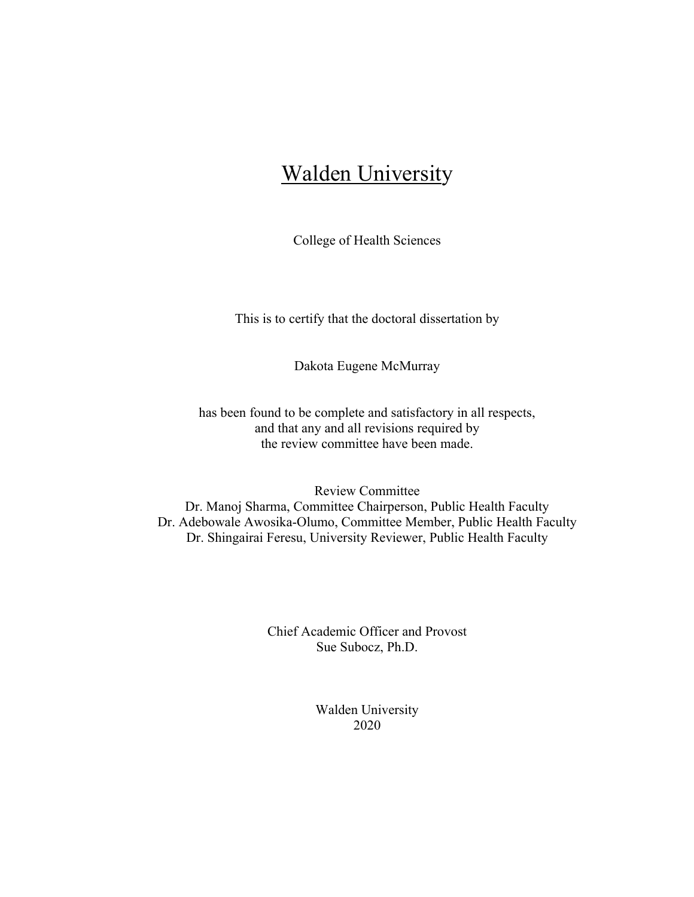# Walden University

College of Health Sciences

This is to certify that the doctoral dissertation by

Dakota Eugene McMurray

has been found to be complete and satisfactory in all respects,
and that any and all revisions required by
the review committee have been made.

Review Committee
Dr. Manoj Sharma, Committee Chairperson, Public Health Faculty
Dr. Adebowale Awosika-Olumo, Committee Member, Public Health Faculty
Dr. Shingairai Feresu, University Reviewer, Public Health Faculty

Chief Academic Officer and Provost
Sue Subocz, Ph.D.

Walden University
2020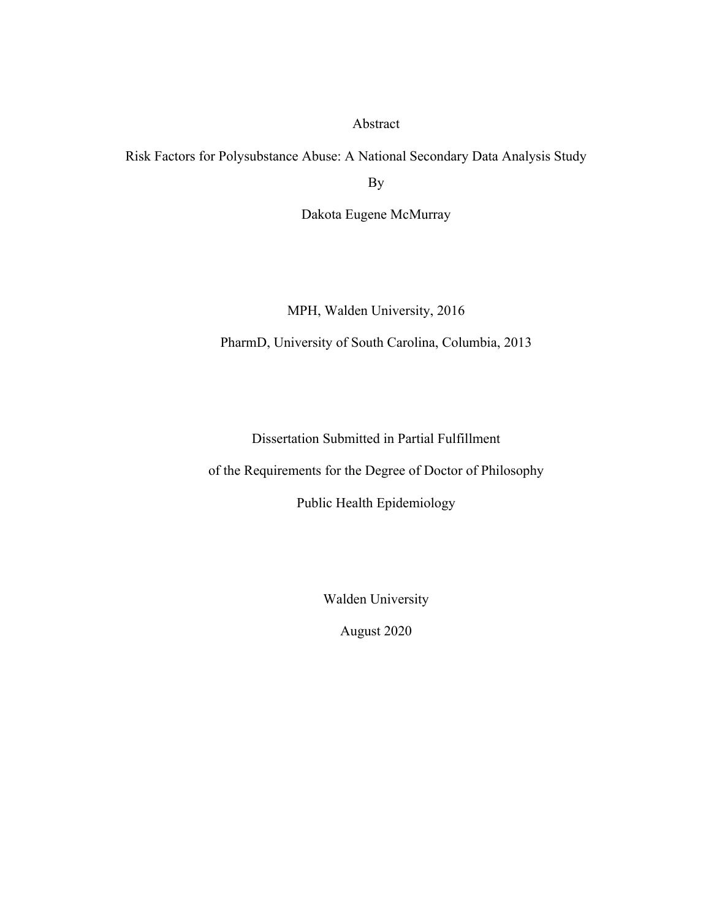Abstract

Risk Factors for Polysubstance Abuse: A National Secondary Data Analysis Study

By

Dakota Eugene McMurray

MPH, Walden University, 2016

PharmD, University of South Carolina, Columbia, 2013

Dissertation Submitted in Partial Fulfillment

of the Requirements for the Degree of Doctor of Philosophy

Public Health Epidemiology

Walden University

August 2020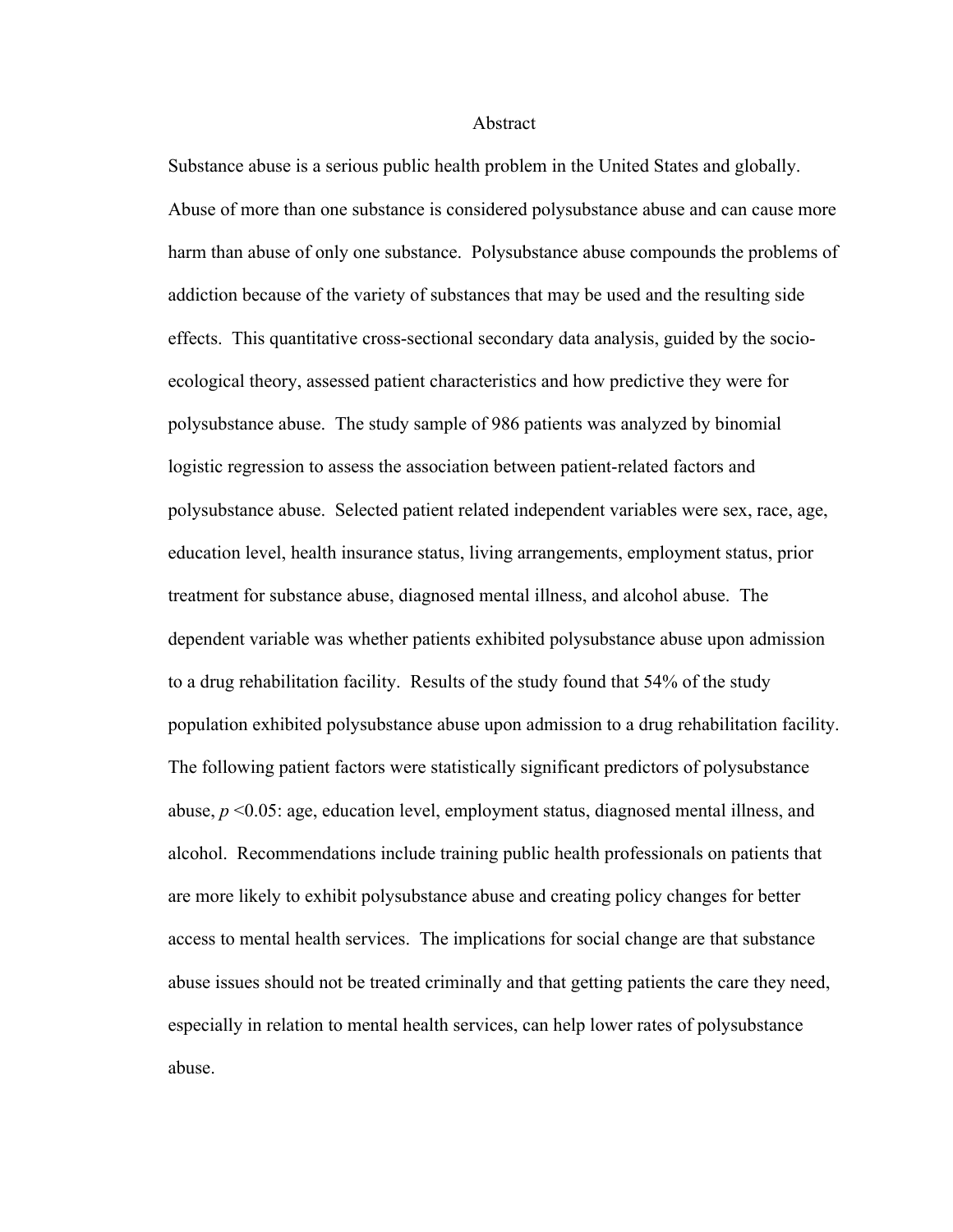# Abstract

Substance abuse is a serious public health problem in the United States and globally. Abuse of more than one substance is considered polysubstance abuse and can cause more harm than abuse of only one substance. Polysubstance abuse compounds the problems of addiction because of the variety of substances that may be used and the resulting side effects. This quantitative cross-sectional secondary data analysis, guided by the socio-ecological theory, assessed patient characteristics and how predictive they were for polysubstance abuse. The study sample of 986 patients was analyzed by binomial logistic regression to assess the association between patient-related factors and polysubstance abuse. Selected patient related independent variables were sex, race, age, education level, health insurance status, living arrangements, employment status, prior treatment for substance abuse, diagnosed mental illness, and alcohol abuse. The dependent variable was whether patients exhibited polysubstance abuse upon admission to a drug rehabilitation facility. Results of the study found that 54% of the study population exhibited polysubstance abuse upon admission to a drug rehabilitation facility. The following patient factors were statistically significant predictors of polysubstance abuse, $p < 0.05$: age, education level, employment status, diagnosed mental illness, and alcohol. Recommendations include training public health professionals on patients that are more likely to exhibit polysubstance abuse and creating policy changes for better access to mental health services. The implications for social change are that substance abuse issues should not be treated criminally and that getting patients the care they need, especially in relation to mental health services, can help lower rates of polysubstance abuse.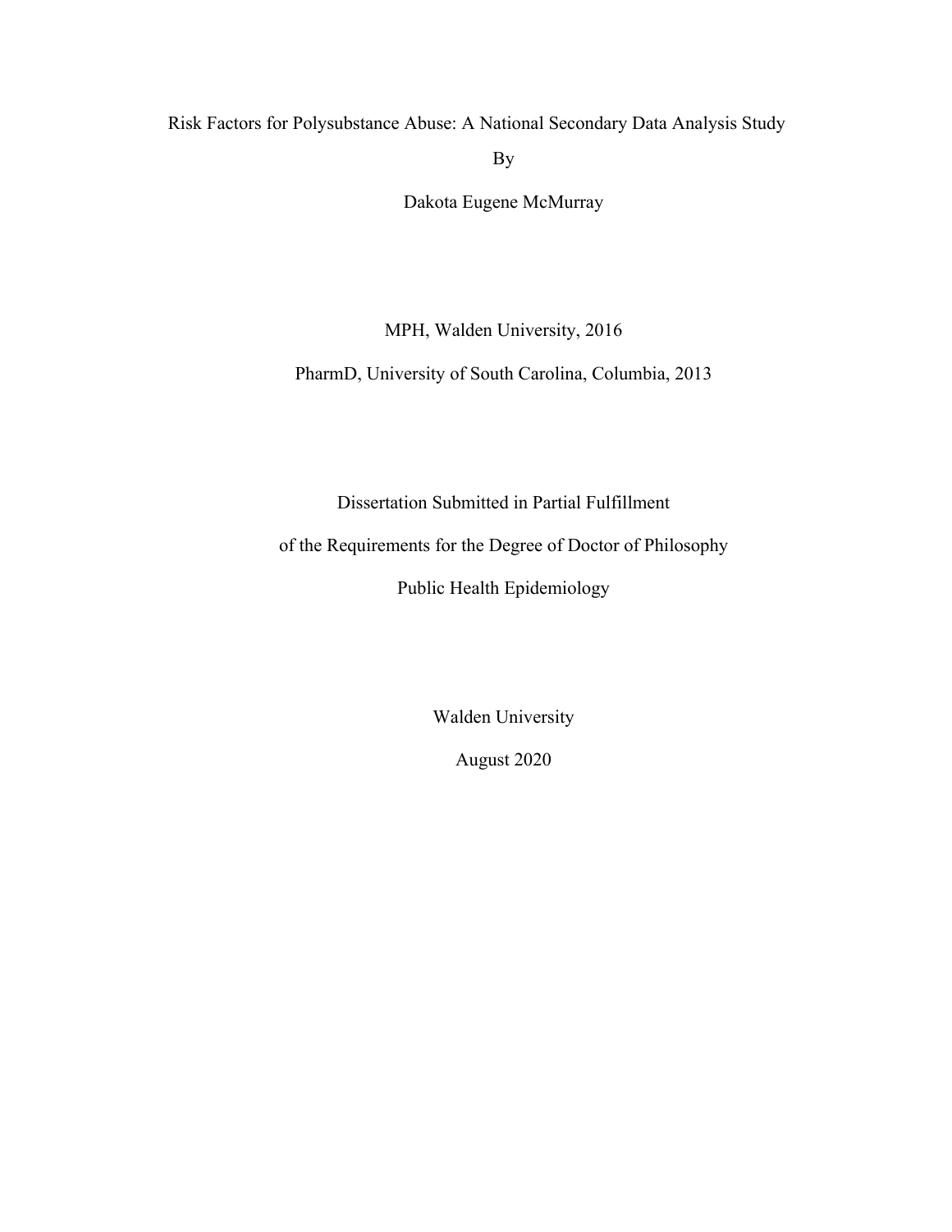# Risk Factors for Polysubstance Abuse: A National Secondary Data Analysis Study

By

Dakota Eugene McMurray

MPH, Walden University, 2016

PharmD, University of South Carolina, Columbia, 2013

Dissertation Submitted in Partial Fulfillment

of the Requirements for the Degree of Doctor of Philosophy

Public Health Epidemiology

Walden University

August 2020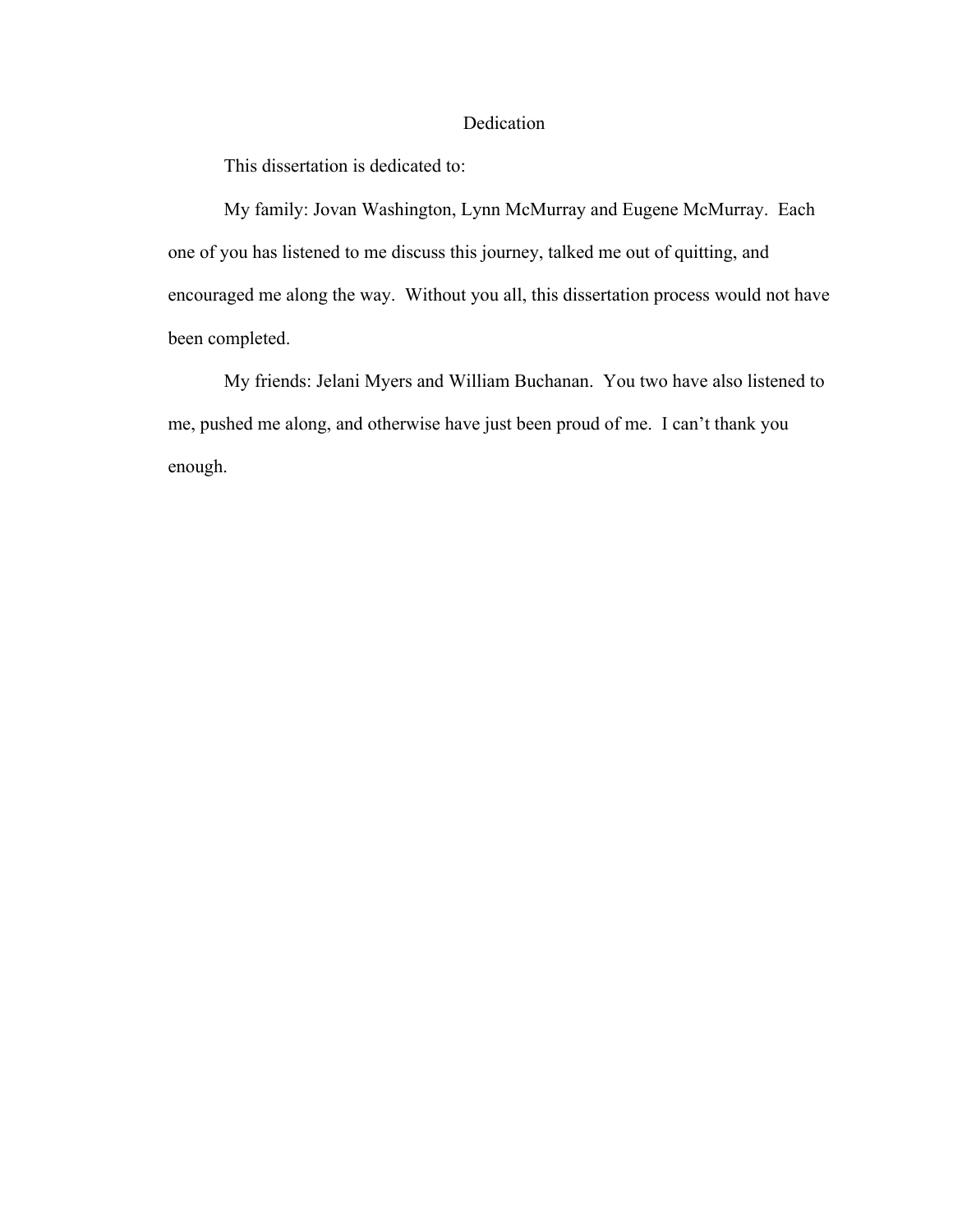# Dedication

This dissertation is dedicated to:

My family: Jovan Washington, Lynn McMurray and Eugene McMurray. Each one of you has listened to me discuss this journey, talked me out of quitting, and encouraged me along the way. Without you all, this dissertation process would not have been completed.

My friends: Jelani Myers and William Buchanan. You two have also listened to me, pushed me along, and otherwise have just been proud of me. I can't thank you enough.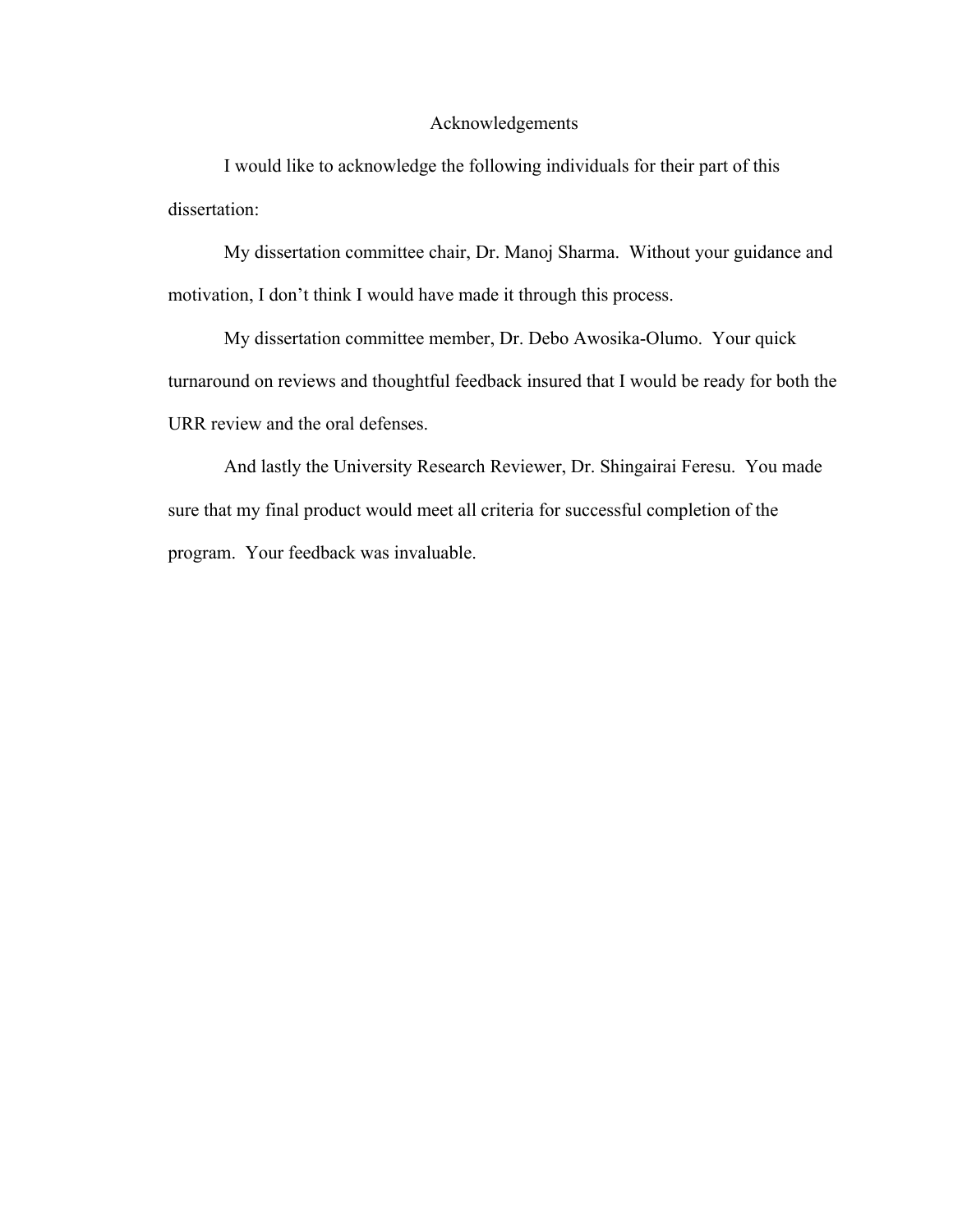# Acknowledgements

I would like to acknowledge the following individuals for their part of this dissertation:

My dissertation committee chair, Dr. Manoj Sharma. Without your guidance and motivation, I don't think I would have made it through this process.

My dissertation committee member, Dr. Debo Awosika-Olumo. Your quick turnaround on reviews and thoughtful feedback insured that I would be ready for both the URR review and the oral defenses.

And lastly the University Research Reviewer, Dr. Shingairai Feresu. You made sure that my final product would meet all criteria for successful completion of the program. Your feedback was invaluable.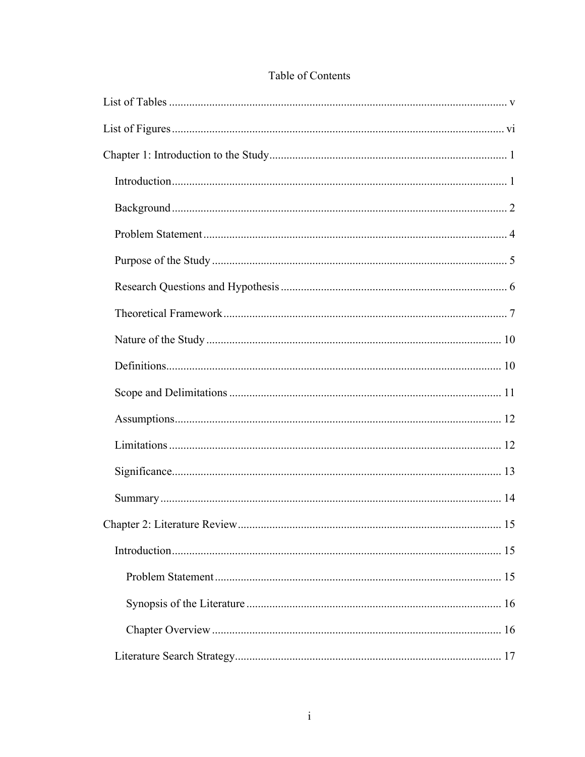# Table of Contents

List of Tables ..................................................................................................................... v

List of Figures .................................................................................................................. vi

Chapter 1: Introduction to the Study .................................................................................. 1

- Introduction .................................................................................................................... 1
- Background .................................................................................................................... 2
- Problem Statement ......................................................................................................... 4
- Purpose of the Study ...................................................................................................... 5
- Research Questions and Hypothesis ............................................................................... 6
- Theoretical Framework .................................................................................................. 7
- Nature of the Study ...................................................................................................... 10
- Definitions .................................................................................................................... 10
- Scope and Delimitations .............................................................................................. 11
- Assumptions ................................................................................................................. 12
- Limitations ................................................................................................................... 12
- Significance .................................................................................................................. 13
- Summary ...................................................................................................................... 14

Chapter 2: Literature Review ........................................................................................... 15

- Introduction .................................................................................................................. 15
  - Problem Statement ................................................................................................... 15
  - Synopsis of the Literature ........................................................................................ 16
  - Chapter Overview .................................................................................................... 16
- Literature Search Strategy ............................................................................................ 17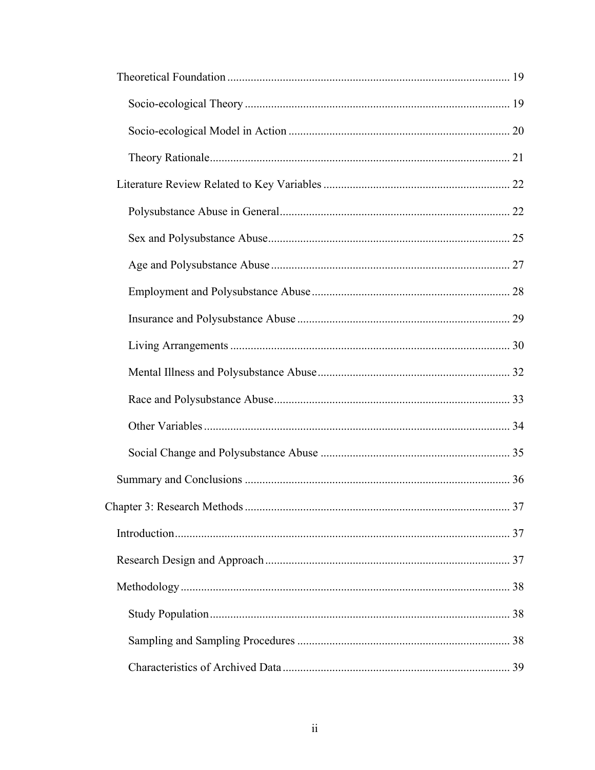Theoretical Foundation ............................................................................................... 19

Socio-ecological Theory ......................................................................................... 19

Socio-ecological Model in Action .......................................................................... 20

Theory Rationale..................................................................................................... 21

Literature Review Related to Key Variables .............................................................. 22

Polysubstance Abuse in General............................................................................. 22

Sex and Polysubstance Abuse................................................................................. 25

Age and Polysubstance Abuse ................................................................................ 27

Employment and Polysubstance Abuse .................................................................. 28

Insurance and Polysubstance Abuse ....................................................................... 29

Living Arrangements .............................................................................................. 30

Mental Illness and Polysubstance Abuse ................................................................ 32

Race and Polysubstance Abuse............................................................................... 33

Other Variables ....................................................................................................... 34

Social Change and Polysubstance Abuse ............................................................... 35

Summary and Conclusions ......................................................................................... 36

Chapter 3: Research Methods ......................................................................................... 37

Introduction................................................................................................................. 37

Research Design and Approach .................................................................................. 37

Methodology ............................................................................................................... 38

Study Population ..................................................................................................... 38

Sampling and Sampling Procedures ....................................................................... 38

Characteristics of Archived Data ............................................................................ 39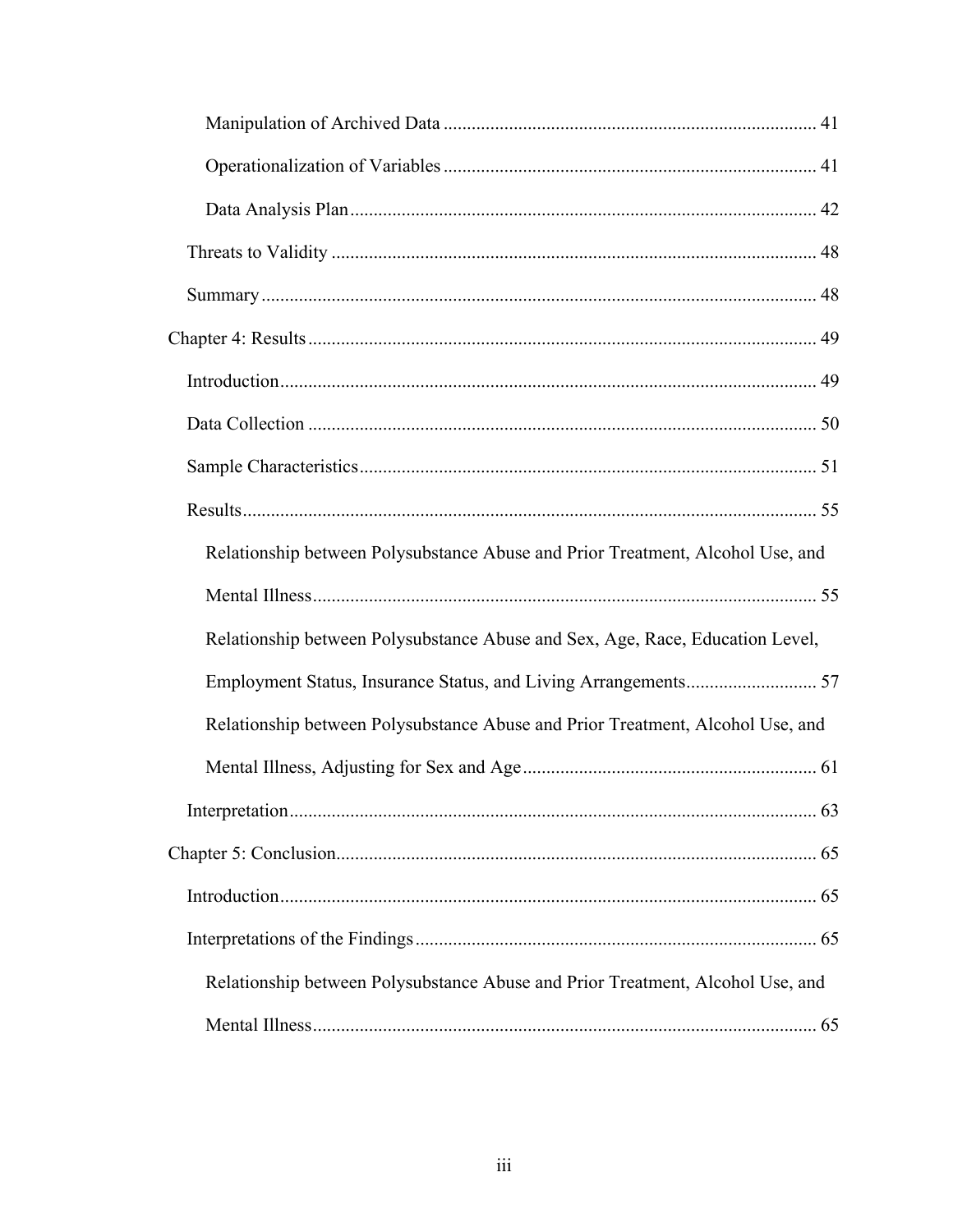Manipulation of Archived Data ............................................................................. 41

Operationalization of Variables ............................................................................. 41

Data Analysis Plan ................................................................................................ 42

Threats to Validity ...................................................................................................... 48

Summary ..................................................................................................................... 48

Chapter 4: Results ............................................................................................................ 49

Introduction ................................................................................................................. 49

Data Collection ........................................................................................................... 50

Sample Characteristics ................................................................................................ 51

Results ......................................................................................................................... 55

Relationship between Polysubstance Abuse and Prior Treatment, Alcohol Use, and Mental Illness ........................................................................................................ 55

Relationship between Polysubstance Abuse and Sex, Age, Race, Education Level, Employment Status, Insurance Status, and Living Arrangements ........................... 57

Relationship between Polysubstance Abuse and Prior Treatment, Alcohol Use, and Mental Illness, Adjusting for Sex and Age ............................................................. 61

Interpretation ............................................................................................................... 63

Chapter 5: Conclusion ...................................................................................................... 65

Introduction ................................................................................................................. 65

Interpretations of the Findings .................................................................................... 65

Relationship between Polysubstance Abuse and Prior Treatment, Alcohol Use, and Mental Illness ........................................................................................................ 65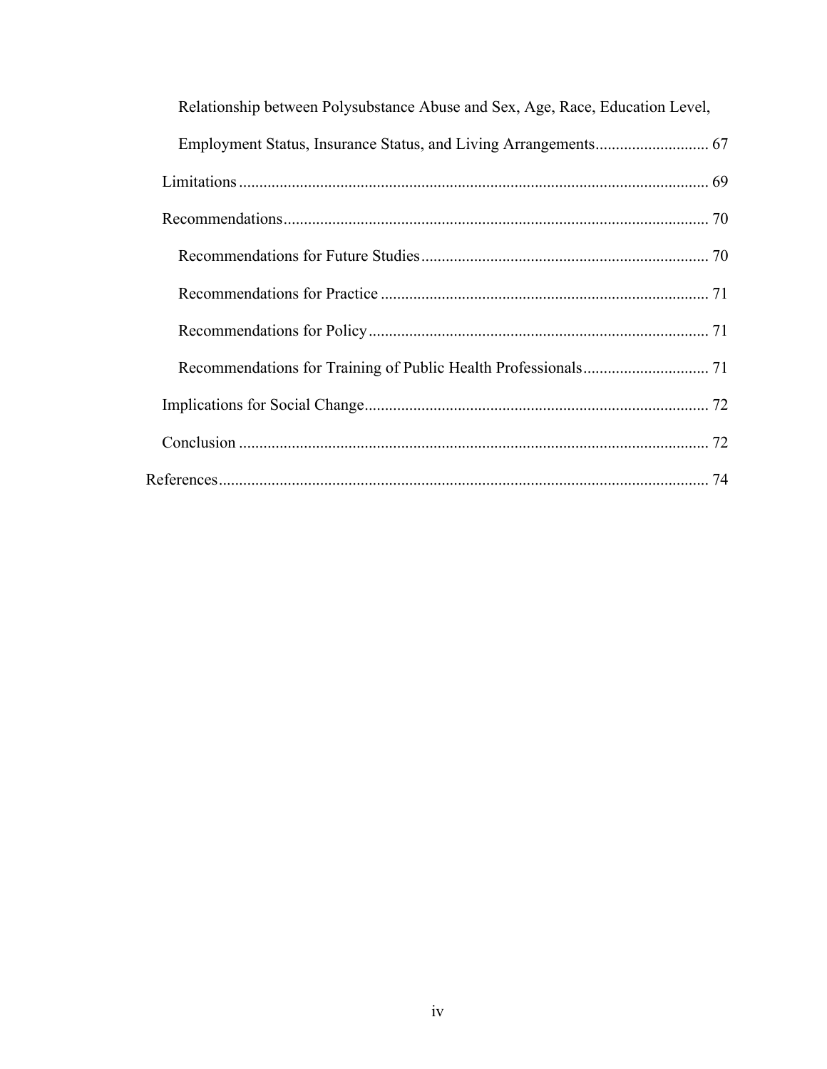Relationship between Polysubstance Abuse and Sex, Age, Race, Education Level, Employment Status, Insurance Status, and Living Arrangements ........................... 67

Limitations ........................................................................................................ 69

Recommendations ............................................................................................. 70

Recommendations for Future Studies ...................................................................... 70

Recommendations for Practice ................................................................................ 71

Recommendations for Policy ................................................................................... 71

Recommendations for Training of Public Health Professionals ............................... 71

Implications for Social Change .................................................................................... 72

Conclusion ................................................................................................................... 72

References ........................................................................................................................ 74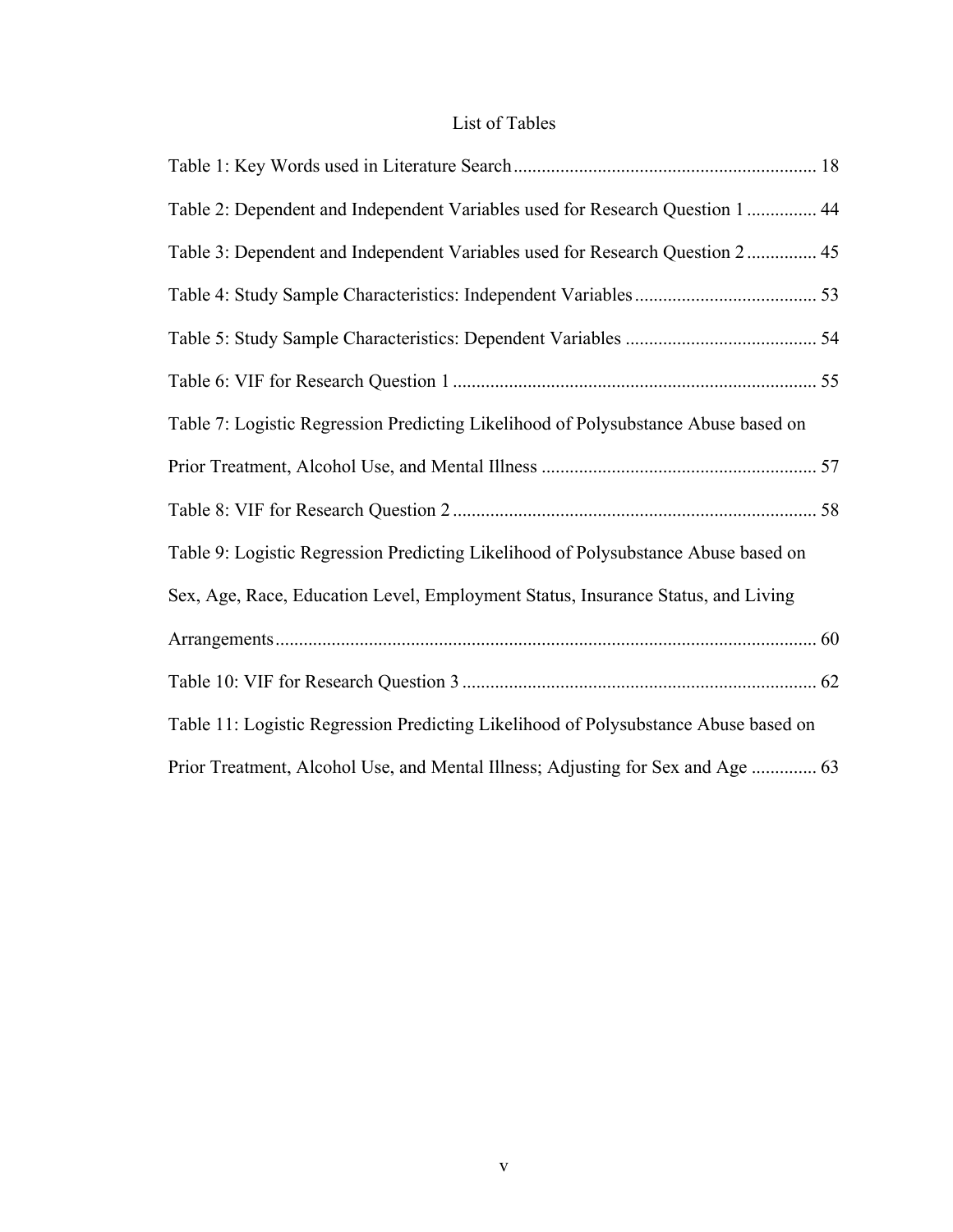# List of Tables

Table 1: Key Words used in Literature Search ................................................................ 18

Table 2: Dependent and Independent Variables used for Research Question 1 ............... 44

Table 3: Dependent and Independent Variables used for Research Question 2 ............... 45

Table 4: Study Sample Characteristics: Independent Variables ....................................... 53

Table 5: Study Sample Characteristics: Dependent Variables ......................................... 54

Table 6: VIF for Research Question 1 ............................................................................. 55

Table 7: Logistic Regression Predicting Likelihood of Polysubstance Abuse based on Prior Treatment, Alcohol Use, and Mental Illness ........................................................... 57

Table 8: VIF for Research Question 2 ............................................................................. 58

Table 9: Logistic Regression Predicting Likelihood of Polysubstance Abuse based on Sex, Age, Race, Education Level, Employment Status, Insurance Status, and Living Arrangements .................................................................................................................... 60

Table 10: VIF for Research Question 3 ........................................................................... 62

Table 11: Logistic Regression Predicting Likelihood of Polysubstance Abuse based on Prior Treatment, Alcohol Use, and Mental Illness; Adjusting for Sex and Age .............. 63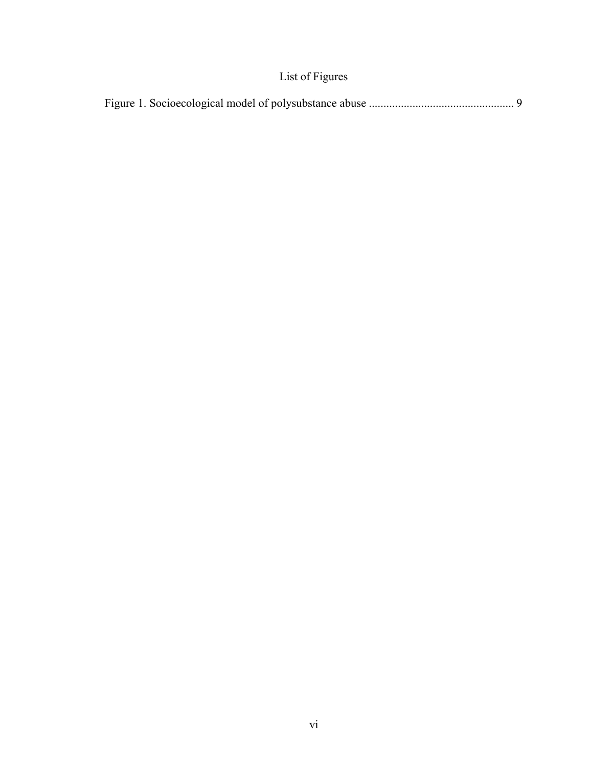# List of Figures

Figure 1. Socioecological model of polysubstance abuse ................................................. 9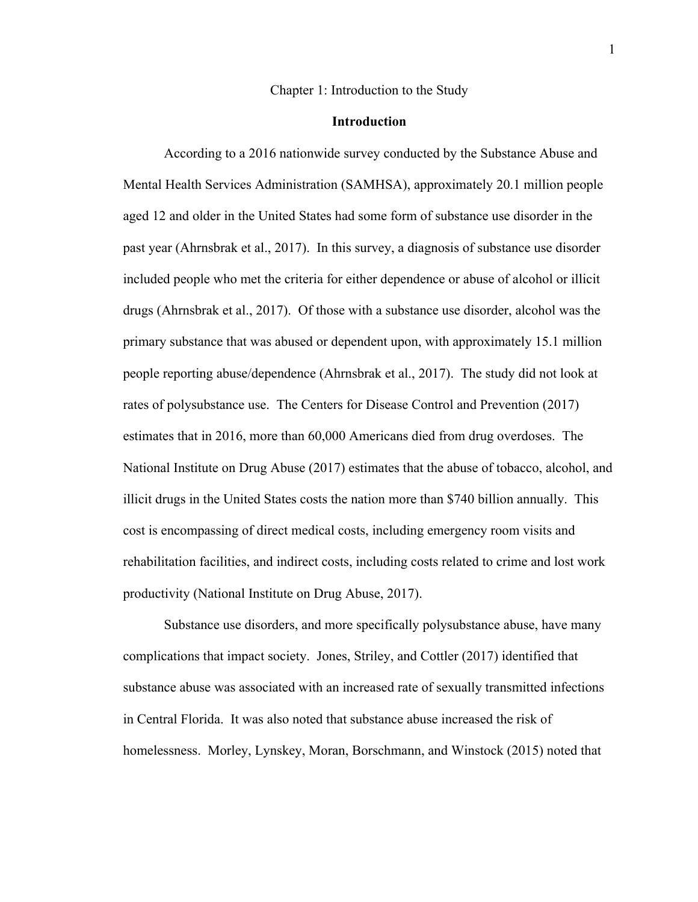# Chapter 1: Introduction to the Study

## Introduction

According to a 2016 nationwide survey conducted by the Substance Abuse and Mental Health Services Administration (SAMHSA), approximately 20.1 million people aged 12 and older in the United States had some form of substance use disorder in the past year (Ahrnsbrak et al., 2017). In this survey, a diagnosis of substance use disorder included people who met the criteria for either dependence or abuse of alcohol or illicit drugs (Ahrnsbrak et al., 2017). Of those with a substance use disorder, alcohol was the primary substance that was abused or dependent upon, with approximately 15.1 million people reporting abuse/dependence (Ahrnsbrak et al., 2017). The study did not look at rates of polysubstance use. The Centers for Disease Control and Prevention (2017) estimates that in 2016, more than 60,000 Americans died from drug overdoses. The National Institute on Drug Abuse (2017) estimates that the abuse of tobacco, alcohol, and illicit drugs in the United States costs the nation more than $740 billion annually. This cost is encompassing of direct medical costs, including emergency room visits and rehabilitation facilities, and indirect costs, including costs related to crime and lost work productivity (National Institute on Drug Abuse, 2017).

Substance use disorders, and more specifically polysubstance abuse, have many complications that impact society. Jones, Striley, and Cottler (2017) identified that substance abuse was associated with an increased rate of sexually transmitted infections in Central Florida. It was also noted that substance abuse increased the risk of homelessness. Morley, Lynskey, Moran, Borschmann, and Winstock (2015) noted that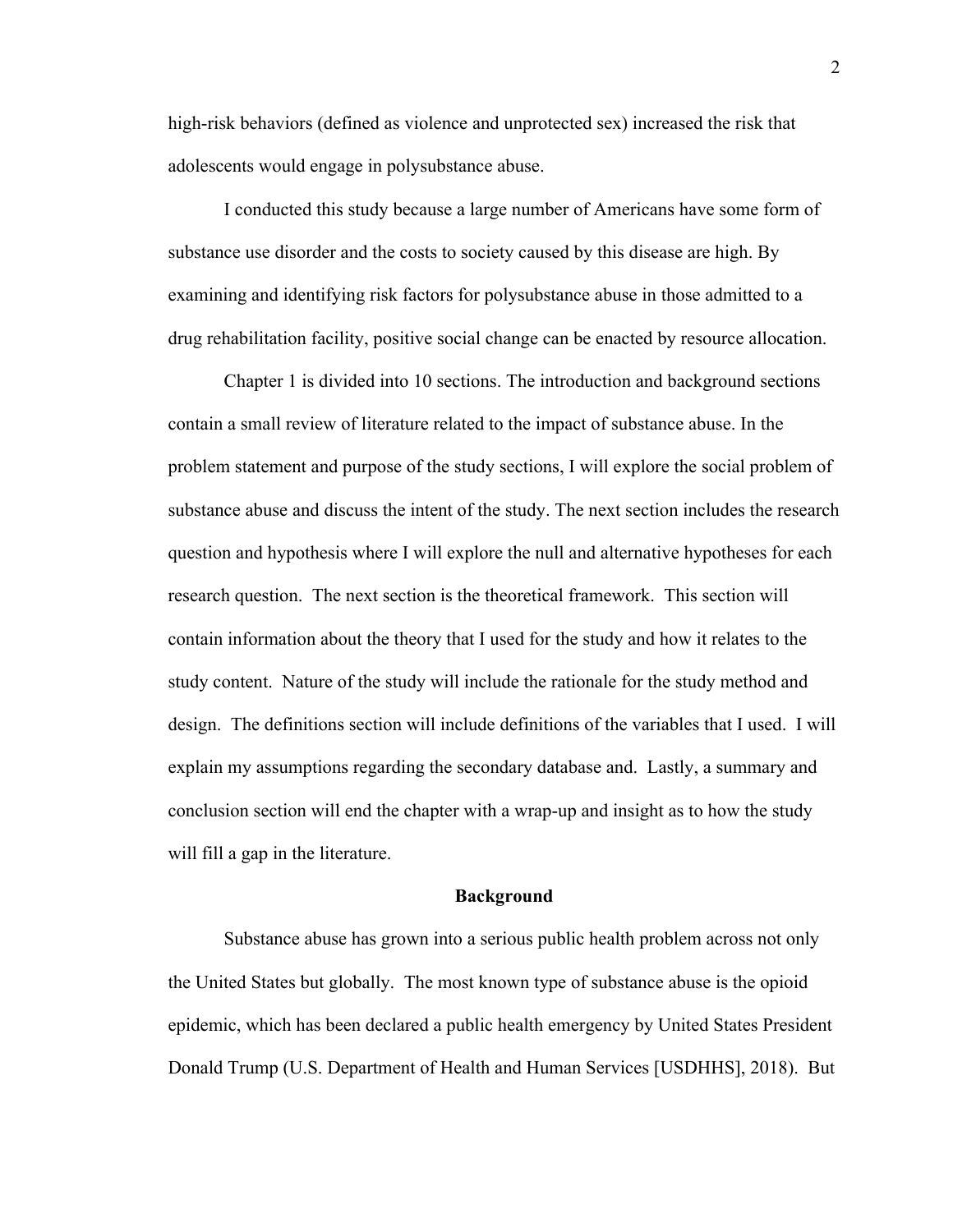high-risk behaviors (defined as violence and unprotected sex) increased the risk that adolescents would engage in polysubstance abuse.

I conducted this study because a large number of Americans have some form of substance use disorder and the costs to society caused by this disease are high. By examining and identifying risk factors for polysubstance abuse in those admitted to a drug rehabilitation facility, positive social change can be enacted by resource allocation.

Chapter 1 is divided into 10 sections. The introduction and background sections contain a small review of literature related to the impact of substance abuse. In the problem statement and purpose of the study sections, I will explore the social problem of substance abuse and discuss the intent of the study. The next section includes the research question and hypothesis where I will explore the null and alternative hypotheses for each research question. The next section is the theoretical framework. This section will contain information about the theory that I used for the study and how it relates to the study content. Nature of the study will include the rationale for the study method and design. The definitions section will include definitions of the variables that I used. I will explain my assumptions regarding the secondary database and. Lastly, a summary and conclusion section will end the chapter with a wrap-up and insight as to how the study will fill a gap in the literature.

## Background

Substance abuse has grown into a serious public health problem across not only the United States but globally. The most known type of substance abuse is the opioid epidemic, which has been declared a public health emergency by United States President Donald Trump (U.S. Department of Health and Human Services [USDHHS], 2018). But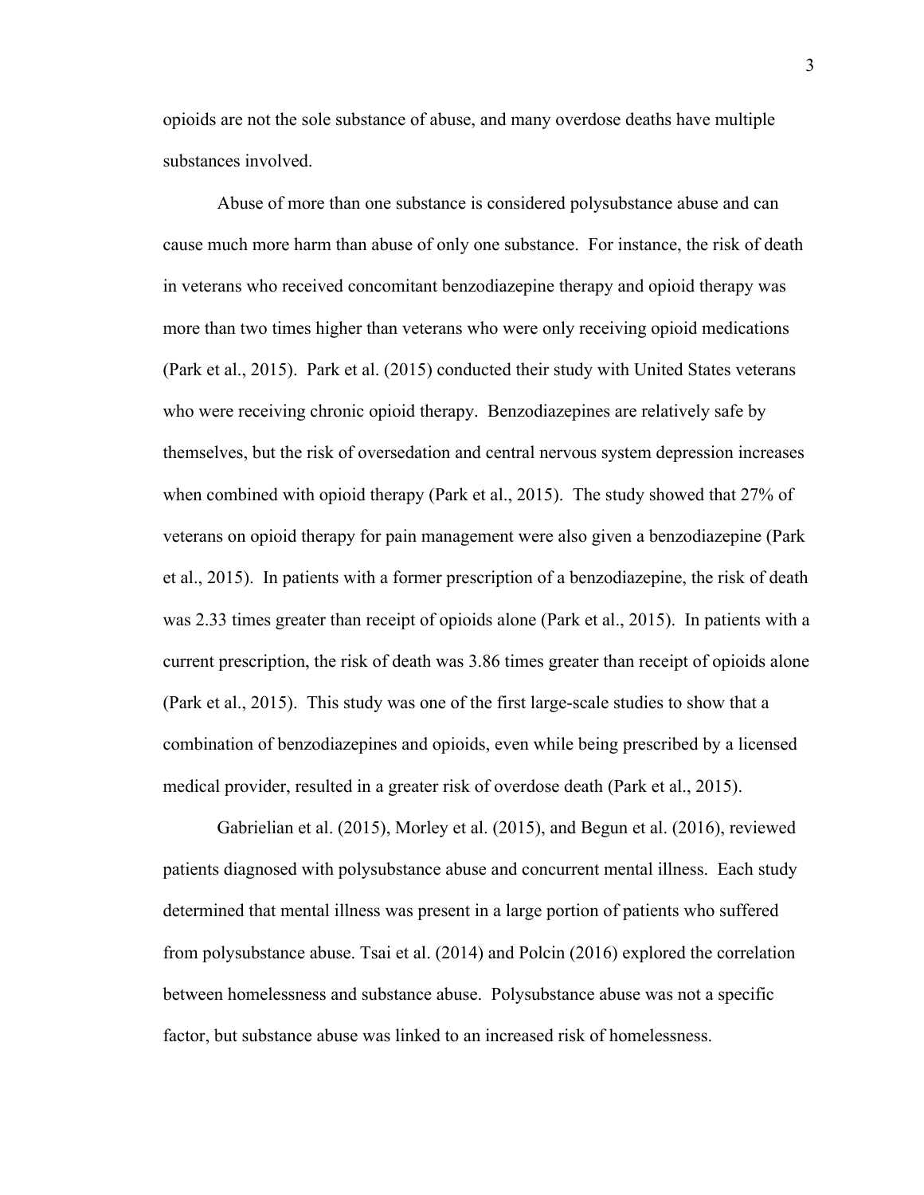opioids are not the sole substance of abuse, and many overdose deaths have multiple substances involved.

Abuse of more than one substance is considered polysubstance abuse and can cause much more harm than abuse of only one substance. For instance, the risk of death in veterans who received concomitant benzodiazepine therapy and opioid therapy was more than two times higher than veterans who were only receiving opioid medications (Park et al., 2015). Park et al. (2015) conducted their study with United States veterans who were receiving chronic opioid therapy. Benzodiazepines are relatively safe by themselves, but the risk of oversedation and central nervous system depression increases when combined with opioid therapy (Park et al., 2015). The study showed that 27% of veterans on opioid therapy for pain management were also given a benzodiazepine (Park et al., 2015). In patients with a former prescription of a benzodiazepine, the risk of death was 2.33 times greater than receipt of opioids alone (Park et al., 2015). In patients with a current prescription, the risk of death was 3.86 times greater than receipt of opioids alone (Park et al., 2015). This study was one of the first large-scale studies to show that a combination of benzodiazepines and opioids, even while being prescribed by a licensed medical provider, resulted in a greater risk of overdose death (Park et al., 2015).

Gabrielian et al. (2015), Morley et al. (2015), and Begun et al. (2016), reviewed patients diagnosed with polysubstance abuse and concurrent mental illness. Each study determined that mental illness was present in a large portion of patients who suffered from polysubstance abuse. Tsai et al. (2014) and Polcin (2016) explored the correlation between homelessness and substance abuse. Polysubstance abuse was not a specific factor, but substance abuse was linked to an increased risk of homelessness.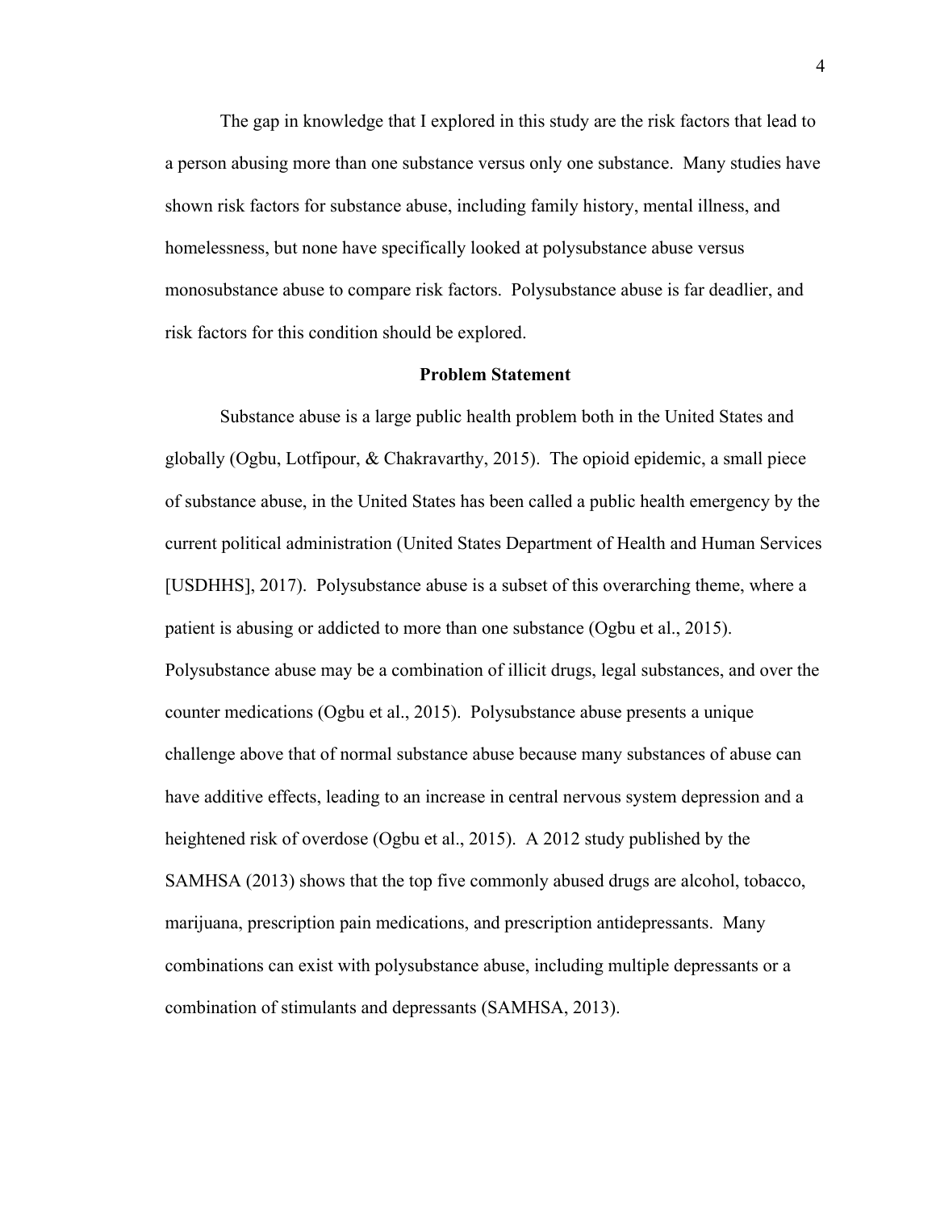The gap in knowledge that I explored in this study are the risk factors that lead to a person abusing more than one substance versus only one substance. Many studies have shown risk factors for substance abuse, including family history, mental illness, and homelessness, but none have specifically looked at polysubstance abuse versus monosubstance abuse to compare risk factors. Polysubstance abuse is far deadlier, and risk factors for this condition should be explored.

## Problem Statement

Substance abuse is a large public health problem both in the United States and globally (Ogbu, Lotfipour, & Chakravarthy, 2015). The opioid epidemic, a small piece of substance abuse, in the United States has been called a public health emergency by the current political administration (United States Department of Health and Human Services [USDHHS], 2017). Polysubstance abuse is a subset of this overarching theme, where a patient is abusing or addicted to more than one substance (Ogbu et al., 2015). Polysubstance abuse may be a combination of illicit drugs, legal substances, and over the counter medications (Ogbu et al., 2015). Polysubstance abuse presents a unique challenge above that of normal substance abuse because many substances of abuse can have additive effects, leading to an increase in central nervous system depression and a heightened risk of overdose (Ogbu et al., 2015). A 2012 study published by the SAMHSA (2013) shows that the top five commonly abused drugs are alcohol, tobacco, marijuana, prescription pain medications, and prescription antidepressants. Many combinations can exist with polysubstance abuse, including multiple depressants or a combination of stimulants and depressants (SAMHSA, 2013).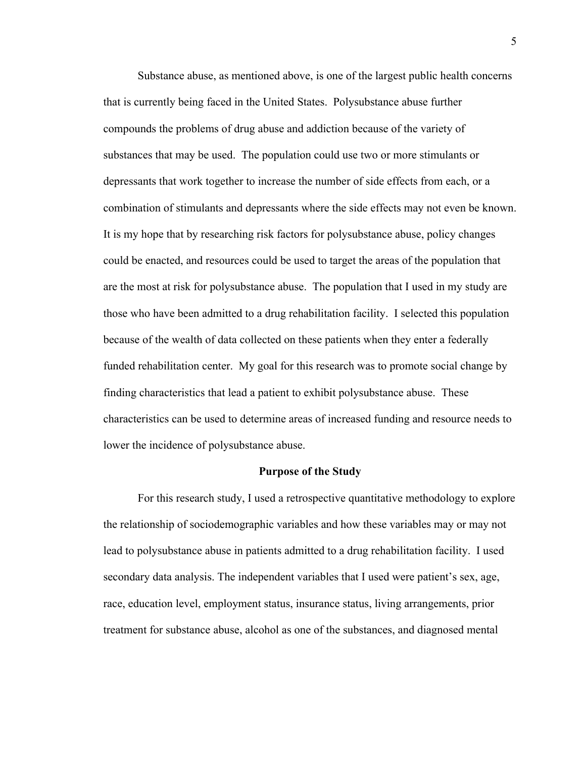Substance abuse, as mentioned above, is one of the largest public health concerns that is currently being faced in the United States. Polysubstance abuse further compounds the problems of drug abuse and addiction because of the variety of substances that may be used. The population could use two or more stimulants or depressants that work together to increase the number of side effects from each, or a combination of stimulants and depressants where the side effects may not even be known. It is my hope that by researching risk factors for polysubstance abuse, policy changes could be enacted, and resources could be used to target the areas of the population that are the most at risk for polysubstance abuse. The population that I used in my study are those who have been admitted to a drug rehabilitation facility. I selected this population because of the wealth of data collected on these patients when they enter a federally funded rehabilitation center. My goal for this research was to promote social change by finding characteristics that lead a patient to exhibit polysubstance abuse. These characteristics can be used to determine areas of increased funding and resource needs to lower the incidence of polysubstance abuse.

## Purpose of the Study

For this research study, I used a retrospective quantitative methodology to explore the relationship of sociodemographic variables and how these variables may or may not lead to polysubstance abuse in patients admitted to a drug rehabilitation facility. I used secondary data analysis. The independent variables that I used were patient's sex, age, race, education level, employment status, insurance status, living arrangements, prior treatment for substance abuse, alcohol as one of the substances, and diagnosed mental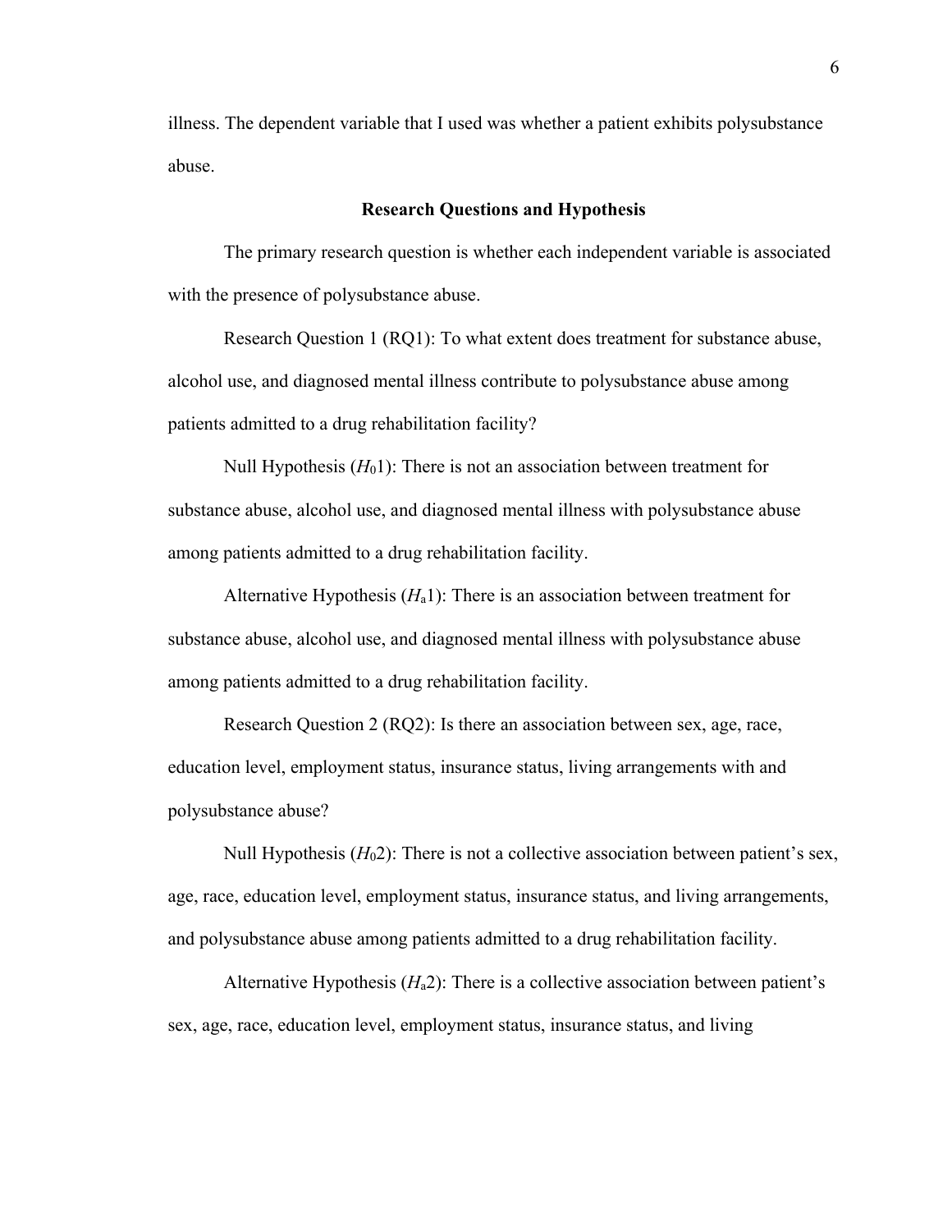illness. The dependent variable that I used was whether a patient exhibits polysubstance abuse.

## Research Questions and Hypothesis

The primary research question is whether each independent variable is associated with the presence of polysubstance abuse.

Research Question 1 (RQ1): To what extent does treatment for substance abuse, alcohol use, and diagnosed mental illness contribute to polysubstance abuse among patients admitted to a drug rehabilitation facility?

Null Hypothesis ($H_0$1): There is not an association between treatment for substance abuse, alcohol use, and diagnosed mental illness with polysubstance abuse among patients admitted to a drug rehabilitation facility.

Alternative Hypothesis ($H_a$1): There is an association between treatment for substance abuse, alcohol use, and diagnosed mental illness with polysubstance abuse among patients admitted to a drug rehabilitation facility.

Research Question 2 (RQ2): Is there an association between sex, age, race, education level, employment status, insurance status, living arrangements with and polysubstance abuse?

Null Hypothesis ($H_0$2): There is not a collective association between patient's sex, age, race, education level, employment status, insurance status, and living arrangements, and polysubstance abuse among patients admitted to a drug rehabilitation facility.

Alternative Hypothesis ($H_a$2): There is a collective association between patient's sex, age, race, education level, employment status, insurance status, and living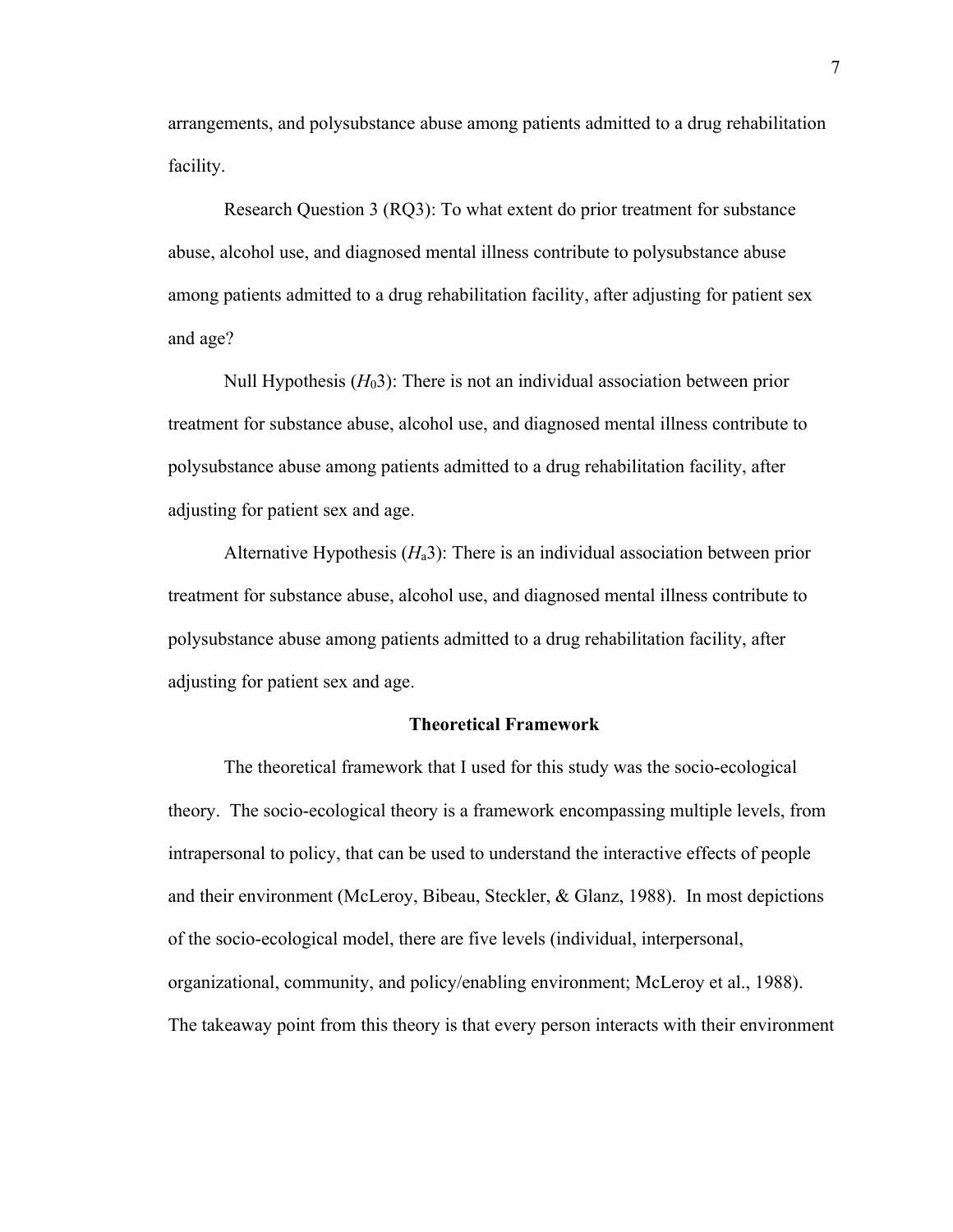arrangements, and polysubstance abuse among patients admitted to a drug rehabilitation facility.

Research Question 3 (RQ3): To what extent do prior treatment for substance abuse, alcohol use, and diagnosed mental illness contribute to polysubstance abuse among patients admitted to a drug rehabilitation facility, after adjusting for patient sex and age?

Null Hypothesis ($H_0$3): There is not an individual association between prior treatment for substance abuse, alcohol use, and diagnosed mental illness contribute to polysubstance abuse among patients admitted to a drug rehabilitation facility, after adjusting for patient sex and age.

Alternative Hypothesis ($H_a$3): There is an individual association between prior treatment for substance abuse, alcohol use, and diagnosed mental illness contribute to polysubstance abuse among patients admitted to a drug rehabilitation facility, after adjusting for patient sex and age.

## Theoretical Framework

The theoretical framework that I used for this study was the socio-ecological theory. The socio-ecological theory is a framework encompassing multiple levels, from intrapersonal to policy, that can be used to understand the interactive effects of people and their environment (McLeroy, Bibeau, Steckler, & Glanz, 1988). In most depictions of the socio-ecological model, there are five levels (individual, interpersonal, organizational, community, and policy/enabling environment; McLeroy et al., 1988). The takeaway point from this theory is that every person interacts with their environment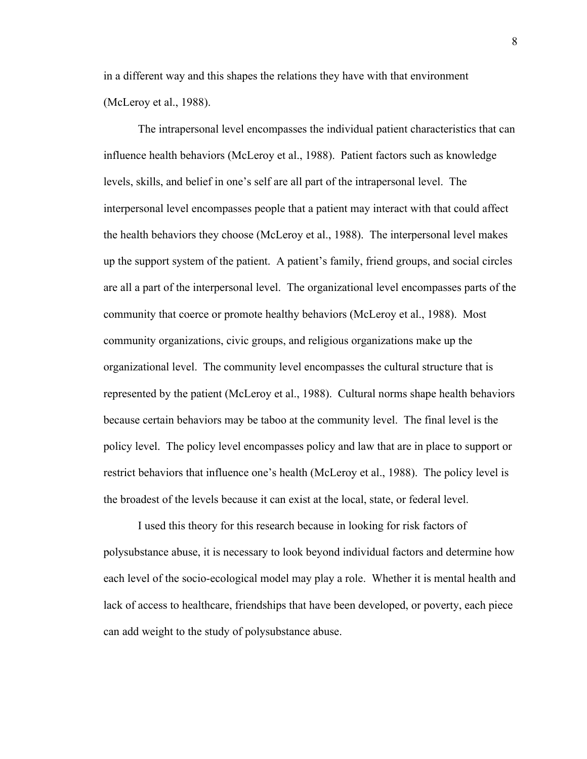in a different way and this shapes the relations they have with that environment (McLeroy et al., 1988).

The intrapersonal level encompasses the individual patient characteristics that can influence health behaviors (McLeroy et al., 1988). Patient factors such as knowledge levels, skills, and belief in one's self are all part of the intrapersonal level. The interpersonal level encompasses people that a patient may interact with that could affect the health behaviors they choose (McLeroy et al., 1988). The interpersonal level makes up the support system of the patient. A patient's family, friend groups, and social circles are all a part of the interpersonal level. The organizational level encompasses parts of the community that coerce or promote healthy behaviors (McLeroy et al., 1988). Most community organizations, civic groups, and religious organizations make up the organizational level. The community level encompasses the cultural structure that is represented by the patient (McLeroy et al., 1988). Cultural norms shape health behaviors because certain behaviors may be taboo at the community level. The final level is the policy level. The policy level encompasses policy and law that are in place to support or restrict behaviors that influence one's health (McLeroy et al., 1988). The policy level is the broadest of the levels because it can exist at the local, state, or federal level.

I used this theory for this research because in looking for risk factors of polysubstance abuse, it is necessary to look beyond individual factors and determine how each level of the socio-ecological model may play a role. Whether it is mental health and lack of access to healthcare, friendships that have been developed, or poverty, each piece can add weight to the study of polysubstance abuse.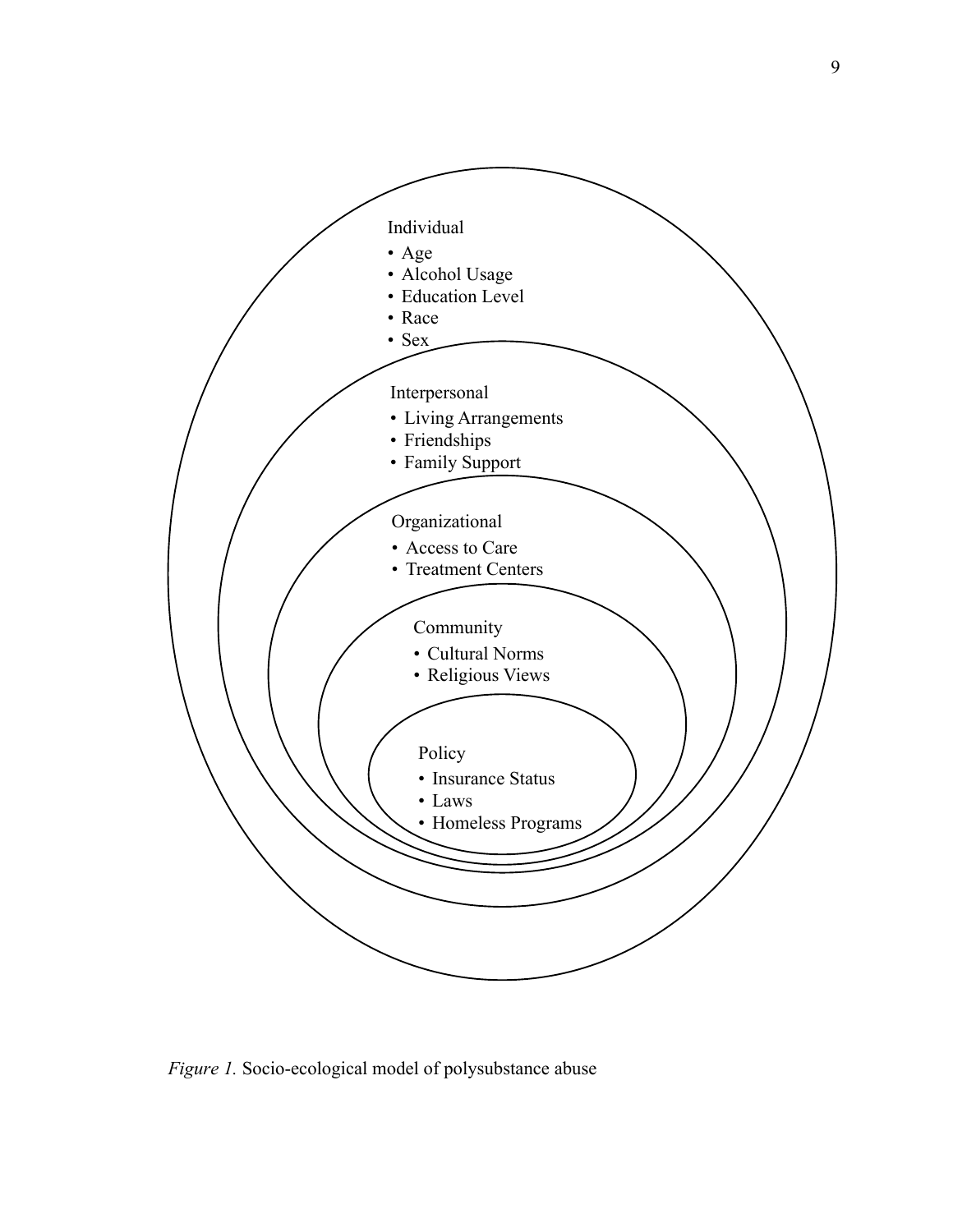Individual

- Age
- Alcohol Usage
- Education Level
- Race
- Sex

Interpersonal

- Living Arrangements
- Friendships
- Family Support

Organizational

- Access to Care
- Treatment Centers

Community

- Cultural Norms
- Religious Views

Policy

- Insurance Status
- Laws
- Homeless Programs

*Figure 1.* Socio-ecological model of polysubstance abuse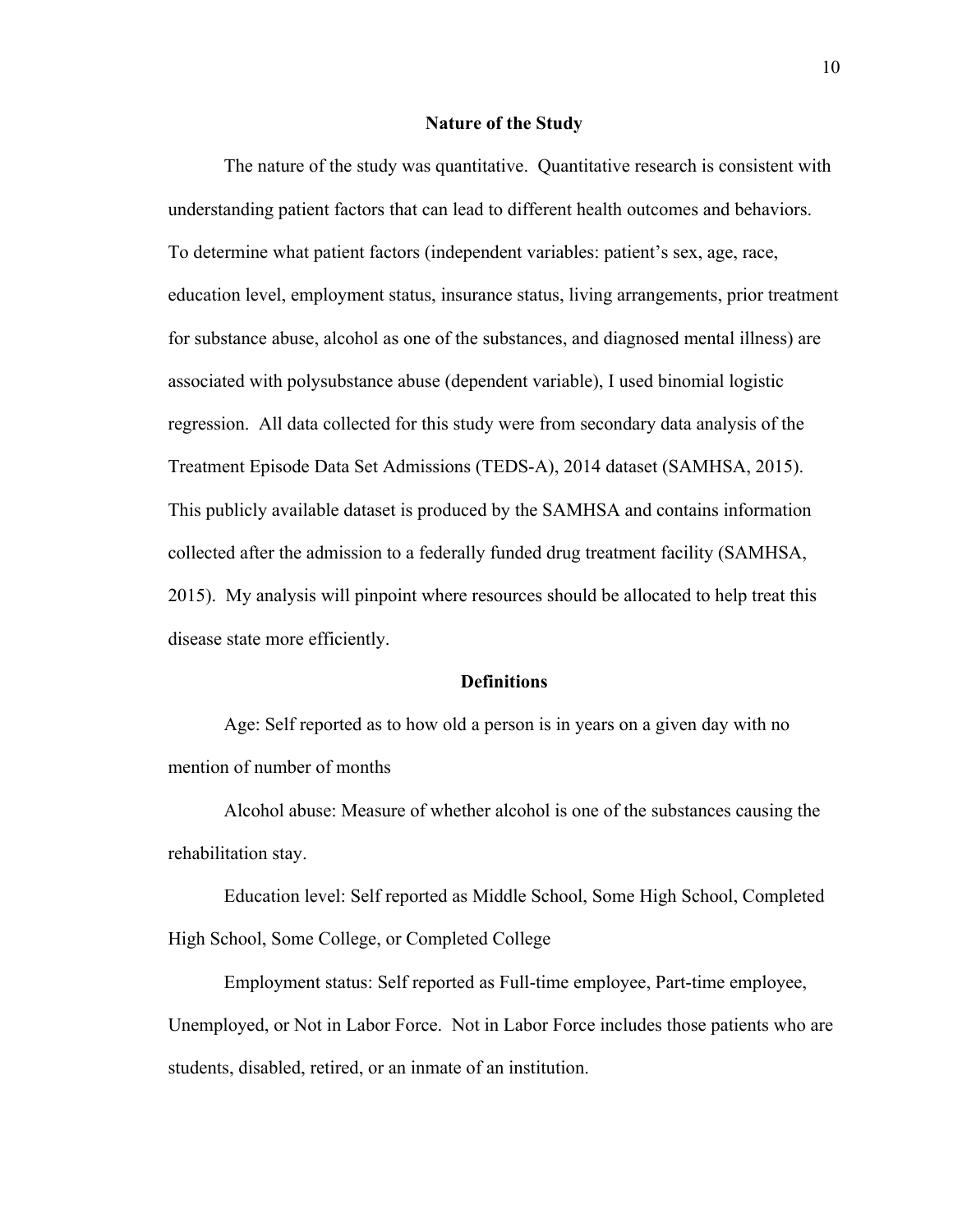## Nature of the Study

The nature of the study was quantitative. Quantitative research is consistent with understanding patient factors that can lead to different health outcomes and behaviors. To determine what patient factors (independent variables: patient's sex, age, race, education level, employment status, insurance status, living arrangements, prior treatment for substance abuse, alcohol as one of the substances, and diagnosed mental illness) are associated with polysubstance abuse (dependent variable), I used binomial logistic regression. All data collected for this study were from secondary data analysis of the Treatment Episode Data Set Admissions (TEDS-A), 2014 dataset (SAMHSA, 2015). This publicly available dataset is produced by the SAMHSA and contains information collected after the admission to a federally funded drug treatment facility (SAMHSA, 2015). My analysis will pinpoint where resources should be allocated to help treat this disease state more efficiently.

## Definitions

Age: Self reported as to how old a person is in years on a given day with no mention of number of months

Alcohol abuse: Measure of whether alcohol is one of the substances causing the rehabilitation stay.

Education level: Self reported as Middle School, Some High School, Completed High School, Some College, or Completed College

Employment status: Self reported as Full-time employee, Part-time employee, Unemployed, or Not in Labor Force. Not in Labor Force includes those patients who are students, disabled, retired, or an inmate of an institution.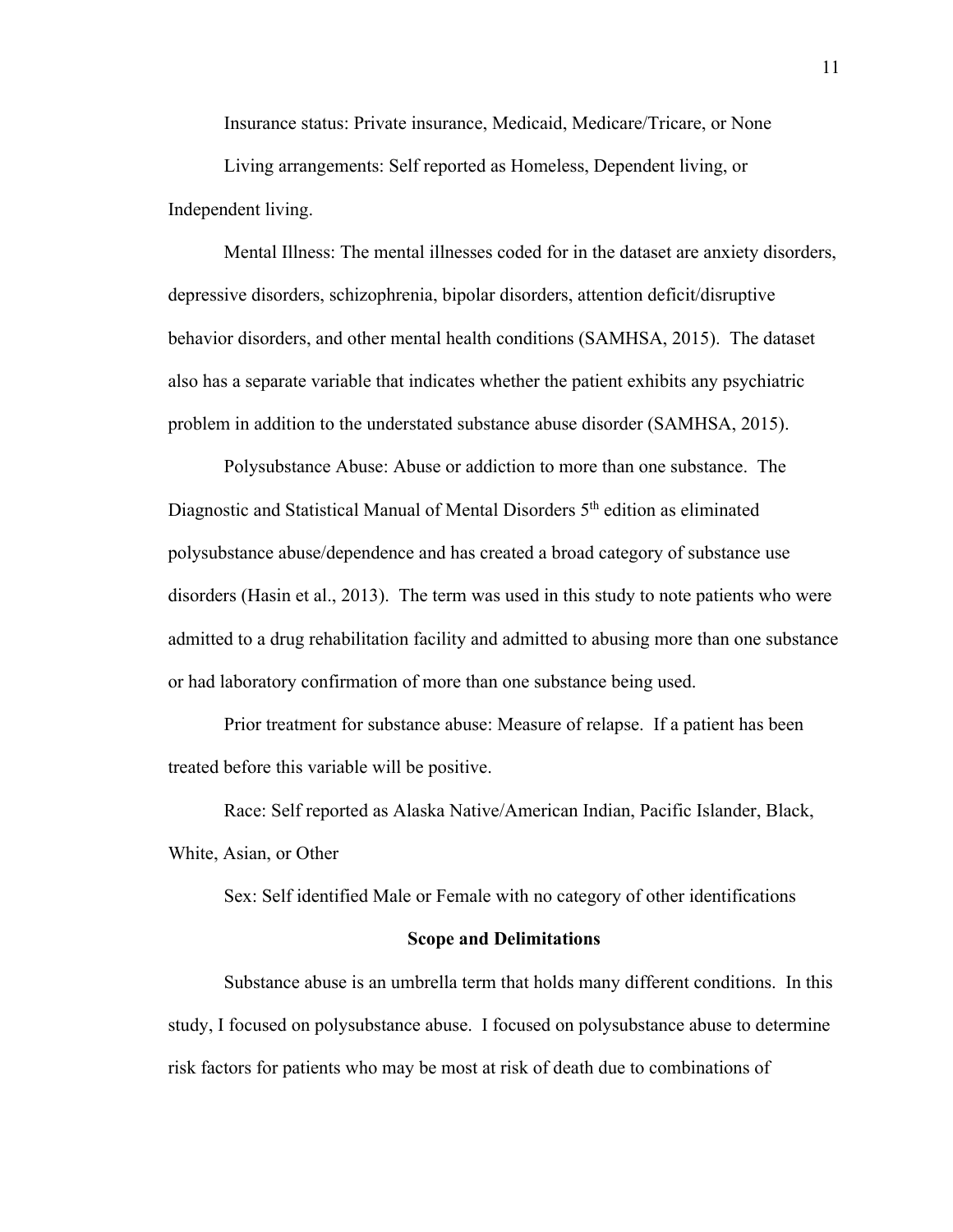Insurance status: Private insurance, Medicaid, Medicare/Tricare, or None

Living arrangements: Self reported as Homeless, Dependent living, or Independent living.

Mental Illness: The mental illnesses coded for in the dataset are anxiety disorders, depressive disorders, schizophrenia, bipolar disorders, attention deficit/disruptive behavior disorders, and other mental health conditions (SAMHSA, 2015). The dataset also has a separate variable that indicates whether the patient exhibits any psychiatric problem in addition to the understated substance abuse disorder (SAMHSA, 2015).

Polysubstance Abuse: Abuse or addiction to more than one substance. The Diagnostic and Statistical Manual of Mental Disorders 5th edition as eliminated polysubstance abuse/dependence and has created a broad category of substance use disorders (Hasin et al., 2013). The term was used in this study to note patients who were admitted to a drug rehabilitation facility and admitted to abusing more than one substance or had laboratory confirmation of more than one substance being used.

Prior treatment for substance abuse: Measure of relapse. If a patient has been treated before this variable will be positive.

Race: Self reported as Alaska Native/American Indian, Pacific Islander, Black, White, Asian, or Other

Sex: Self identified Male or Female with no category of other identifications

## Scope and Delimitations

Substance abuse is an umbrella term that holds many different conditions. In this study, I focused on polysubstance abuse. I focused on polysubstance abuse to determine risk factors for patients who may be most at risk of death due to combinations of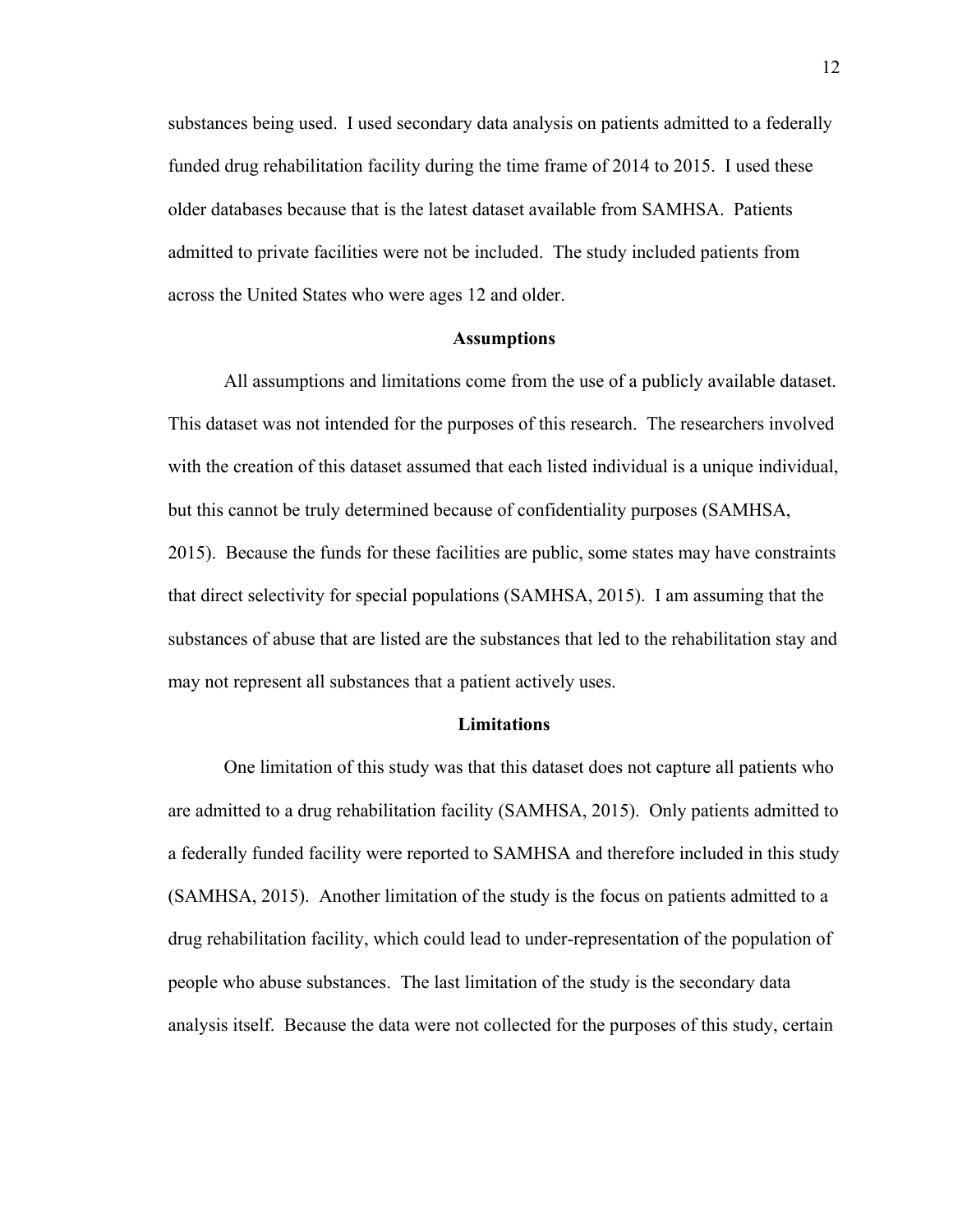substances being used. I used secondary data analysis on patients admitted to a federally funded drug rehabilitation facility during the time frame of 2014 to 2015. I used these older databases because that is the latest dataset available from SAMHSA. Patients admitted to private facilities were not be included. The study included patients from across the United States who were ages 12 and older.

## Assumptions

All assumptions and limitations come from the use of a publicly available dataset. This dataset was not intended for the purposes of this research. The researchers involved with the creation of this dataset assumed that each listed individual is a unique individual, but this cannot be truly determined because of confidentiality purposes (SAMHSA, 2015). Because the funds for these facilities are public, some states may have constraints that direct selectivity for special populations (SAMHSA, 2015). I am assuming that the substances of abuse that are listed are the substances that led to the rehabilitation stay and may not represent all substances that a patient actively uses.

## Limitations

One limitation of this study was that this dataset does not capture all patients who are admitted to a drug rehabilitation facility (SAMHSA, 2015). Only patients admitted to a federally funded facility were reported to SAMHSA and therefore included in this study (SAMHSA, 2015). Another limitation of the study is the focus on patients admitted to a drug rehabilitation facility, which could lead to under-representation of the population of people who abuse substances. The last limitation of the study is the secondary data analysis itself. Because the data were not collected for the purposes of this study, certain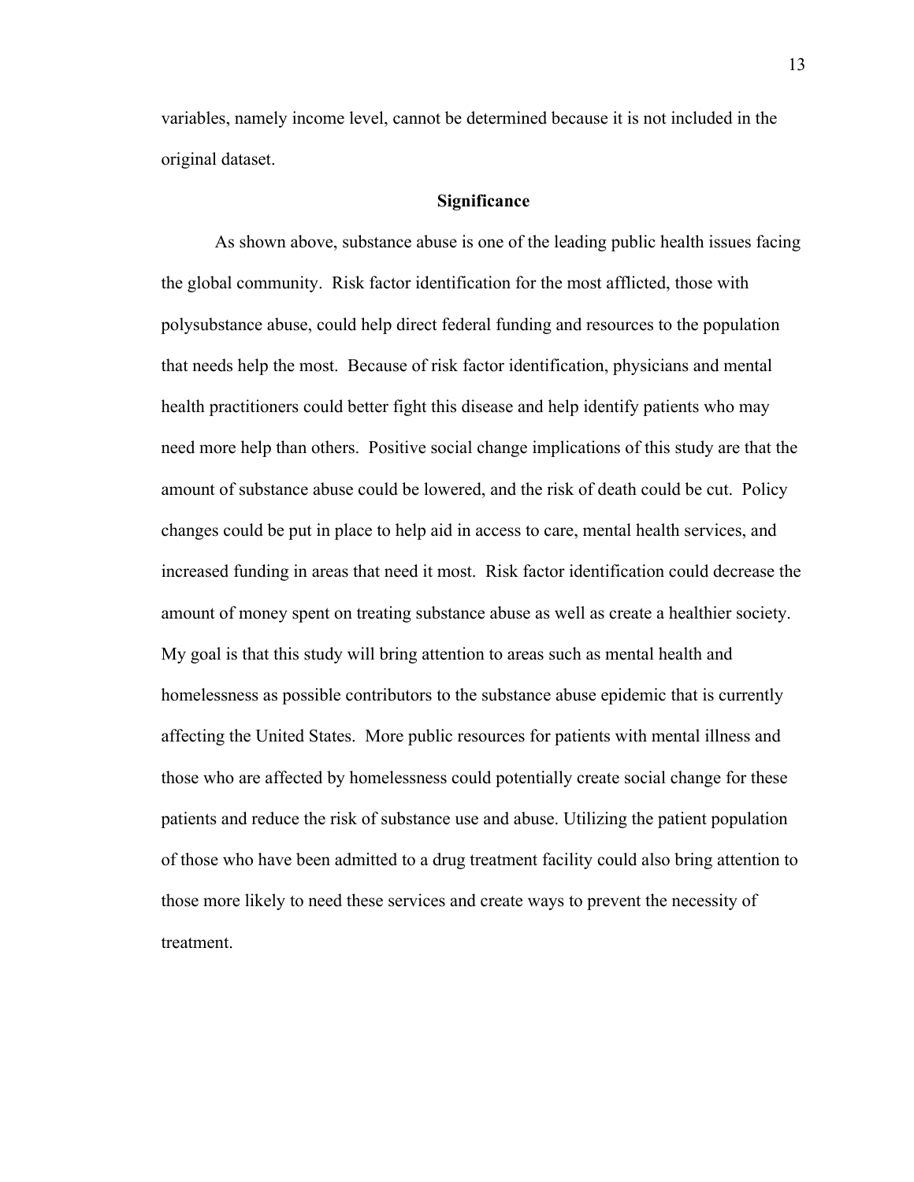variables, namely income level, cannot be determined because it is not included in the original dataset.

## Significance

As shown above, substance abuse is one of the leading public health issues facing the global community. Risk factor identification for the most afflicted, those with polysubstance abuse, could help direct federal funding and resources to the population that needs help the most. Because of risk factor identification, physicians and mental health practitioners could better fight this disease and help identify patients who may need more help than others. Positive social change implications of this study are that the amount of substance abuse could be lowered, and the risk of death could be cut. Policy changes could be put in place to help aid in access to care, mental health services, and increased funding in areas that need it most. Risk factor identification could decrease the amount of money spent on treating substance abuse as well as create a healthier society. My goal is that this study will bring attention to areas such as mental health and homelessness as possible contributors to the substance abuse epidemic that is currently affecting the United States. More public resources for patients with mental illness and those who are affected by homelessness could potentially create social change for these patients and reduce the risk of substance use and abuse. Utilizing the patient population of those who have been admitted to a drug treatment facility could also bring attention to those more likely to need these services and create ways to prevent the necessity of treatment.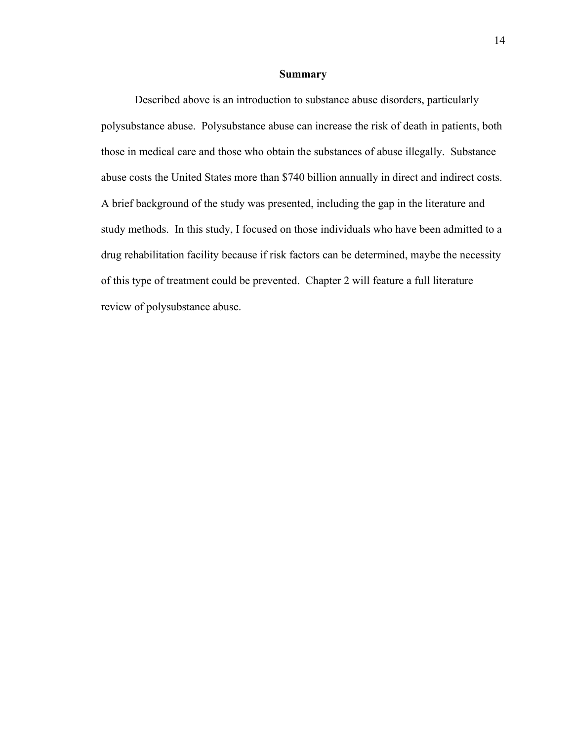## Summary

Described above is an introduction to substance abuse disorders, particularly polysubstance abuse. Polysubstance abuse can increase the risk of death in patients, both those in medical care and those who obtain the substances of abuse illegally. Substance abuse costs the United States more than $740 billion annually in direct and indirect costs. A brief background of the study was presented, including the gap in the literature and study methods. In this study, I focused on those individuals who have been admitted to a drug rehabilitation facility because if risk factors can be determined, maybe the necessity of this type of treatment could be prevented. Chapter 2 will feature a full literature review of polysubstance abuse.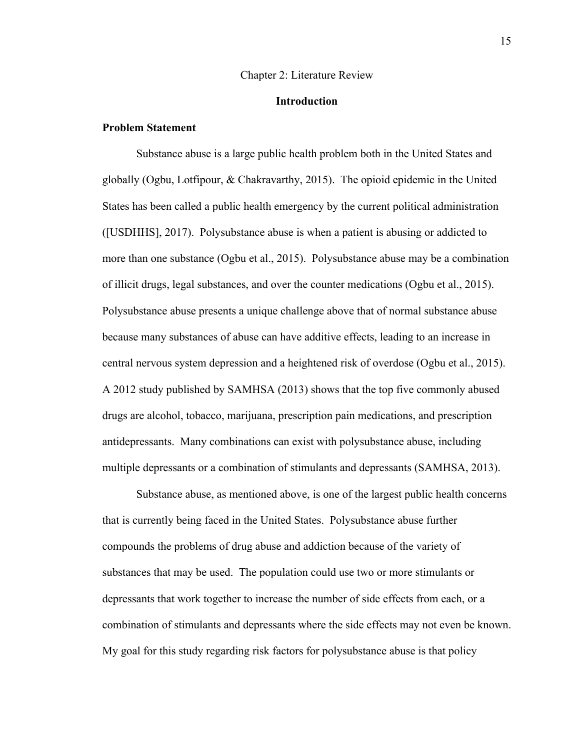# Chapter 2: Literature Review

## Introduction

### Problem Statement

Substance abuse is a large public health problem both in the United States and globally (Ogbu, Lotfipour, & Chakravarthy, 2015). The opioid epidemic in the United States has been called a public health emergency by the current political administration ([USDHHS], 2017). Polysubstance abuse is when a patient is abusing or addicted to more than one substance (Ogbu et al., 2015). Polysubstance abuse may be a combination of illicit drugs, legal substances, and over the counter medications (Ogbu et al., 2015). Polysubstance abuse presents a unique challenge above that of normal substance abuse because many substances of abuse can have additive effects, leading to an increase in central nervous system depression and a heightened risk of overdose (Ogbu et al., 2015). A 2012 study published by SAMHSA (2013) shows that the top five commonly abused drugs are alcohol, tobacco, marijuana, prescription pain medications, and prescription antidepressants. Many combinations can exist with polysubstance abuse, including multiple depressants or a combination of stimulants and depressants (SAMHSA, 2013).

Substance abuse, as mentioned above, is one of the largest public health concerns that is currently being faced in the United States. Polysubstance abuse further compounds the problems of drug abuse and addiction because of the variety of substances that may be used. The population could use two or more stimulants or depressants that work together to increase the number of side effects from each, or a combination of stimulants and depressants where the side effects may not even be known. My goal for this study regarding risk factors for polysubstance abuse is that policy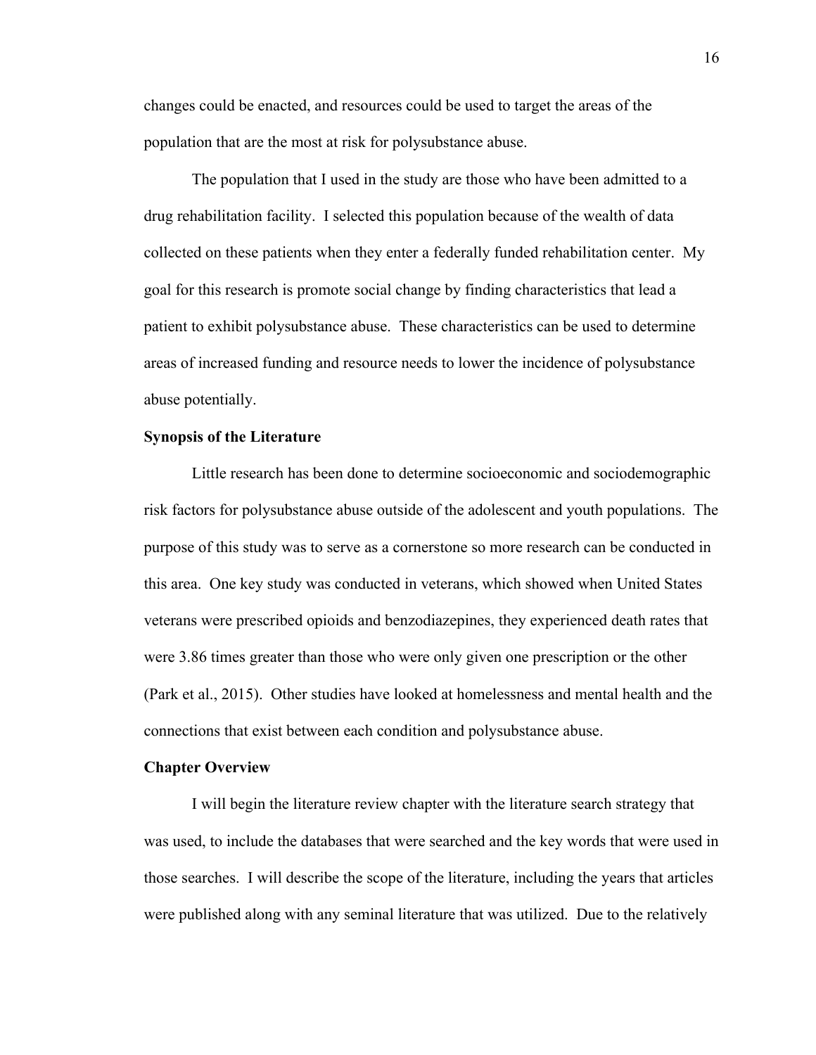changes could be enacted, and resources could be used to target the areas of the population that are the most at risk for polysubstance abuse.

The population that I used in the study are those who have been admitted to a drug rehabilitation facility. I selected this population because of the wealth of data collected on these patients when they enter a federally funded rehabilitation center. My goal for this research is promote social change by finding characteristics that lead a patient to exhibit polysubstance abuse. These characteristics can be used to determine areas of increased funding and resource needs to lower the incidence of polysubstance abuse potentially.

### Synopsis of the Literature

Little research has been done to determine socioeconomic and sociodemographic risk factors for polysubstance abuse outside of the adolescent and youth populations. The purpose of this study was to serve as a cornerstone so more research can be conducted in this area. One key study was conducted in veterans, which showed when United States veterans were prescribed opioids and benzodiazepines, they experienced death rates that were 3.86 times greater than those who were only given one prescription or the other (Park et al., 2015). Other studies have looked at homelessness and mental health and the connections that exist between each condition and polysubstance abuse.

### Chapter Overview

I will begin the literature review chapter with the literature search strategy that was used, to include the databases that were searched and the key words that were used in those searches. I will describe the scope of the literature, including the years that articles were published along with any seminal literature that was utilized. Due to the relatively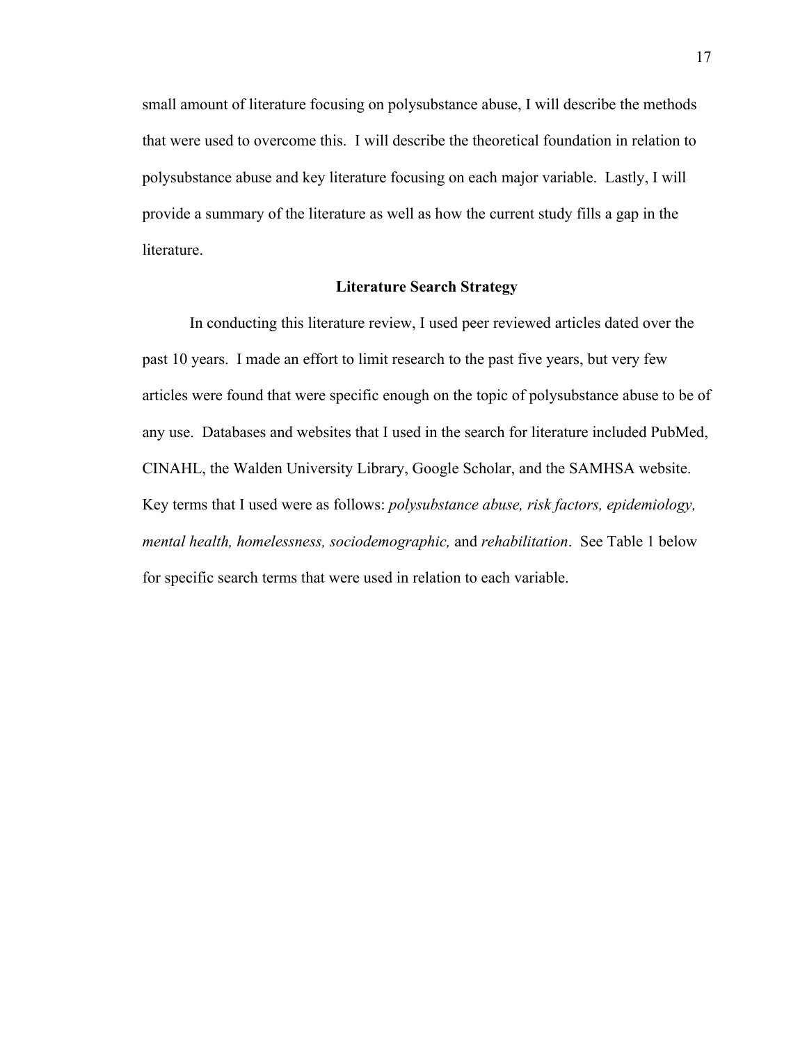small amount of literature focusing on polysubstance abuse, I will describe the methods that were used to overcome this. I will describe the theoretical foundation in relation to polysubstance abuse and key literature focusing on each major variable. Lastly, I will provide a summary of the literature as well as how the current study fills a gap in the literature.

## Literature Search Strategy

In conducting this literature review, I used peer reviewed articles dated over the past 10 years. I made an effort to limit research to the past five years, but very few articles were found that were specific enough on the topic of polysubstance abuse to be of any use. Databases and websites that I used in the search for literature included PubMed, CINAHL, the Walden University Library, Google Scholar, and the SAMHSA website. Key terms that I used were as follows: *polysubstance abuse, risk factors, epidemiology, mental health, homelessness, sociodemographic,* and *rehabilitation*. See Table 1 below for specific search terms that were used in relation to each variable.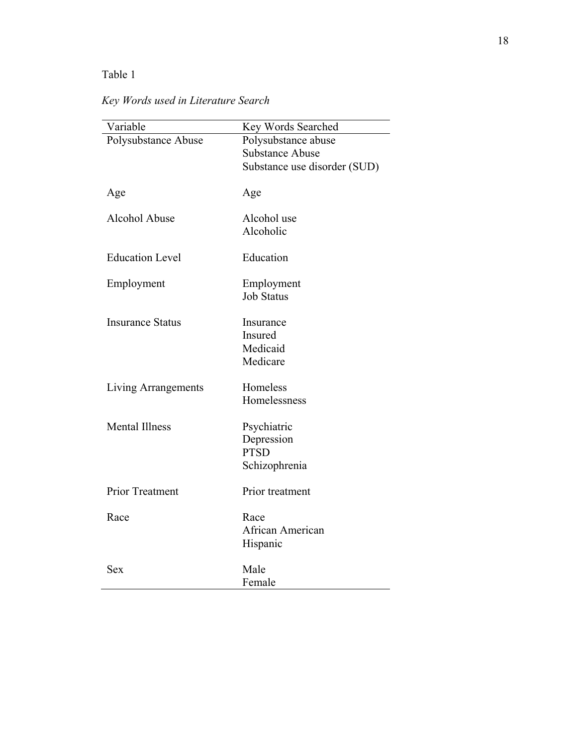Table 1

*Key Words used in Literature Search*

| Variable | Key Words Searched |
|---|---|
| Polysubstance Abuse | Polysubstance abuse<br>Substance Abuse<br>Substance use disorder (SUD) |
| Age | Age |
| Alcohol Abuse | Alcohol use<br>Alcoholic |
| Education Level | Education |
| Employment | Employment<br>Job Status |
| Insurance Status | Insurance<br>Insured<br>Medicaid<br>Medicare |
| Living Arrangements | Homeless<br>Homelessness |
| Mental Illness | Psychiatric<br>Depression<br>PTSD<br>Schizophrenia |
| Prior Treatment | Prior treatment |
| Race | Race<br>African American<br>Hispanic |
| Sex | Male<br>Female |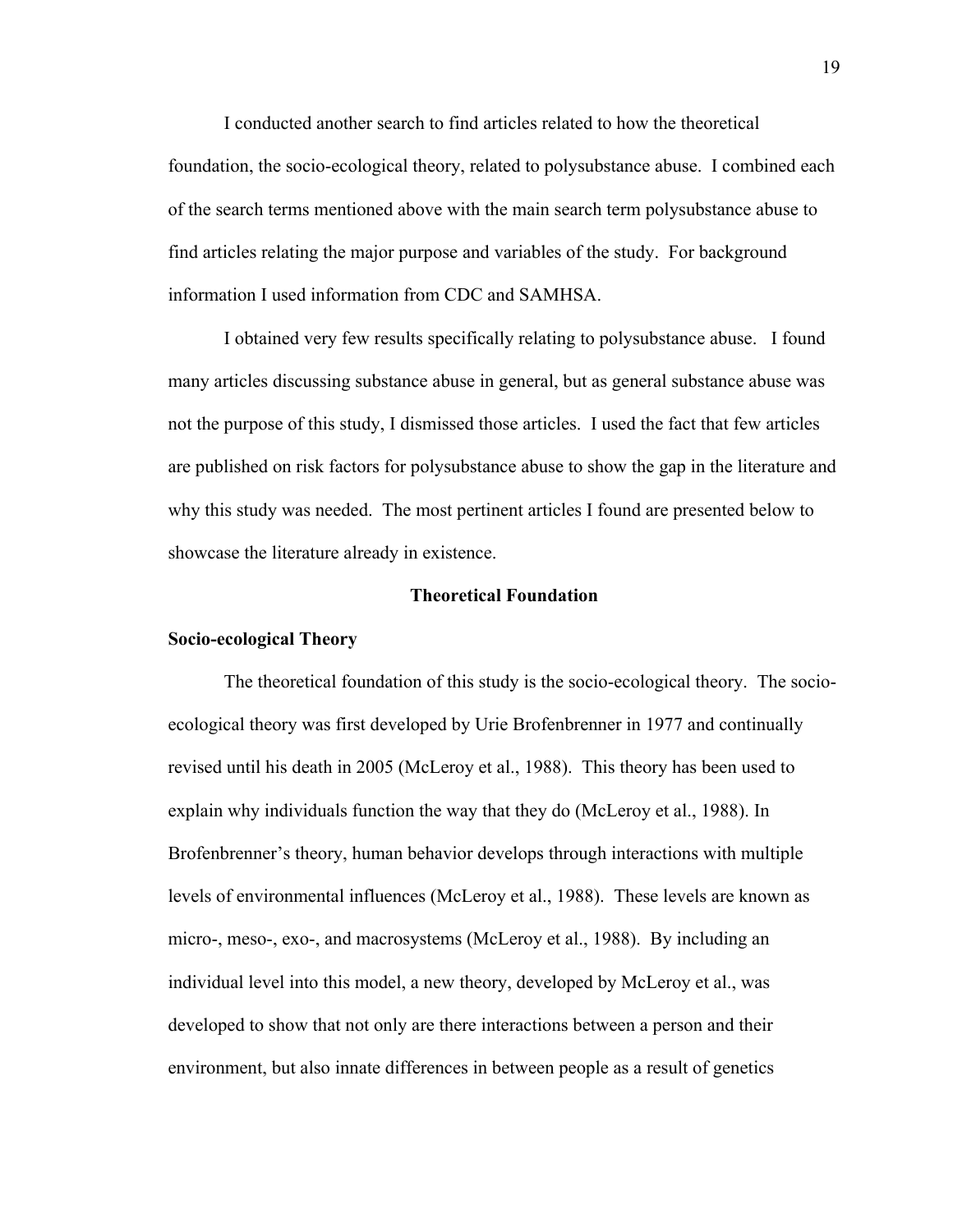I conducted another search to find articles related to how the theoretical foundation, the socio-ecological theory, related to polysubstance abuse. I combined each of the search terms mentioned above with the main search term polysubstance abuse to find articles relating the major purpose and variables of the study. For background information I used information from CDC and SAMHSA.

I obtained very few results specifically relating to polysubstance abuse. I found many articles discussing substance abuse in general, but as general substance abuse was not the purpose of this study, I dismissed those articles. I used the fact that few articles are published on risk factors for polysubstance abuse to show the gap in the literature and why this study was needed. The most pertinent articles I found are presented below to showcase the literature already in existence.

## Theoretical Foundation

### Socio-ecological Theory

The theoretical foundation of this study is the socio-ecological theory. The socio-ecological theory was first developed by Urie Brofenbrenner in 1977 and continually revised until his death in 2005 (McLeroy et al., 1988). This theory has been used to explain why individuals function the way that they do (McLeroy et al., 1988). In Brofenbrenner's theory, human behavior develops through interactions with multiple levels of environmental influences (McLeroy et al., 1988). These levels are known as micro-, meso-, exo-, and macrosystems (McLeroy et al., 1988). By including an individual level into this model, a new theory, developed by McLeroy et al., was developed to show that not only are there interactions between a person and their environment, but also innate differences in between people as a result of genetics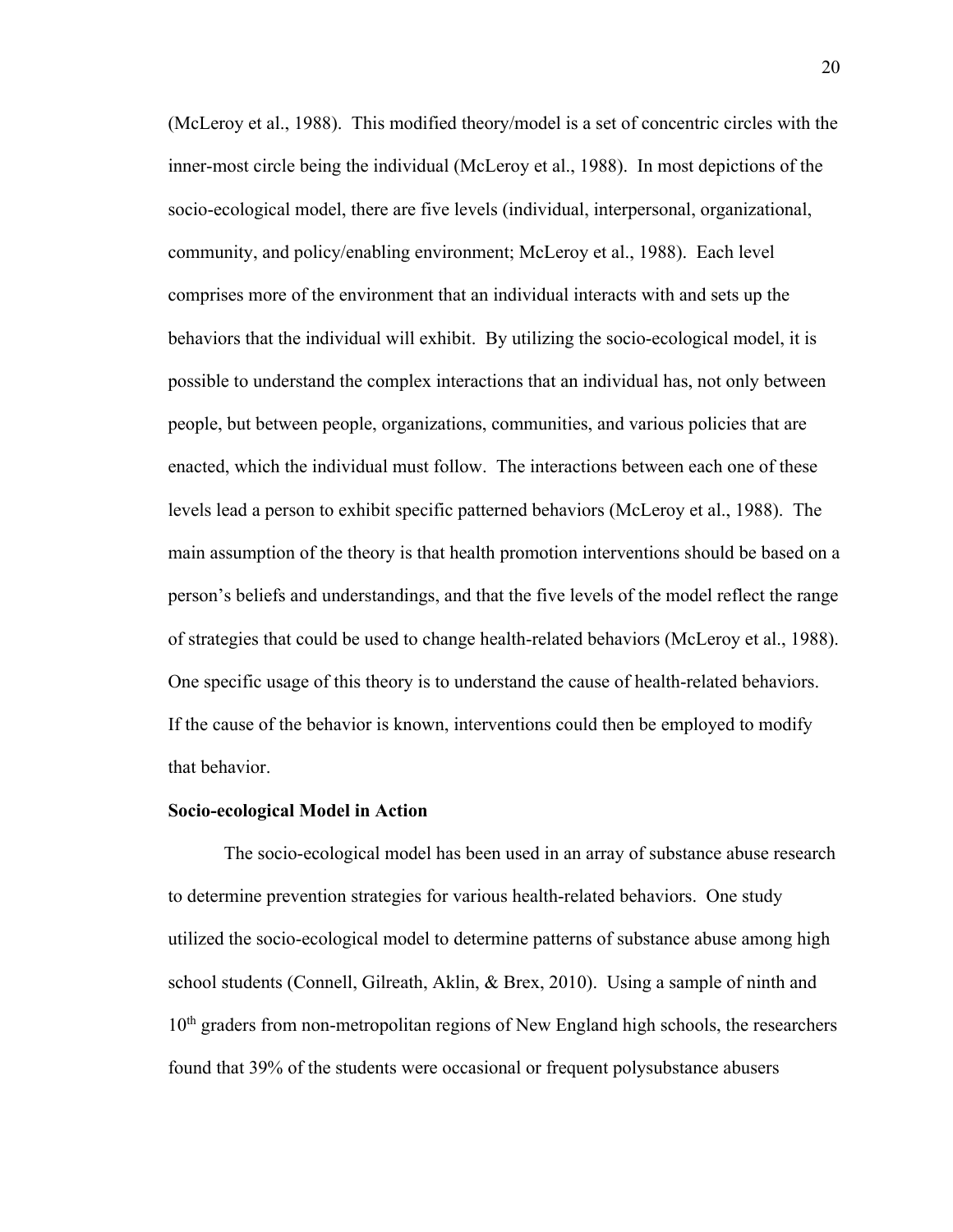(McLeroy et al., 1988). This modified theory/model is a set of concentric circles with the inner-most circle being the individual (McLeroy et al., 1988). In most depictions of the socio-ecological model, there are five levels (individual, interpersonal, organizational, community, and policy/enabling environment; McLeroy et al., 1988). Each level comprises more of the environment that an individual interacts with and sets up the behaviors that the individual will exhibit. By utilizing the socio-ecological model, it is possible to understand the complex interactions that an individual has, not only between people, but between people, organizations, communities, and various policies that are enacted, which the individual must follow. The interactions between each one of these levels lead a person to exhibit specific patterned behaviors (McLeroy et al., 1988). The main assumption of the theory is that health promotion interventions should be based on a person's beliefs and understandings, and that the five levels of the model reflect the range of strategies that could be used to change health-related behaviors (McLeroy et al., 1988). One specific usage of this theory is to understand the cause of health-related behaviors. If the cause of the behavior is known, interventions could then be employed to modify that behavior.

**Socio-ecological Model in Action**

The socio-ecological model has been used in an array of substance abuse research to determine prevention strategies for various health-related behaviors. One study utilized the socio-ecological model to determine patterns of substance abuse among high school students (Connell, Gilreath, Aklin, & Brex, 2010). Using a sample of ninth and 10th graders from non-metropolitan regions of New England high schools, the researchers found that 39% of the students were occasional or frequent polysubstance abusers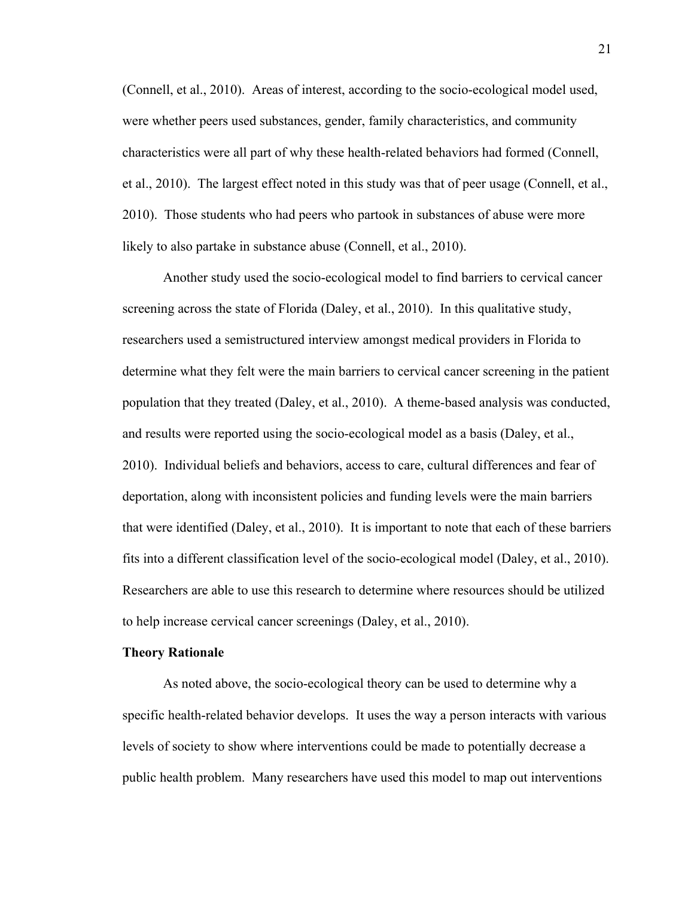(Connell, et al., 2010). Areas of interest, according to the socio-ecological model used, were whether peers used substances, gender, family characteristics, and community characteristics were all part of why these health-related behaviors had formed (Connell, et al., 2010). The largest effect noted in this study was that of peer usage (Connell, et al., 2010). Those students who had peers who partook in substances of abuse were more likely to also partake in substance abuse (Connell, et al., 2010).

Another study used the socio-ecological model to find barriers to cervical cancer screening across the state of Florida (Daley, et al., 2010). In this qualitative study, researchers used a semistructured interview amongst medical providers in Florida to determine what they felt were the main barriers to cervical cancer screening in the patient population that they treated (Daley, et al., 2010). A theme-based analysis was conducted, and results were reported using the socio-ecological model as a basis (Daley, et al., 2010). Individual beliefs and behaviors, access to care, cultural differences and fear of deportation, along with inconsistent policies and funding levels were the main barriers that were identified (Daley, et al., 2010). It is important to note that each of these barriers fits into a different classification level of the socio-ecological model (Daley, et al., 2010). Researchers are able to use this research to determine where resources should be utilized to help increase cervical cancer screenings (Daley, et al., 2010).

**Theory Rationale**

As noted above, the socio-ecological theory can be used to determine why a specific health-related behavior develops. It uses the way a person interacts with various levels of society to show where interventions could be made to potentially decrease a public health problem. Many researchers have used this model to map out interventions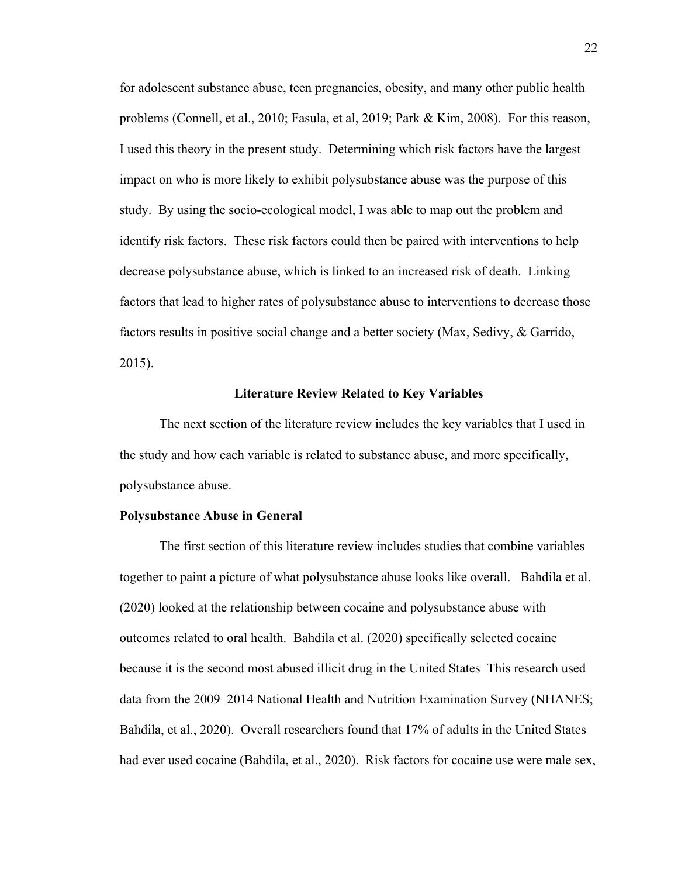for adolescent substance abuse, teen pregnancies, obesity, and many other public health problems (Connell, et al., 2010; Fasula, et al, 2019; Park & Kim, 2008). For this reason, I used this theory in the present study. Determining which risk factors have the largest impact on who is more likely to exhibit polysubstance abuse was the purpose of this study. By using the socio-ecological model, I was able to map out the problem and identify risk factors. These risk factors could then be paired with interventions to help decrease polysubstance abuse, which is linked to an increased risk of death. Linking factors that lead to higher rates of polysubstance abuse to interventions to decrease those factors results in positive social change and a better society (Max, Sedivy, & Garrido, 2015).

## Literature Review Related to Key Variables

The next section of the literature review includes the key variables that I used in the study and how each variable is related to substance abuse, and more specifically, polysubstance abuse.

### Polysubstance Abuse in General

The first section of this literature review includes studies that combine variables together to paint a picture of what polysubstance abuse looks like overall. Bahdila et al. (2020) looked at the relationship between cocaine and polysubstance abuse with outcomes related to oral health. Bahdila et al. (2020) specifically selected cocaine because it is the second most abused illicit drug in the United States This research used data from the 2009–2014 National Health and Nutrition Examination Survey (NHANES; Bahdila, et al., 2020). Overall researchers found that 17% of adults in the United States had ever used cocaine (Bahdila, et al., 2020). Risk factors for cocaine use were male sex,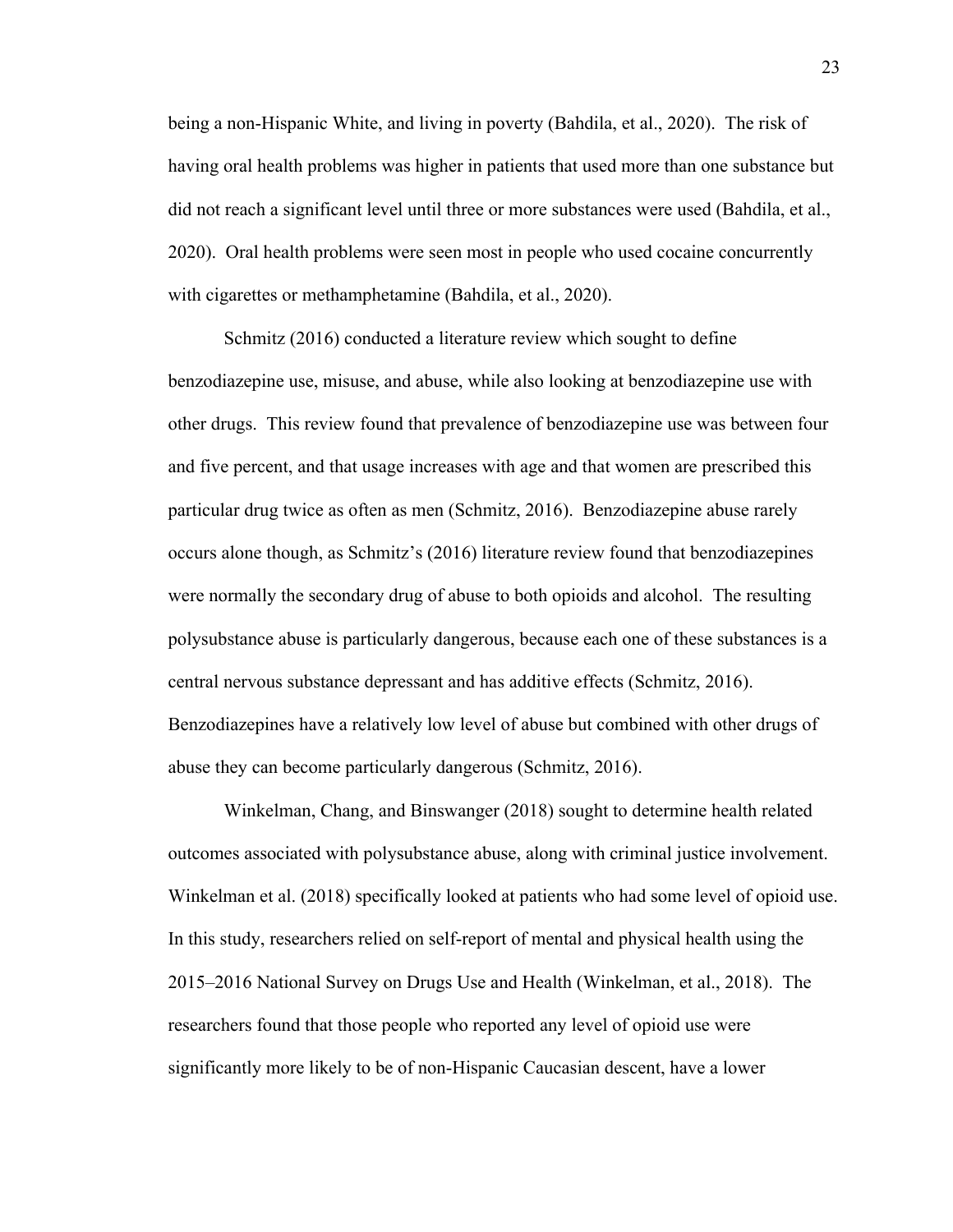being a non-Hispanic White, and living in poverty (Bahdila, et al., 2020). The risk of having oral health problems was higher in patients that used more than one substance but did not reach a significant level until three or more substances were used (Bahdila, et al., 2020). Oral health problems were seen most in people who used cocaine concurrently with cigarettes or methamphetamine (Bahdila, et al., 2020).

Schmitz (2016) conducted a literature review which sought to define benzodiazepine use, misuse, and abuse, while also looking at benzodiazepine use with other drugs. This review found that prevalence of benzodiazepine use was between four and five percent, and that usage increases with age and that women are prescribed this particular drug twice as often as men (Schmitz, 2016). Benzodiazepine abuse rarely occurs alone though, as Schmitz's (2016) literature review found that benzodiazepines were normally the secondary drug of abuse to both opioids and alcohol. The resulting polysubstance abuse is particularly dangerous, because each one of these substances is a central nervous substance depressant and has additive effects (Schmitz, 2016). Benzodiazepines have a relatively low level of abuse but combined with other drugs of abuse they can become particularly dangerous (Schmitz, 2016).

Winkelman, Chang, and Binswanger (2018) sought to determine health related outcomes associated with polysubstance abuse, along with criminal justice involvement. Winkelman et al. (2018) specifically looked at patients who had some level of opioid use. In this study, researchers relied on self-report of mental and physical health using the 2015–2016 National Survey on Drugs Use and Health (Winkelman, et al., 2018). The researchers found that those people who reported any level of opioid use were significantly more likely to be of non-Hispanic Caucasian descent, have a lower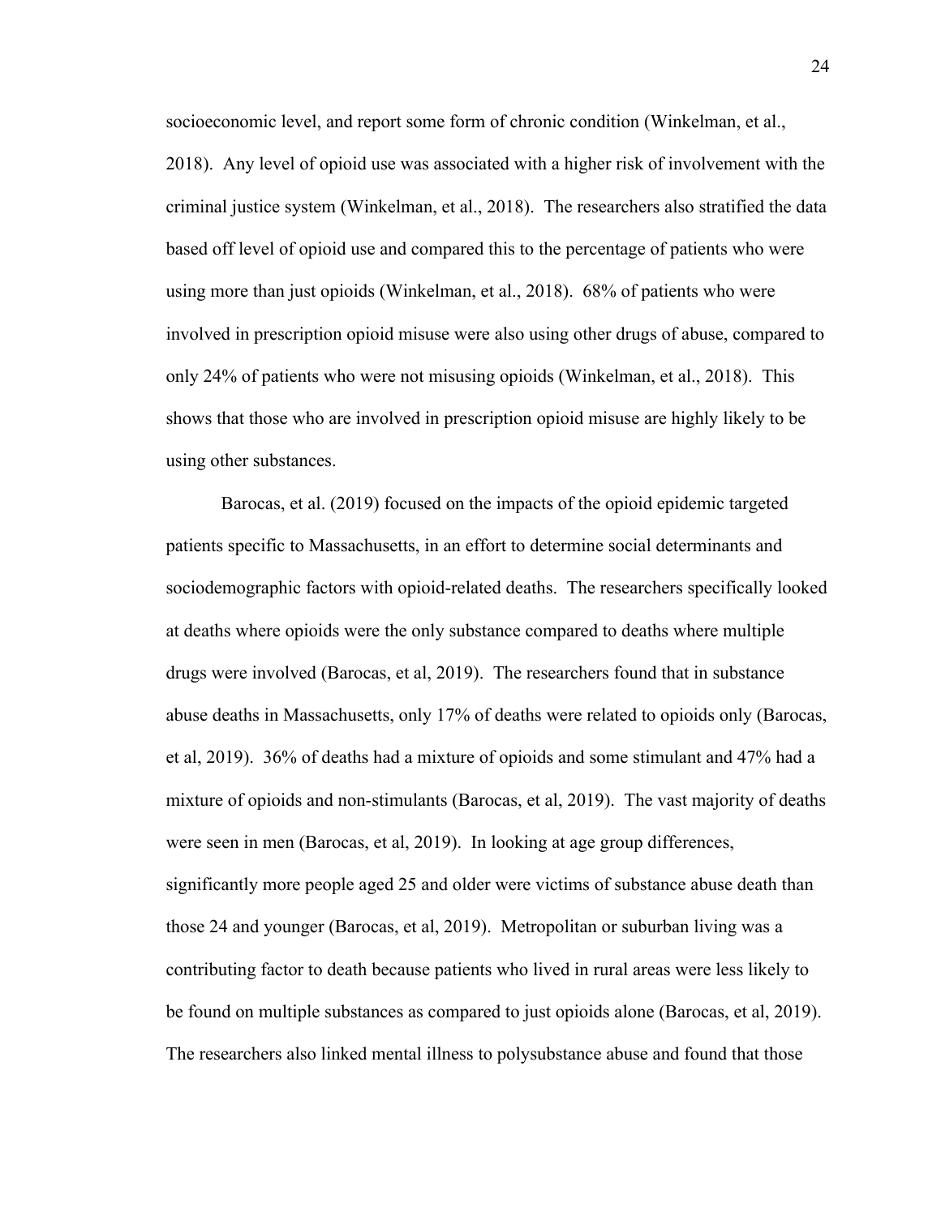socioeconomic level, and report some form of chronic condition (Winkelman, et al., 2018). Any level of opioid use was associated with a higher risk of involvement with the criminal justice system (Winkelman, et al., 2018). The researchers also stratified the data based off level of opioid use and compared this to the percentage of patients who were using more than just opioids (Winkelman, et al., 2018). 68% of patients who were involved in prescription opioid misuse were also using other drugs of abuse, compared to only 24% of patients who were not misusing opioids (Winkelman, et al., 2018). This shows that those who are involved in prescription opioid misuse are highly likely to be using other substances.

Barocas, et al. (2019) focused on the impacts of the opioid epidemic targeted patients specific to Massachusetts, in an effort to determine social determinants and sociodemographic factors with opioid-related deaths. The researchers specifically looked at deaths where opioids were the only substance compared to deaths where multiple drugs were involved (Barocas, et al, 2019). The researchers found that in substance abuse deaths in Massachusetts, only 17% of deaths were related to opioids only (Barocas, et al, 2019). 36% of deaths had a mixture of opioids and some stimulant and 47% had a mixture of opioids and non-stimulants (Barocas, et al, 2019). The vast majority of deaths were seen in men (Barocas, et al, 2019). In looking at age group differences, significantly more people aged 25 and older were victims of substance abuse death than those 24 and younger (Barocas, et al, 2019). Metropolitan or suburban living was a contributing factor to death because patients who lived in rural areas were less likely to be found on multiple substances as compared to just opioids alone (Barocas, et al, 2019). The researchers also linked mental illness to polysubstance abuse and found that those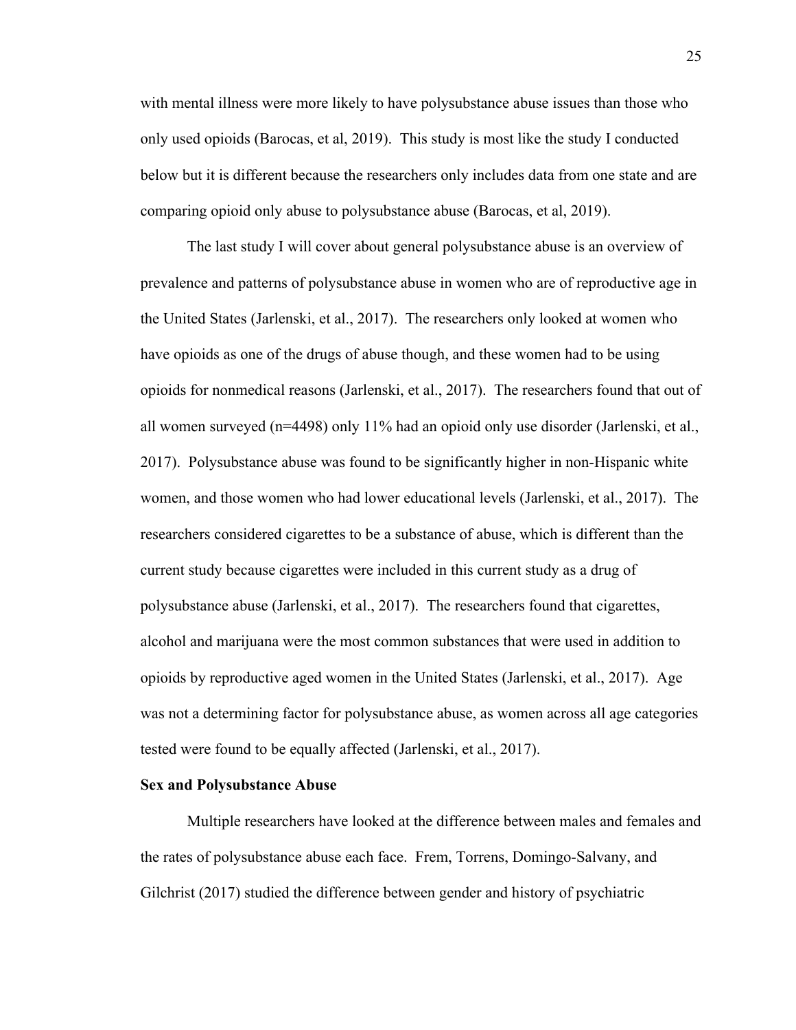with mental illness were more likely to have polysubstance abuse issues than those who only used opioids (Barocas, et al, 2019). This study is most like the study I conducted below but it is different because the researchers only includes data from one state and are comparing opioid only abuse to polysubstance abuse (Barocas, et al, 2019).

The last study I will cover about general polysubstance abuse is an overview of prevalence and patterns of polysubstance abuse in women who are of reproductive age in the United States (Jarlenski, et al., 2017). The researchers only looked at women who have opioids as one of the drugs of abuse though, and these women had to be using opioids for nonmedical reasons (Jarlenski, et al., 2017). The researchers found that out of all women surveyed (n=4498) only 11% had an opioid only use disorder (Jarlenski, et al., 2017). Polysubstance abuse was found to be significantly higher in non-Hispanic white women, and those women who had lower educational levels (Jarlenski, et al., 2017). The researchers considered cigarettes to be a substance of abuse, which is different than the current study because cigarettes were included in this current study as a drug of polysubstance abuse (Jarlenski, et al., 2017). The researchers found that cigarettes, alcohol and marijuana were the most common substances that were used in addition to opioids by reproductive aged women in the United States (Jarlenski, et al., 2017). Age was not a determining factor for polysubstance abuse, as women across all age categories tested were found to be equally affected (Jarlenski, et al., 2017).

**Sex and Polysubstance Abuse**

Multiple researchers have looked at the difference between males and females and the rates of polysubstance abuse each face. Frem, Torrens, Domingo-Salvany, and Gilchrist (2017) studied the difference between gender and history of psychiatric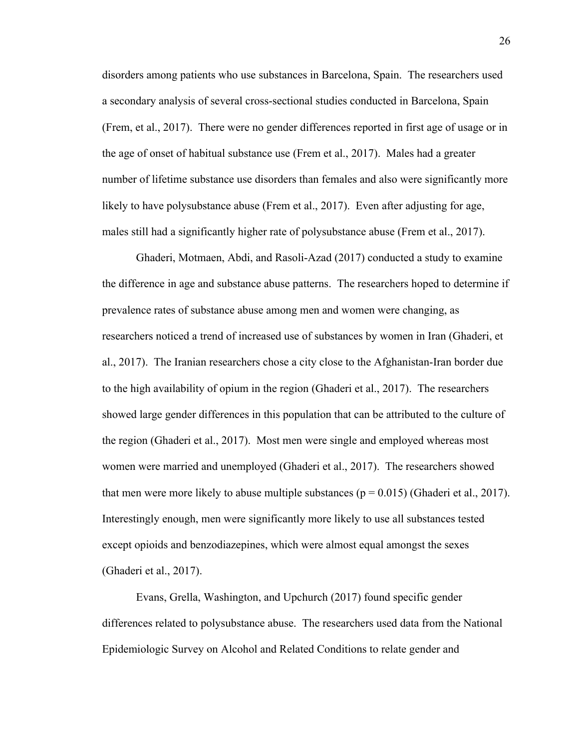disorders among patients who use substances in Barcelona, Spain. The researchers used a secondary analysis of several cross-sectional studies conducted in Barcelona, Spain (Frem, et al., 2017). There were no gender differences reported in first age of usage or in the age of onset of habitual substance use (Frem et al., 2017). Males had a greater number of lifetime substance use disorders than females and also were significantly more likely to have polysubstance abuse (Frem et al., 2017). Even after adjusting for age, males still had a significantly higher rate of polysubstance abuse (Frem et al., 2017).

Ghaderi, Motmaen, Abdi, and Rasoli-Azad (2017) conducted a study to examine the difference in age and substance abuse patterns. The researchers hoped to determine if prevalence rates of substance abuse among men and women were changing, as researchers noticed a trend of increased use of substances by women in Iran (Ghaderi, et al., 2017). The Iranian researchers chose a city close to the Afghanistan-Iran border due to the high availability of opium in the region (Ghaderi et al., 2017). The researchers showed large gender differences in this population that can be attributed to the culture of the region (Ghaderi et al., 2017). Most men were single and employed whereas most women were married and unemployed (Ghaderi et al., 2017). The researchers showed that men were more likely to abuse multiple substances ($p = 0.015$) (Ghaderi et al., 2017). Interestingly enough, men were significantly more likely to use all substances tested except opioids and benzodiazepines, which were almost equal amongst the sexes (Ghaderi et al., 2017).

Evans, Grella, Washington, and Upchurch (2017) found specific gender differences related to polysubstance abuse. The researchers used data from the National Epidemiologic Survey on Alcohol and Related Conditions to relate gender and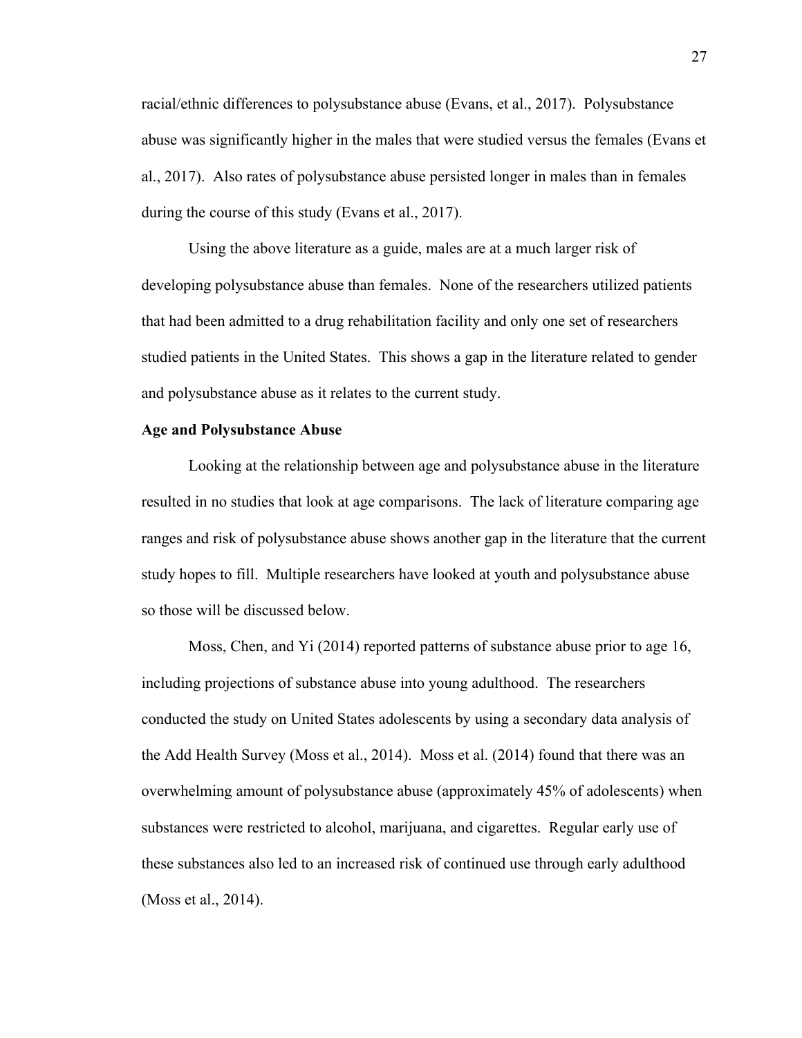racial/ethnic differences to polysubstance abuse (Evans, et al., 2017). Polysubstance abuse was significantly higher in the males that were studied versus the females (Evans et al., 2017). Also rates of polysubstance abuse persisted longer in males than in females during the course of this study (Evans et al., 2017).

Using the above literature as a guide, males are at a much larger risk of developing polysubstance abuse than females. None of the researchers utilized patients that had been admitted to a drug rehabilitation facility and only one set of researchers studied patients in the United States. This shows a gap in the literature related to gender and polysubstance abuse as it relates to the current study.

**Age and Polysubstance Abuse**

Looking at the relationship between age and polysubstance abuse in the literature resulted in no studies that look at age comparisons. The lack of literature comparing age ranges and risk of polysubstance abuse shows another gap in the literature that the current study hopes to fill. Multiple researchers have looked at youth and polysubstance abuse so those will be discussed below.

Moss, Chen, and Yi (2014) reported patterns of substance abuse prior to age 16, including projections of substance abuse into young adulthood. The researchers conducted the study on United States adolescents by using a secondary data analysis of the Add Health Survey (Moss et al., 2014). Moss et al. (2014) found that there was an overwhelming amount of polysubstance abuse (approximately 45% of adolescents) when substances were restricted to alcohol, marijuana, and cigarettes. Regular early use of these substances also led to an increased risk of continued use through early adulthood (Moss et al., 2014).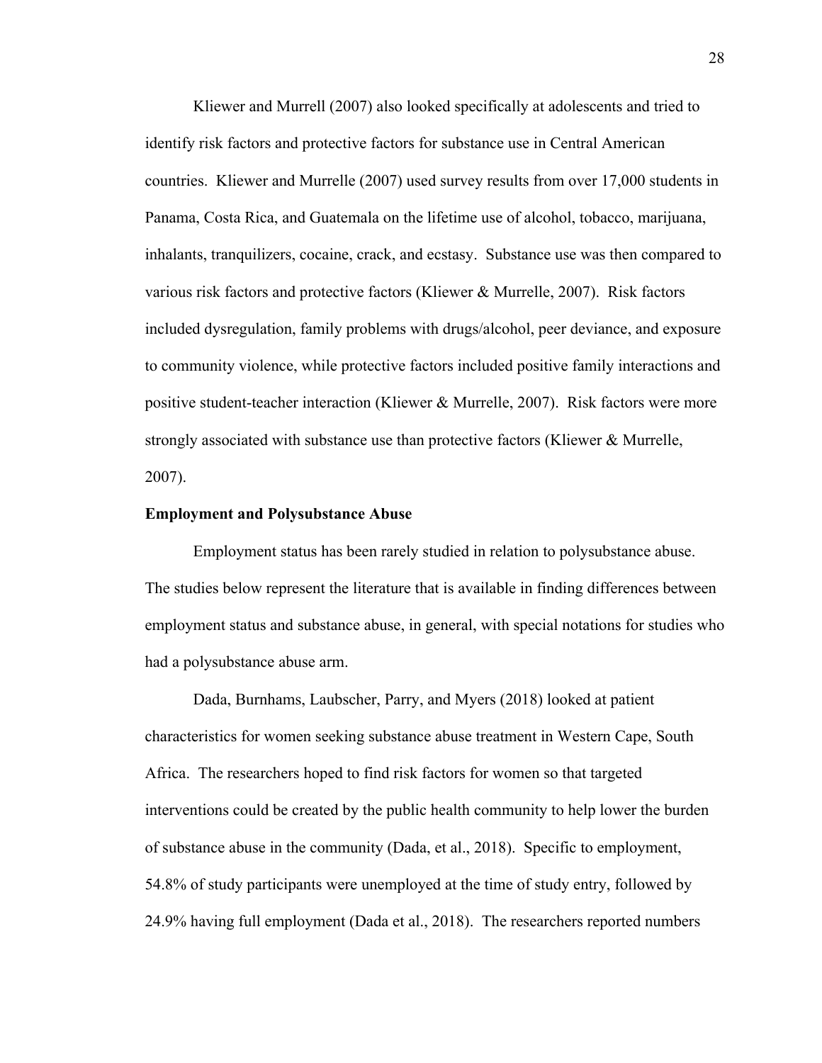Kliewer and Murrell (2007) also looked specifically at adolescents and tried to identify risk factors and protective factors for substance use in Central American countries. Kliewer and Murrelle (2007) used survey results from over 17,000 students in Panama, Costa Rica, and Guatemala on the lifetime use of alcohol, tobacco, marijuana, inhalants, tranquilizers, cocaine, crack, and ecstasy. Substance use was then compared to various risk factors and protective factors (Kliewer & Murrelle, 2007). Risk factors included dysregulation, family problems with drugs/alcohol, peer deviance, and exposure to community violence, while protective factors included positive family interactions and positive student-teacher interaction (Kliewer & Murrelle, 2007). Risk factors were more strongly associated with substance use than protective factors (Kliewer & Murrelle, 2007).

**Employment and Polysubstance Abuse**

Employment status has been rarely studied in relation to polysubstance abuse. The studies below represent the literature that is available in finding differences between employment status and substance abuse, in general, with special notations for studies who had a polysubstance abuse arm.

Dada, Burnhams, Laubscher, Parry, and Myers (2018) looked at patient characteristics for women seeking substance abuse treatment in Western Cape, South Africa. The researchers hoped to find risk factors for women so that targeted interventions could be created by the public health community to help lower the burden of substance abuse in the community (Dada, et al., 2018). Specific to employment, 54.8% of study participants were unemployed at the time of study entry, followed by 24.9% having full employment (Dada et al., 2018). The researchers reported numbers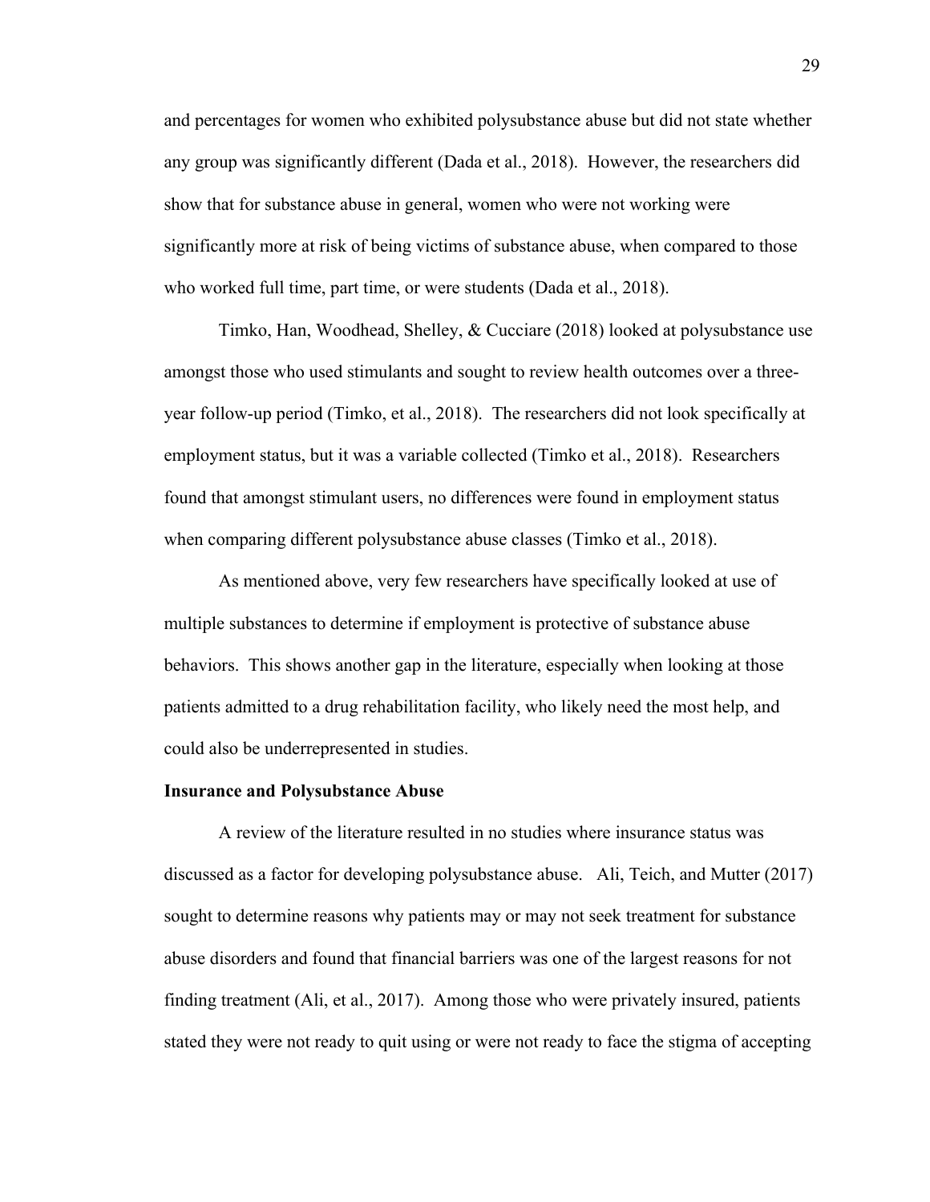and percentages for women who exhibited polysubstance abuse but did not state whether any group was significantly different (Dada et al., 2018). However, the researchers did show that for substance abuse in general, women who were not working were significantly more at risk of being victims of substance abuse, when compared to those who worked full time, part time, or were students (Dada et al., 2018).

Timko, Han, Woodhead, Shelley, & Cucciare (2018) looked at polysubstance use amongst those who used stimulants and sought to review health outcomes over a three-year follow-up period (Timko, et al., 2018). The researchers did not look specifically at employment status, but it was a variable collected (Timko et al., 2018). Researchers found that amongst stimulant users, no differences were found in employment status when comparing different polysubstance abuse classes (Timko et al., 2018).

As mentioned above, very few researchers have specifically looked at use of multiple substances to determine if employment is protective of substance abuse behaviors. This shows another gap in the literature, especially when looking at those patients admitted to a drug rehabilitation facility, who likely need the most help, and could also be underrepresented in studies.

**Insurance and Polysubstance Abuse**

A review of the literature resulted in no studies where insurance status was discussed as a factor for developing polysubstance abuse. Ali, Teich, and Mutter (2017) sought to determine reasons why patients may or may not seek treatment for substance abuse disorders and found that financial barriers was one of the largest reasons for not finding treatment (Ali, et al., 2017). Among those who were privately insured, patients stated they were not ready to quit using or were not ready to face the stigma of accepting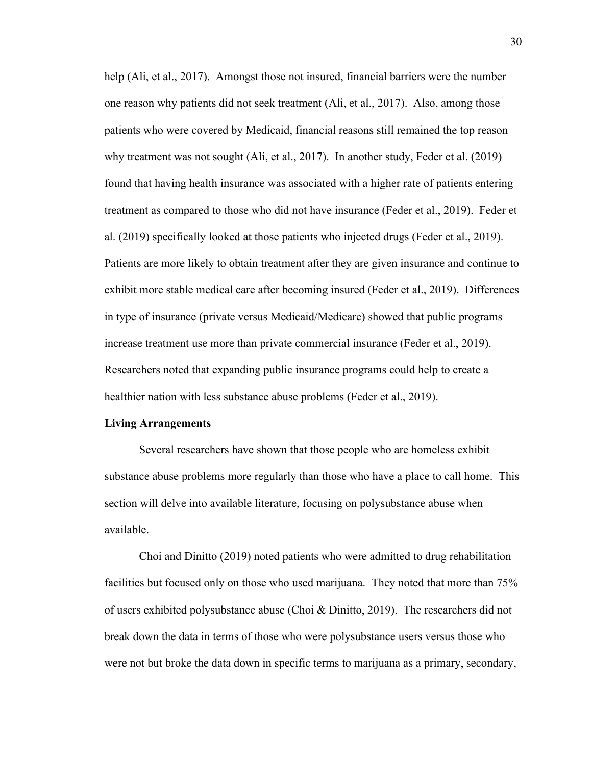help (Ali, et al., 2017). Amongst those not insured, financial barriers were the number one reason why patients did not seek treatment (Ali, et al., 2017). Also, among those patients who were covered by Medicaid, financial reasons still remained the top reason why treatment was not sought (Ali, et al., 2017). In another study, Feder et al. (2019) found that having health insurance was associated with a higher rate of patients entering treatment as compared to those who did not have insurance (Feder et al., 2019). Feder et al. (2019) specifically looked at those patients who injected drugs (Feder et al., 2019). Patients are more likely to obtain treatment after they are given insurance and continue to exhibit more stable medical care after becoming insured (Feder et al., 2019). Differences in type of insurance (private versus Medicaid/Medicare) showed that public programs increase treatment use more than private commercial insurance (Feder et al., 2019). Researchers noted that expanding public insurance programs could help to create a healthier nation with less substance abuse problems (Feder et al., 2019).

**Living Arrangements**

Several researchers have shown that those people who are homeless exhibit substance abuse problems more regularly than those who have a place to call home. This section will delve into available literature, focusing on polysubstance abuse when available.

Choi and Dinitto (2019) noted patients who were admitted to drug rehabilitation facilities but focused only on those who used marijuana. They noted that more than 75% of users exhibited polysubstance abuse (Choi & Dinitto, 2019). The researchers did not break down the data in terms of those who were polysubstance users versus those who were not but broke the data down in specific terms to marijuana as a primary, secondary,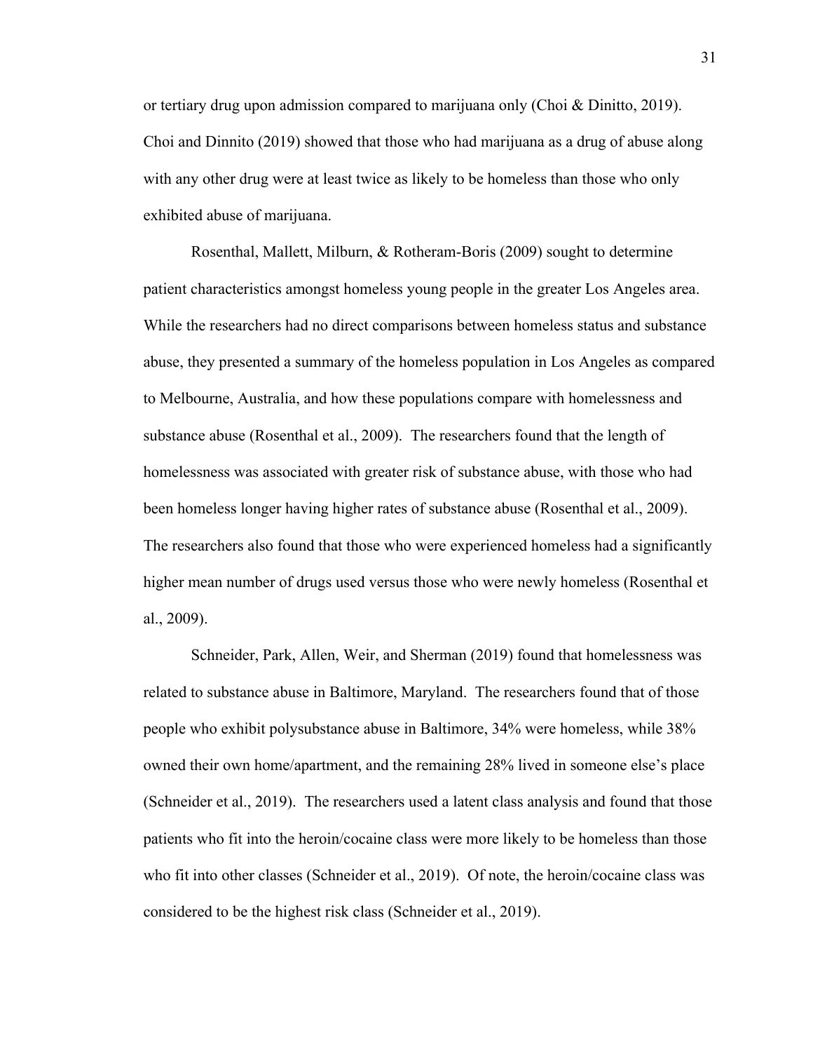or tertiary drug upon admission compared to marijuana only (Choi & Dinitto, 2019). Choi and Dinnito (2019) showed that those who had marijuana as a drug of abuse along with any other drug were at least twice as likely to be homeless than those who only exhibited abuse of marijuana.

Rosenthal, Mallett, Milburn, & Rotheram-Boris (2009) sought to determine patient characteristics amongst homeless young people in the greater Los Angeles area. While the researchers had no direct comparisons between homeless status and substance abuse, they presented a summary of the homeless population in Los Angeles as compared to Melbourne, Australia, and how these populations compare with homelessness and substance abuse (Rosenthal et al., 2009). The researchers found that the length of homelessness was associated with greater risk of substance abuse, with those who had been homeless longer having higher rates of substance abuse (Rosenthal et al., 2009). The researchers also found that those who were experienced homeless had a significantly higher mean number of drugs used versus those who were newly homeless (Rosenthal et al., 2009).

Schneider, Park, Allen, Weir, and Sherman (2019) found that homelessness was related to substance abuse in Baltimore, Maryland. The researchers found that of those people who exhibit polysubstance abuse in Baltimore, 34% were homeless, while 38% owned their own home/apartment, and the remaining 28% lived in someone else's place (Schneider et al., 2019). The researchers used a latent class analysis and found that those patients who fit into the heroin/cocaine class were more likely to be homeless than those who fit into other classes (Schneider et al., 2019). Of note, the heroin/cocaine class was considered to be the highest risk class (Schneider et al., 2019).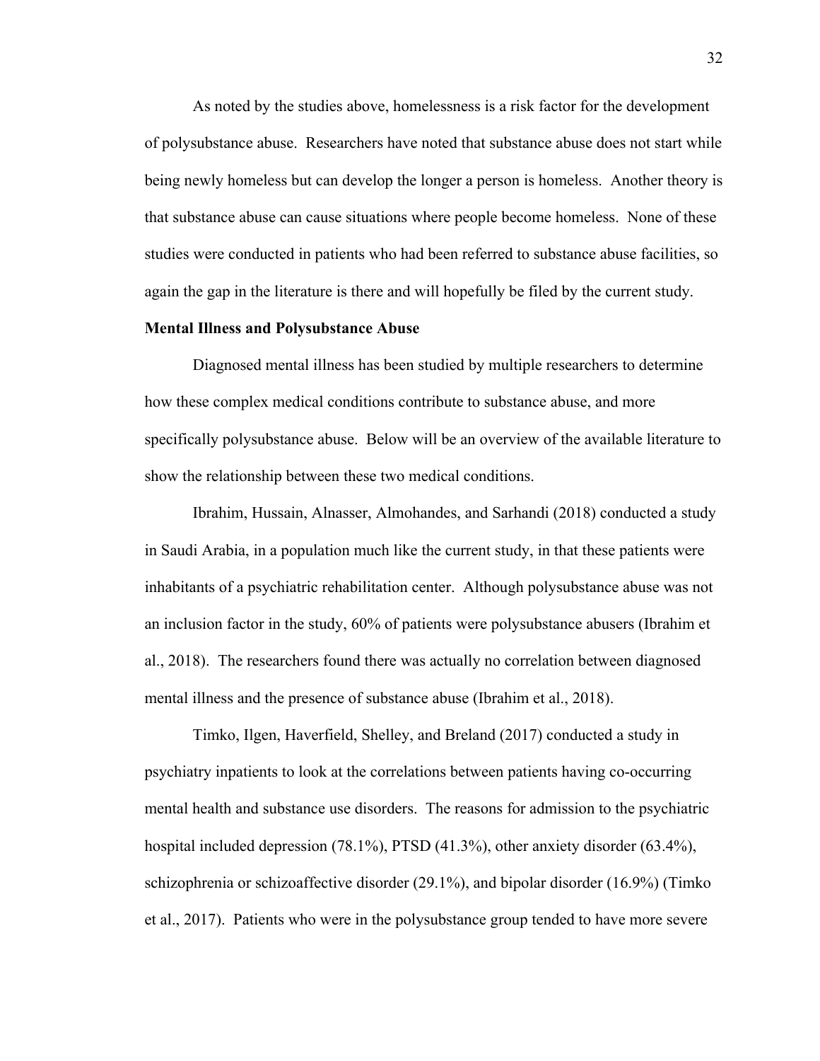As noted by the studies above, homelessness is a risk factor for the development of polysubstance abuse. Researchers have noted that substance abuse does not start while being newly homeless but can develop the longer a person is homeless. Another theory is that substance abuse can cause situations where people become homeless. None of these studies were conducted in patients who had been referred to substance abuse facilities, so again the gap in the literature is there and will hopefully be filed by the current study.

**Mental Illness and Polysubstance Abuse**

Diagnosed mental illness has been studied by multiple researchers to determine how these complex medical conditions contribute to substance abuse, and more specifically polysubstance abuse. Below will be an overview of the available literature to show the relationship between these two medical conditions.

Ibrahim, Hussain, Alnasser, Almohandes, and Sarhandi (2018) conducted a study in Saudi Arabia, in a population much like the current study, in that these patients were inhabitants of a psychiatric rehabilitation center. Although polysubstance abuse was not an inclusion factor in the study, 60% of patients were polysubstance abusers (Ibrahim et al., 2018). The researchers found there was actually no correlation between diagnosed mental illness and the presence of substance abuse (Ibrahim et al., 2018).

Timko, Ilgen, Haverfield, Shelley, and Breland (2017) conducted a study in psychiatry inpatients to look at the correlations between patients having co-occurring mental health and substance use disorders. The reasons for admission to the psychiatric hospital included depression (78.1%), PTSD (41.3%), other anxiety disorder (63.4%), schizophrenia or schizoaffective disorder (29.1%), and bipolar disorder (16.9%) (Timko et al., 2017). Patients who were in the polysubstance group tended to have more severe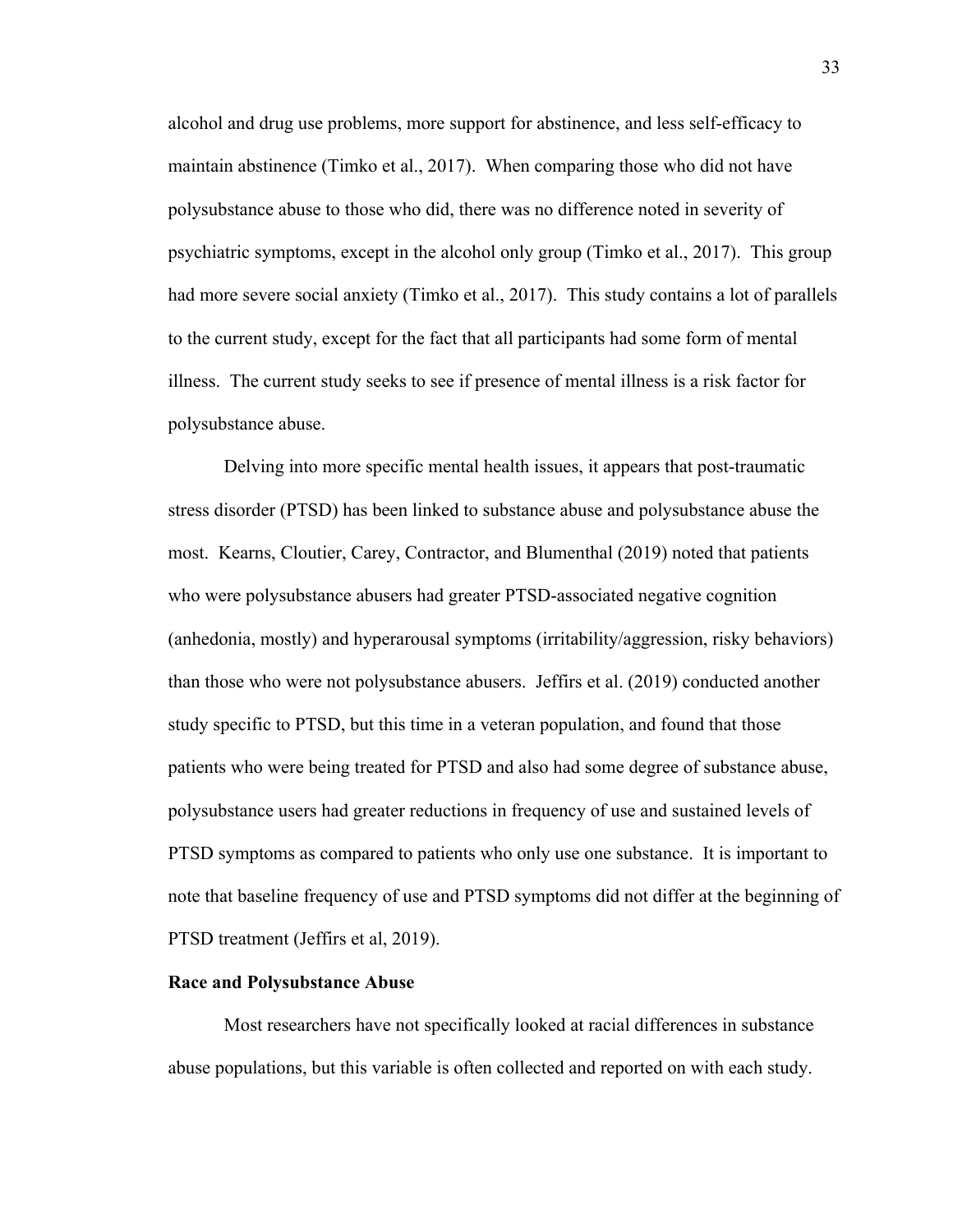alcohol and drug use problems, more support for abstinence, and less self-efficacy to maintain abstinence (Timko et al., 2017). When comparing those who did not have polysubstance abuse to those who did, there was no difference noted in severity of psychiatric symptoms, except in the alcohol only group (Timko et al., 2017). This group had more severe social anxiety (Timko et al., 2017). This study contains a lot of parallels to the current study, except for the fact that all participants had some form of mental illness. The current study seeks to see if presence of mental illness is a risk factor for polysubstance abuse.

Delving into more specific mental health issues, it appears that post-traumatic stress disorder (PTSD) has been linked to substance abuse and polysubstance abuse the most. Kearns, Cloutier, Carey, Contractor, and Blumenthal (2019) noted that patients who were polysubstance abusers had greater PTSD-associated negative cognition (anhedonia, mostly) and hyperarousal symptoms (irritability/aggression, risky behaviors) than those who were not polysubstance abusers. Jeffirs et al. (2019) conducted another study specific to PTSD, but this time in a veteran population, and found that those patients who were being treated for PTSD and also had some degree of substance abuse, polysubstance users had greater reductions in frequency of use and sustained levels of PTSD symptoms as compared to patients who only use one substance. It is important to note that baseline frequency of use and PTSD symptoms did not differ at the beginning of PTSD treatment (Jeffirs et al, 2019).

**Race and Polysubstance Abuse**

Most researchers have not specifically looked at racial differences in substance abuse populations, but this variable is often collected and reported on with each study.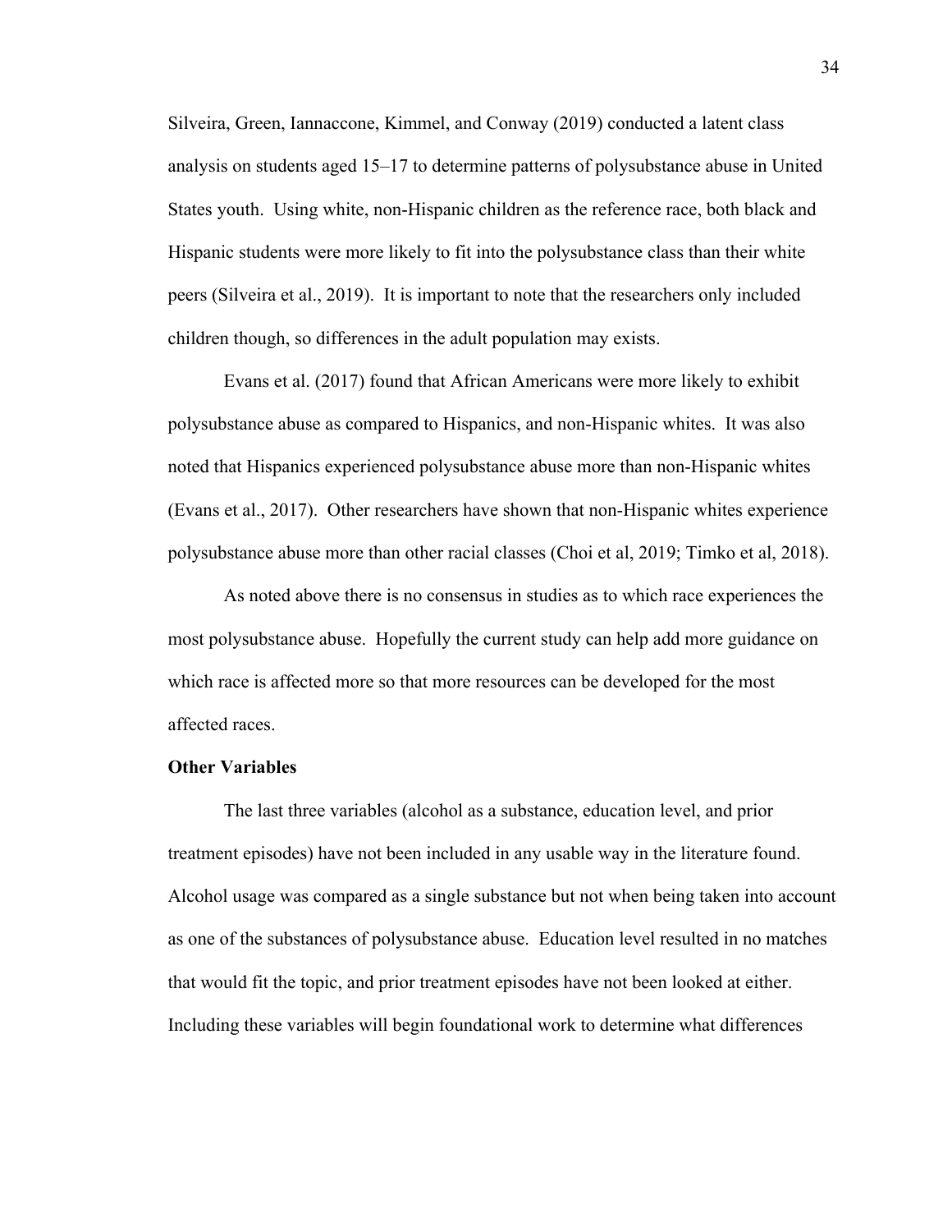Silveira, Green, Iannaccone, Kimmel, and Conway (2019) conducted a latent class analysis on students aged 15–17 to determine patterns of polysubstance abuse in United States youth. Using white, non-Hispanic children as the reference race, both black and Hispanic students were more likely to fit into the polysubstance class than their white peers (Silveira et al., 2019). It is important to note that the researchers only included children though, so differences in the adult population may exists.

Evans et al. (2017) found that African Americans were more likely to exhibit polysubstance abuse as compared to Hispanics, and non-Hispanic whites. It was also noted that Hispanics experienced polysubstance abuse more than non-Hispanic whites (Evans et al., 2017). Other researchers have shown that non-Hispanic whites experience polysubstance abuse more than other racial classes (Choi et al, 2019; Timko et al, 2018).

As noted above there is no consensus in studies as to which race experiences the most polysubstance abuse. Hopefully the current study can help add more guidance on which race is affected more so that more resources can be developed for the most affected races.

**Other Variables**

The last three variables (alcohol as a substance, education level, and prior treatment episodes) have not been included in any usable way in the literature found. Alcohol usage was compared as a single substance but not when being taken into account as one of the substances of polysubstance abuse. Education level resulted in no matches that would fit the topic, and prior treatment episodes have not been looked at either. Including these variables will begin foundational work to determine what differences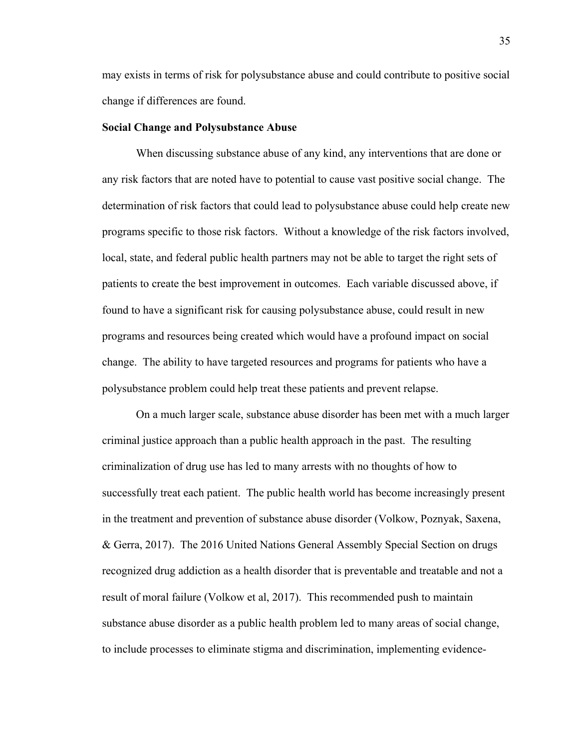may exists in terms of risk for polysubstance abuse and could contribute to positive social change if differences are found.

**Social Change and Polysubstance Abuse**

When discussing substance abuse of any kind, any interventions that are done or any risk factors that are noted have to potential to cause vast positive social change. The determination of risk factors that could lead to polysubstance abuse could help create new programs specific to those risk factors. Without a knowledge of the risk factors involved, local, state, and federal public health partners may not be able to target the right sets of patients to create the best improvement in outcomes. Each variable discussed above, if found to have a significant risk for causing polysubstance abuse, could result in new programs and resources being created which would have a profound impact on social change. The ability to have targeted resources and programs for patients who have a polysubstance problem could help treat these patients and prevent relapse.

On a much larger scale, substance abuse disorder has been met with a much larger criminal justice approach than a public health approach in the past. The resulting criminalization of drug use has led to many arrests with no thoughts of how to successfully treat each patient. The public health world has become increasingly present in the treatment and prevention of substance abuse disorder (Volkow, Poznyak, Saxena, & Gerra, 2017). The 2016 United Nations General Assembly Special Section on drugs recognized drug addiction as a health disorder that is preventable and treatable and not a result of moral failure (Volkow et al, 2017). This recommended push to maintain substance abuse disorder as a public health problem led to many areas of social change, to include processes to eliminate stigma and discrimination, implementing evidence-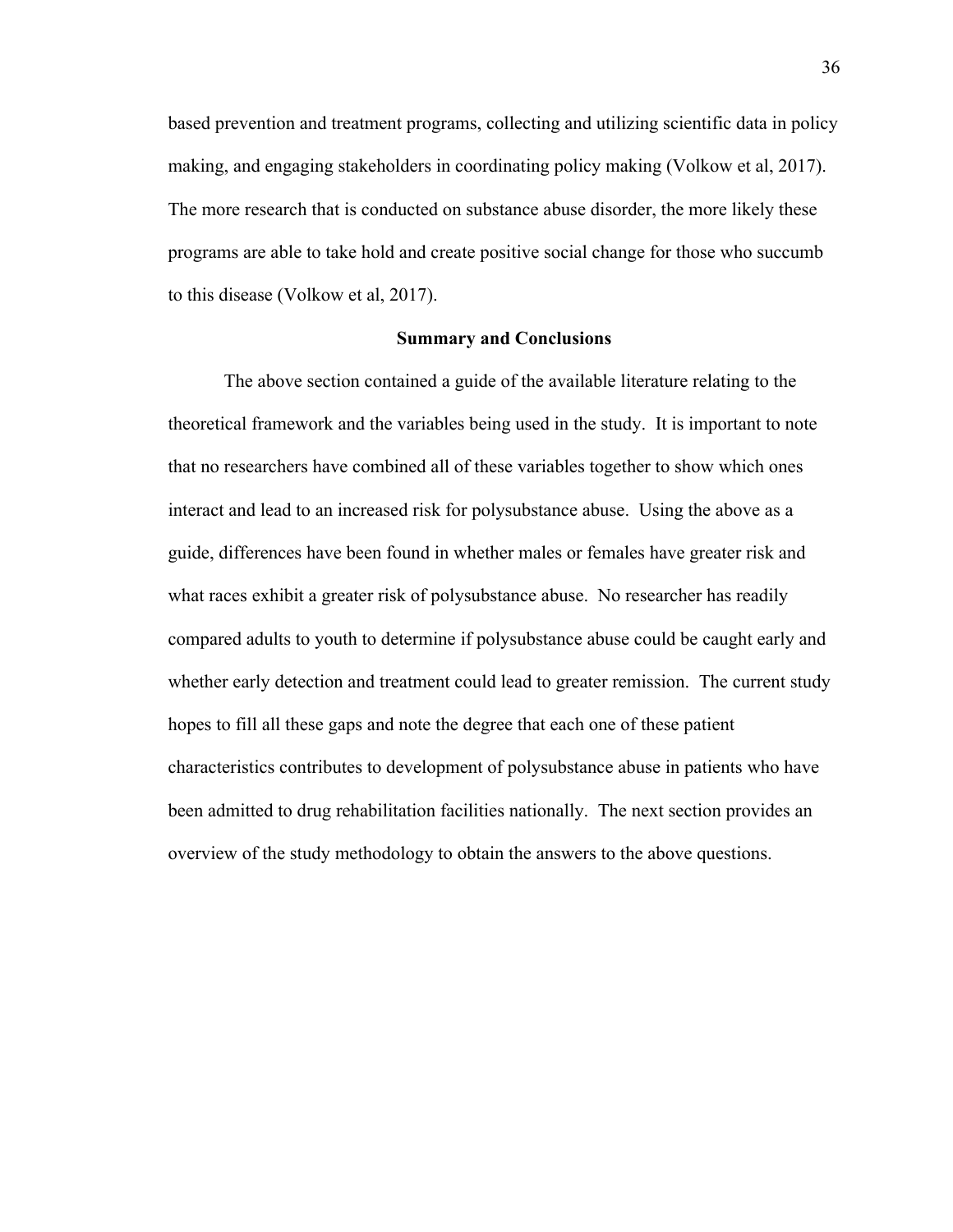based prevention and treatment programs, collecting and utilizing scientific data in policy making, and engaging stakeholders in coordinating policy making (Volkow et al, 2017). The more research that is conducted on substance abuse disorder, the more likely these programs are able to take hold and create positive social change for those who succumb to this disease (Volkow et al, 2017).

## Summary and Conclusions

The above section contained a guide of the available literature relating to the theoretical framework and the variables being used in the study. It is important to note that no researchers have combined all of these variables together to show which ones interact and lead to an increased risk for polysubstance abuse. Using the above as a guide, differences have been found in whether males or females have greater risk and what races exhibit a greater risk of polysubstance abuse. No researcher has readily compared adults to youth to determine if polysubstance abuse could be caught early and whether early detection and treatment could lead to greater remission. The current study hopes to fill all these gaps and note the degree that each one of these patient characteristics contributes to development of polysubstance abuse in patients who have been admitted to drug rehabilitation facilities nationally. The next section provides an overview of the study methodology to obtain the answers to the above questions.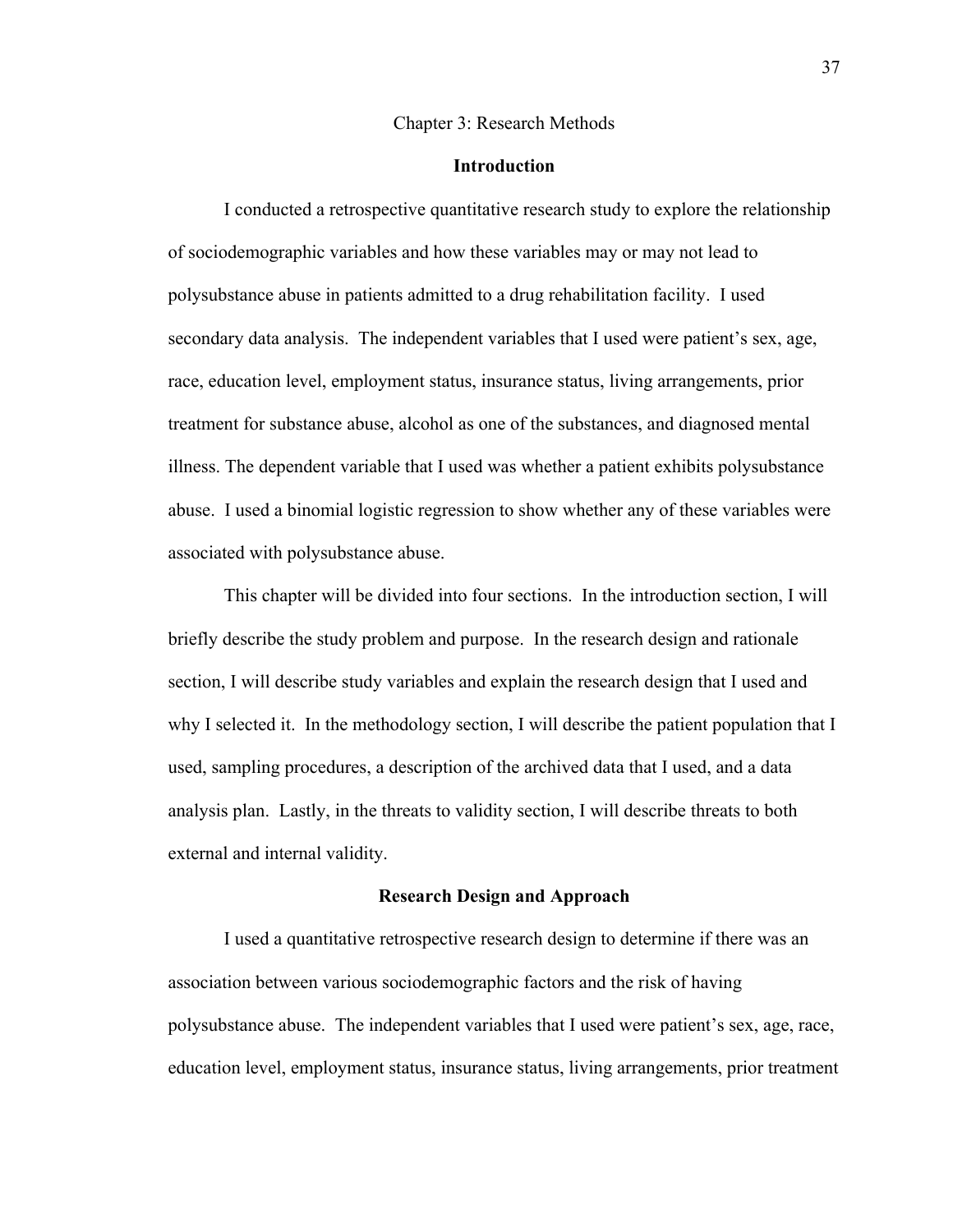# Chapter 3: Research Methods

## Introduction

I conducted a retrospective quantitative research study to explore the relationship of sociodemographic variables and how these variables may or may not lead to polysubstance abuse in patients admitted to a drug rehabilitation facility. I used secondary data analysis. The independent variables that I used were patient's sex, age, race, education level, employment status, insurance status, living arrangements, prior treatment for substance abuse, alcohol as one of the substances, and diagnosed mental illness. The dependent variable that I used was whether a patient exhibits polysubstance abuse. I used a binomial logistic regression to show whether any of these variables were associated with polysubstance abuse.

This chapter will be divided into four sections. In the introduction section, I will briefly describe the study problem and purpose. In the research design and rationale section, I will describe study variables and explain the research design that I used and why I selected it. In the methodology section, I will describe the patient population that I used, sampling procedures, a description of the archived data that I used, and a data analysis plan. Lastly, in the threats to validity section, I will describe threats to both external and internal validity.

## Research Design and Approach

I used a quantitative retrospective research design to determine if there was an association between various sociodemographic factors and the risk of having polysubstance abuse. The independent variables that I used were patient's sex, age, race, education level, employment status, insurance status, living arrangements, prior treatment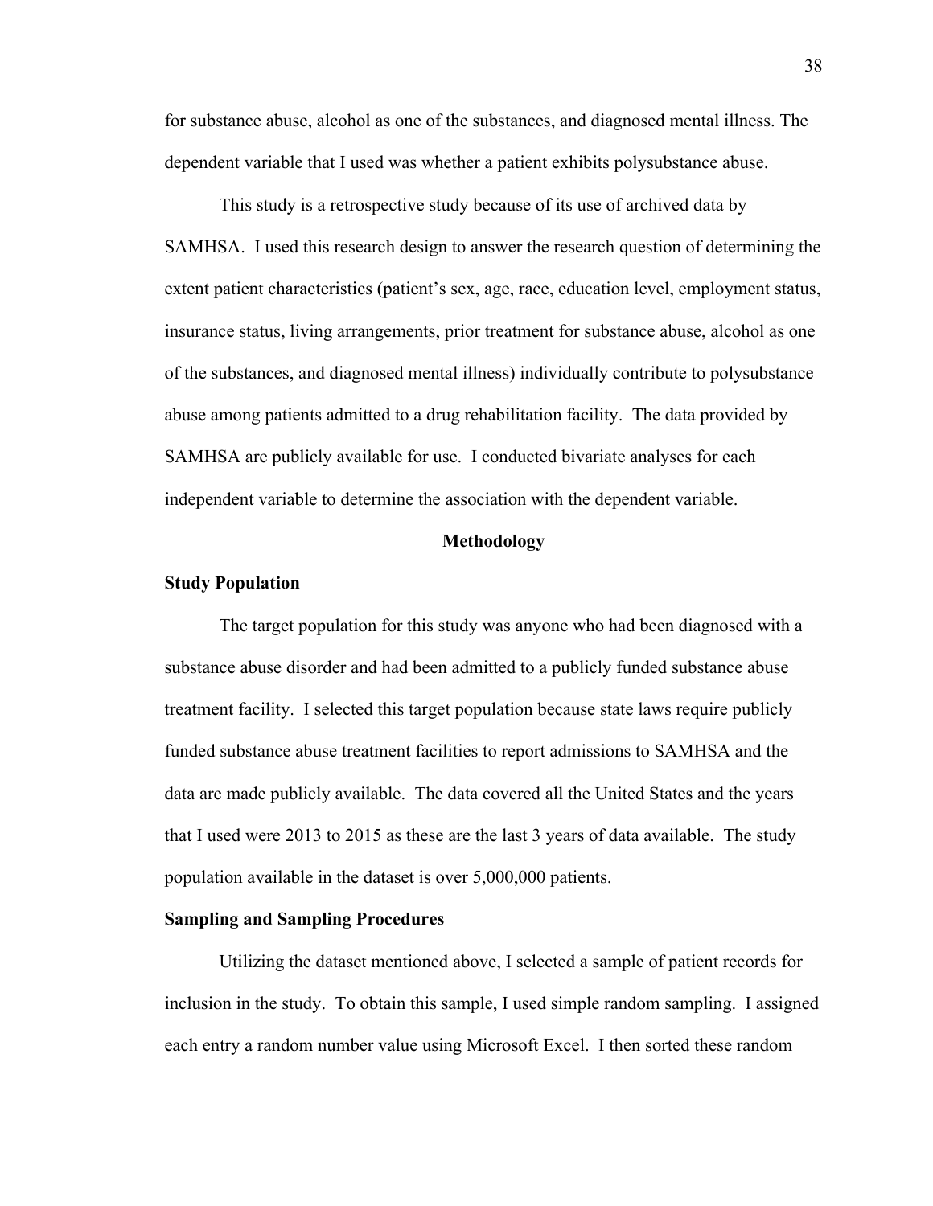for substance abuse, alcohol as one of the substances, and diagnosed mental illness. The dependent variable that I used was whether a patient exhibits polysubstance abuse.

This study is a retrospective study because of its use of archived data by SAMHSA. I used this research design to answer the research question of determining the extent patient characteristics (patient's sex, age, race, education level, employment status, insurance status, living arrangements, prior treatment for substance abuse, alcohol as one of the substances, and diagnosed mental illness) individually contribute to polysubstance abuse among patients admitted to a drug rehabilitation facility. The data provided by SAMHSA are publicly available for use. I conducted bivariate analyses for each independent variable to determine the association with the dependent variable.

## Methodology

### Study Population

The target population for this study was anyone who had been diagnosed with a substance abuse disorder and had been admitted to a publicly funded substance abuse treatment facility. I selected this target population because state laws require publicly funded substance abuse treatment facilities to report admissions to SAMHSA and the data are made publicly available. The data covered all the United States and the years that I used were 2013 to 2015 as these are the last 3 years of data available. The study population available in the dataset is over 5,000,000 patients.

### Sampling and Sampling Procedures

Utilizing the dataset mentioned above, I selected a sample of patient records for inclusion in the study. To obtain this sample, I used simple random sampling. I assigned each entry a random number value using Microsoft Excel. I then sorted these random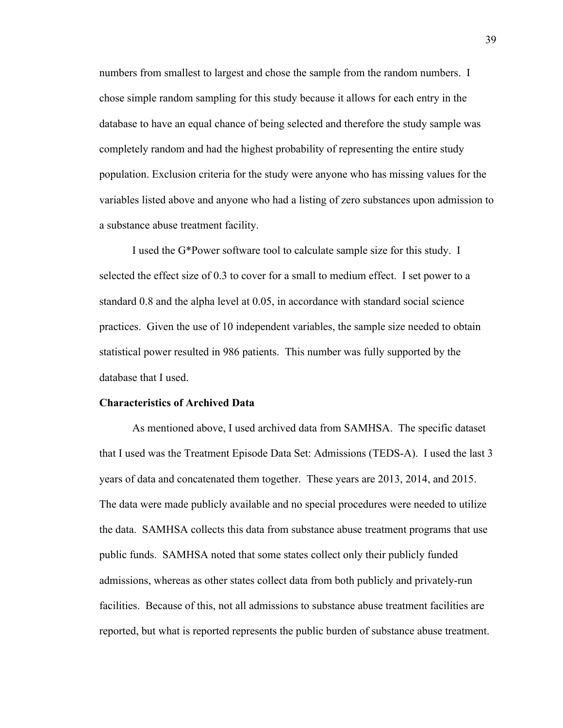numbers from smallest to largest and chose the sample from the random numbers. I chose simple random sampling for this study because it allows for each entry in the database to have an equal chance of being selected and therefore the study sample was completely random and had the highest probability of representing the entire study population. Exclusion criteria for the study were anyone who has missing values for the variables listed above and anyone who had a listing of zero substances upon admission to a substance abuse treatment facility.

I used the G*Power software tool to calculate sample size for this study. I selected the effect size of 0.3 to cover for a small to medium effect. I set power to a standard 0.8 and the alpha level at 0.05, in accordance with standard social science practices. Given the use of 10 independent variables, the sample size needed to obtain statistical power resulted in 986 patients. This number was fully supported by the database that I used.

**Characteristics of Archived Data**

As mentioned above, I used archived data from SAMHSA. The specific dataset that I used was the Treatment Episode Data Set: Admissions (TEDS-A). I used the last 3 years of data and concatenated them together. These years are 2013, 2014, and 2015. The data were made publicly available and no special procedures were needed to utilize the data. SAMHSA collects this data from substance abuse treatment programs that use public funds. SAMHSA noted that some states collect only their publicly funded admissions, whereas as other states collect data from both publicly and privately-run facilities. Because of this, not all admissions to substance abuse treatment facilities are reported, but what is reported represents the public burden of substance abuse treatment.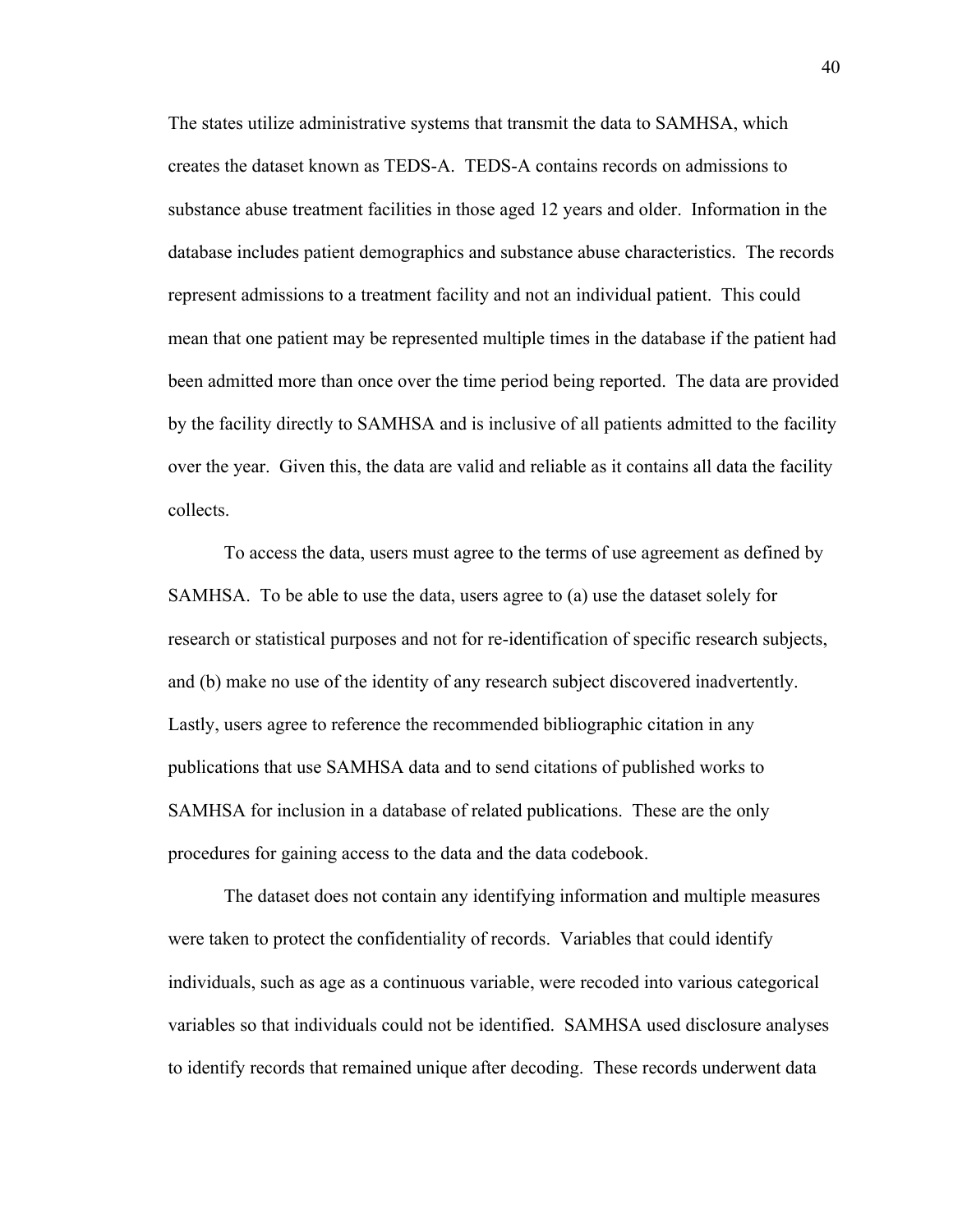The states utilize administrative systems that transmit the data to SAMHSA, which creates the dataset known as TEDS-A. TEDS-A contains records on admissions to substance abuse treatment facilities in those aged 12 years and older. Information in the database includes patient demographics and substance abuse characteristics. The records represent admissions to a treatment facility and not an individual patient. This could mean that one patient may be represented multiple times in the database if the patient had been admitted more than once over the time period being reported. The data are provided by the facility directly to SAMHSA and is inclusive of all patients admitted to the facility over the year. Given this, the data are valid and reliable as it contains all data the facility collects.

To access the data, users must agree to the terms of use agreement as defined by SAMHSA. To be able to use the data, users agree to (a) use the dataset solely for research or statistical purposes and not for re-identification of specific research subjects, and (b) make no use of the identity of any research subject discovered inadvertently. Lastly, users agree to reference the recommended bibliographic citation in any publications that use SAMHSA data and to send citations of published works to SAMHSA for inclusion in a database of related publications. These are the only procedures for gaining access to the data and the data codebook.

The dataset does not contain any identifying information and multiple measures were taken to protect the confidentiality of records. Variables that could identify individuals, such as age as a continuous variable, were recoded into various categorical variables so that individuals could not be identified. SAMHSA used disclosure analyses to identify records that remained unique after decoding. These records underwent data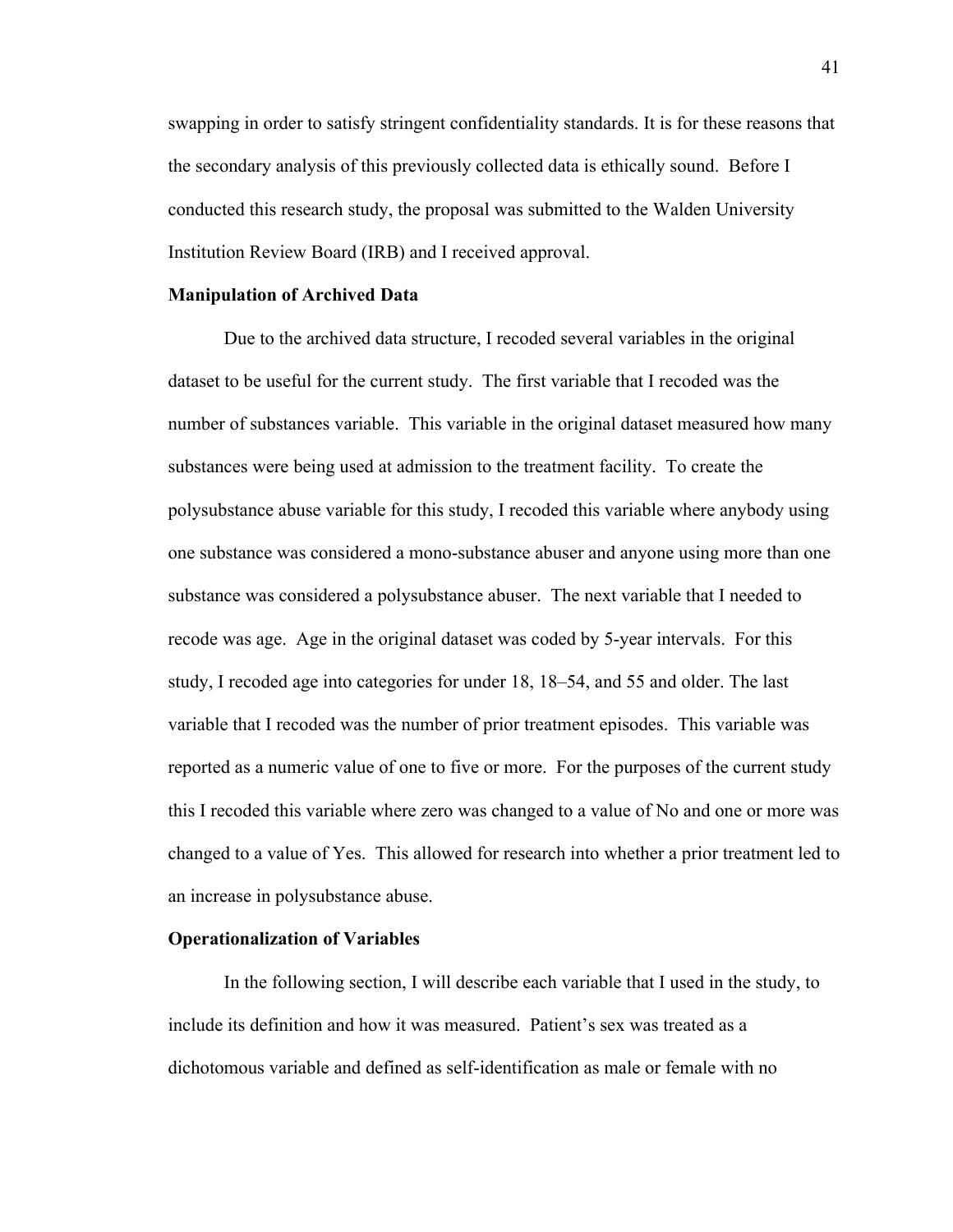swapping in order to satisfy stringent confidentiality standards. It is for these reasons that the secondary analysis of this previously collected data is ethically sound. Before I conducted this research study, the proposal was submitted to the Walden University Institution Review Board (IRB) and I received approval.

**Manipulation of Archived Data**

Due to the archived data structure, I recoded several variables in the original dataset to be useful for the current study. The first variable that I recoded was the number of substances variable. This variable in the original dataset measured how many substances were being used at admission to the treatment facility. To create the polysubstance abuse variable for this study, I recoded this variable where anybody using one substance was considered a mono-substance abuser and anyone using more than one substance was considered a polysubstance abuser. The next variable that I needed to recode was age. Age in the original dataset was coded by 5-year intervals. For this study, I recoded age into categories for under 18, 18–54, and 55 and older. The last variable that I recoded was the number of prior treatment episodes. This variable was reported as a numeric value of one to five or more. For the purposes of the current study this I recoded this variable where zero was changed to a value of No and one or more was changed to a value of Yes. This allowed for research into whether a prior treatment led to an increase in polysubstance abuse.

**Operationalization of Variables**

In the following section, I will describe each variable that I used in the study, to include its definition and how it was measured. Patient's sex was treated as a dichotomous variable and defined as self-identification as male or female with no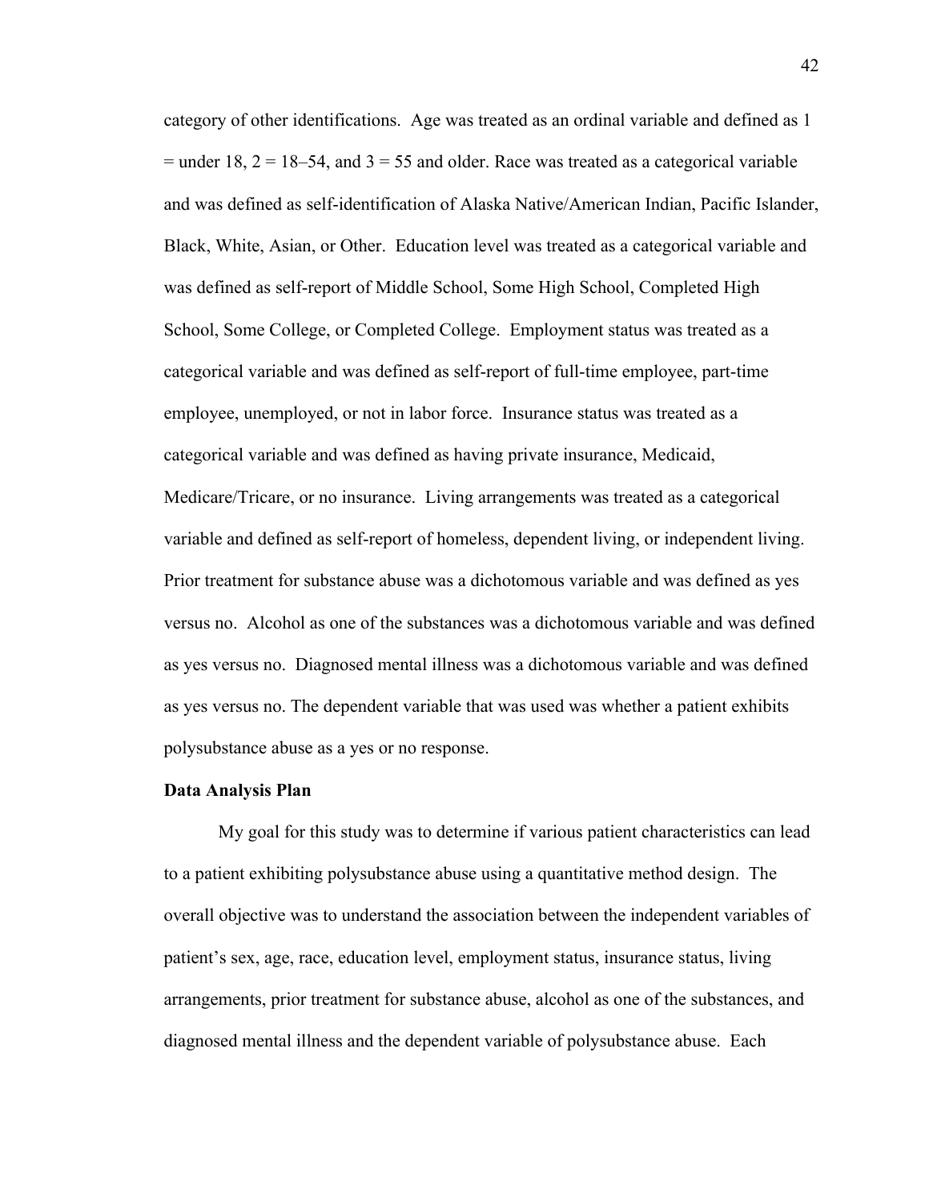category of other identifications. Age was treated as an ordinal variable and defined as 1 = under 18, 2 = 18–54, and 3 = 55 and older. Race was treated as a categorical variable and was defined as self-identification of Alaska Native/American Indian, Pacific Islander, Black, White, Asian, or Other. Education level was treated as a categorical variable and was defined as self-report of Middle School, Some High School, Completed High School, Some College, or Completed College. Employment status was treated as a categorical variable and was defined as self-report of full-time employee, part-time employee, unemployed, or not in labor force. Insurance status was treated as a categorical variable and was defined as having private insurance, Medicaid, Medicare/Tricare, or no insurance. Living arrangements was treated as a categorical variable and defined as self-report of homeless, dependent living, or independent living. Prior treatment for substance abuse was a dichotomous variable and was defined as yes versus no. Alcohol as one of the substances was a dichotomous variable and was defined as yes versus no. Diagnosed mental illness was a dichotomous variable and was defined as yes versus no. The dependent variable that was used was whether a patient exhibits polysubstance abuse as a yes or no response.

**Data Analysis Plan**

My goal for this study was to determine if various patient characteristics can lead to a patient exhibiting polysubstance abuse using a quantitative method design. The overall objective was to understand the association between the independent variables of patient's sex, age, race, education level, employment status, insurance status, living arrangements, prior treatment for substance abuse, alcohol as one of the substances, and diagnosed mental illness and the dependent variable of polysubstance abuse. Each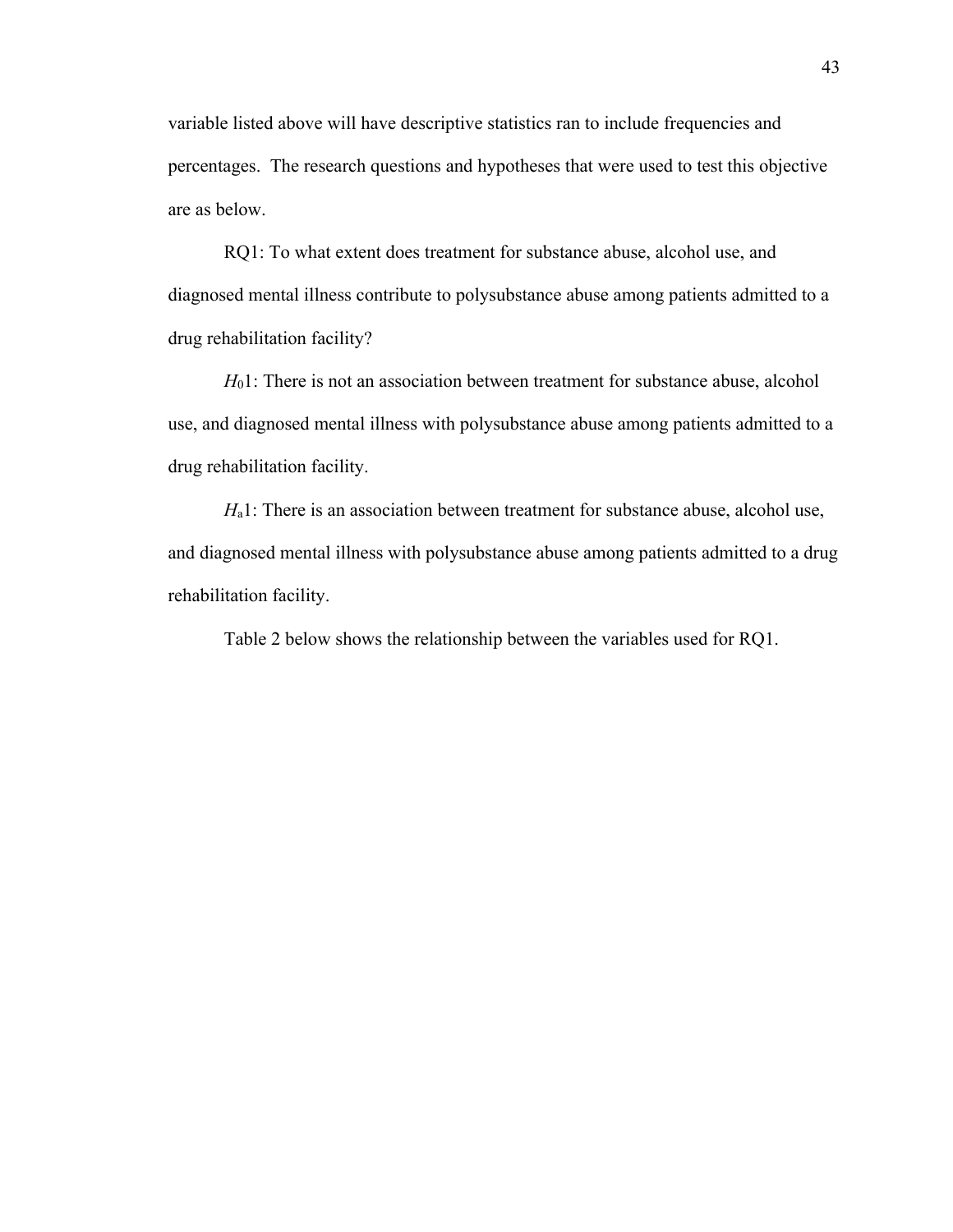variable listed above will have descriptive statistics ran to include frequencies and percentages. The research questions and hypotheses that were used to test this objective are as below.

RQ1: To what extent does treatment for substance abuse, alcohol use, and diagnosed mental illness contribute to polysubstance abuse among patients admitted to a drug rehabilitation facility?

$H_0$1: There is not an association between treatment for substance abuse, alcohol use, and diagnosed mental illness with polysubstance abuse among patients admitted to a drug rehabilitation facility.

$H_a$1: There is an association between treatment for substance abuse, alcohol use, and diagnosed mental illness with polysubstance abuse among patients admitted to a drug rehabilitation facility.

Table 2 below shows the relationship between the variables used for RQ1.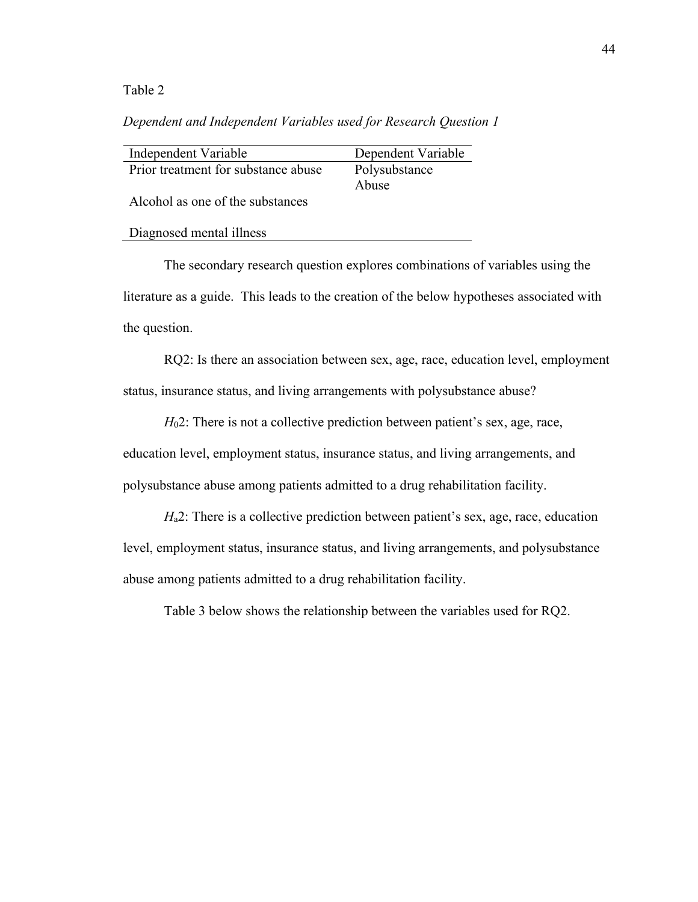Table 2

*Dependent and Independent Variables used for Research Question 1*

| Independent Variable | Dependent Variable |
| --- | --- |
| Prior treatment for substance abuse | Polysubstance Abuse |
| Alcohol as one of the substances | |
| Diagnosed mental illness | |

The secondary research question explores combinations of variables using the literature as a guide. This leads to the creation of the below hypotheses associated with the question.

RQ2: Is there an association between sex, age, race, education level, employment status, insurance status, and living arrangements with polysubstance abuse?

$H_0$2: There is not a collective prediction between patient's sex, age, race, education level, employment status, insurance status, and living arrangements, and polysubstance abuse among patients admitted to a drug rehabilitation facility.

$H_a$2: There is a collective prediction between patient's sex, age, race, education level, employment status, insurance status, and living arrangements, and polysubstance abuse among patients admitted to a drug rehabilitation facility.

Table 3 below shows the relationship between the variables used for RQ2.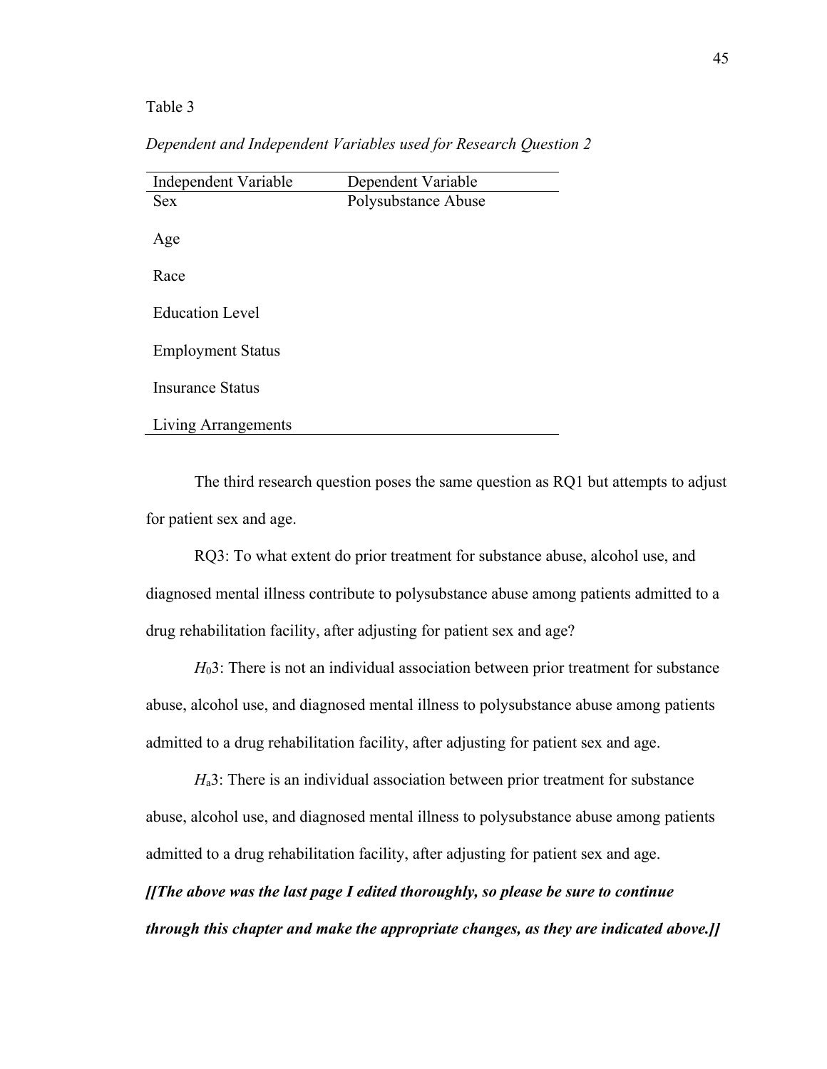Table 3

*Dependent and Independent Variables used for Research Question 2*

| Independent Variable | Dependent Variable |
|---|---|
| Sex | Polysubstance Abuse |
| Age | |
| Race | |
| Education Level | |
| Employment Status | |
| Insurance Status | |
| Living Arrangements | |

The third research question poses the same question as RQ1 but attempts to adjust for patient sex and age.

RQ3: To what extent do prior treatment for substance abuse, alcohol use, and diagnosed mental illness contribute to polysubstance abuse among patients admitted to a drug rehabilitation facility, after adjusting for patient sex and age?

$H_0$3: There is not an individual association between prior treatment for substance abuse, alcohol use, and diagnosed mental illness to polysubstance abuse among patients admitted to a drug rehabilitation facility, after adjusting for patient sex and age.

$H_a$3: There is an individual association between prior treatment for substance abuse, alcohol use, and diagnosed mental illness to polysubstance abuse among patients admitted to a drug rehabilitation facility, after adjusting for patient sex and age.

***[[The above was the last page I edited thoroughly, so please be sure to continue through this chapter and make the appropriate changes, as they are indicated above.]]***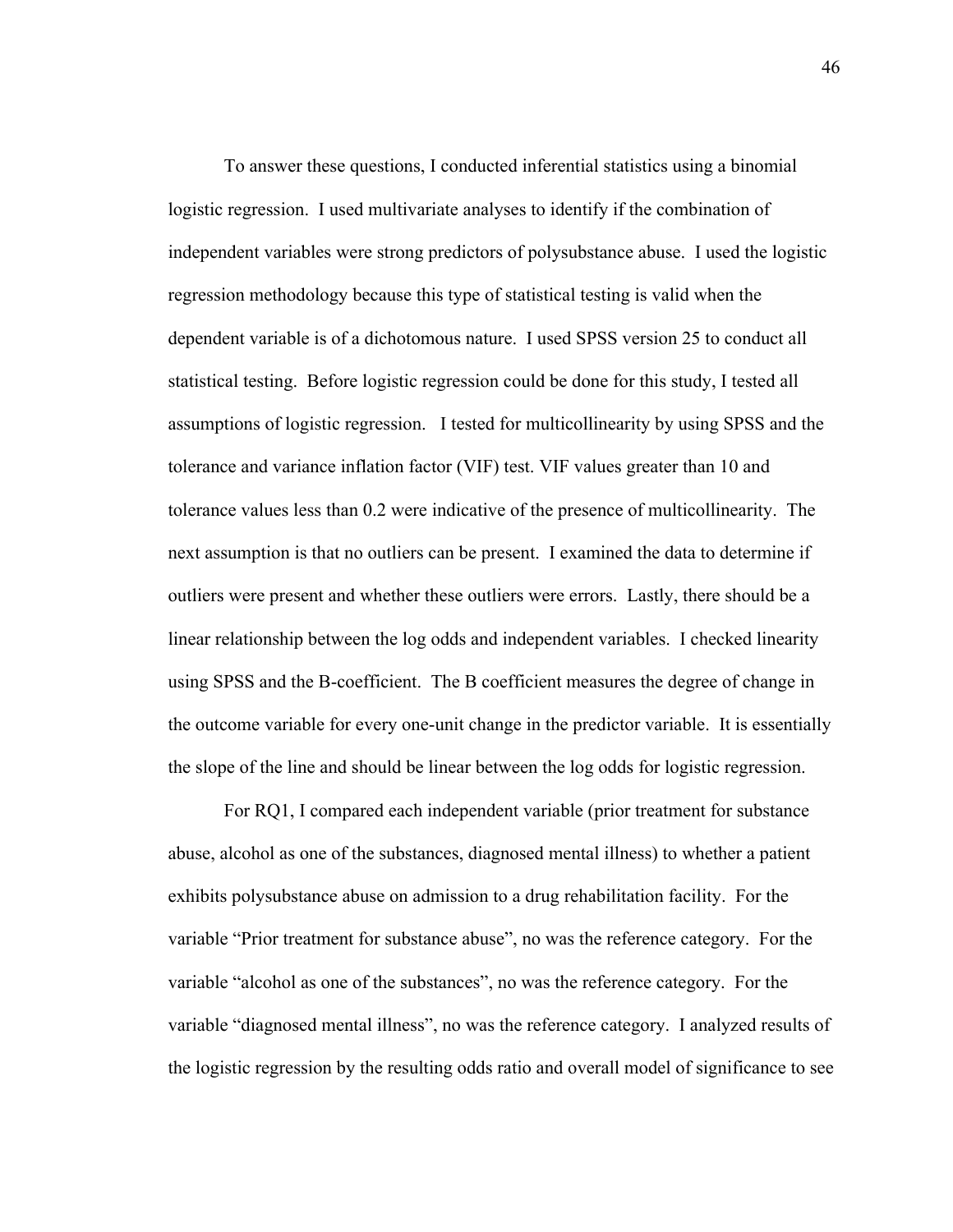To answer these questions, I conducted inferential statistics using a binomial logistic regression. I used multivariate analyses to identify if the combination of independent variables were strong predictors of polysubstance abuse. I used the logistic regression methodology because this type of statistical testing is valid when the dependent variable is of a dichotomous nature. I used SPSS version 25 to conduct all statistical testing. Before logistic regression could be done for this study, I tested all assumptions of logistic regression. I tested for multicollinearity by using SPSS and the tolerance and variance inflation factor (VIF) test. VIF values greater than 10 and tolerance values less than 0.2 were indicative of the presence of multicollinearity. The next assumption is that no outliers can be present. I examined the data to determine if outliers were present and whether these outliers were errors. Lastly, there should be a linear relationship between the log odds and independent variables. I checked linearity using SPSS and the B-coefficient. The B coefficient measures the degree of change in the outcome variable for every one-unit change in the predictor variable. It is essentially the slope of the line and should be linear between the log odds for logistic regression.

For RQ1, I compared each independent variable (prior treatment for substance abuse, alcohol as one of the substances, diagnosed mental illness) to whether a patient exhibits polysubstance abuse on admission to a drug rehabilitation facility. For the variable "Prior treatment for substance abuse", no was the reference category. For the variable "alcohol as one of the substances", no was the reference category. For the variable "diagnosed mental illness", no was the reference category. I analyzed results of the logistic regression by the resulting odds ratio and overall model of significance to see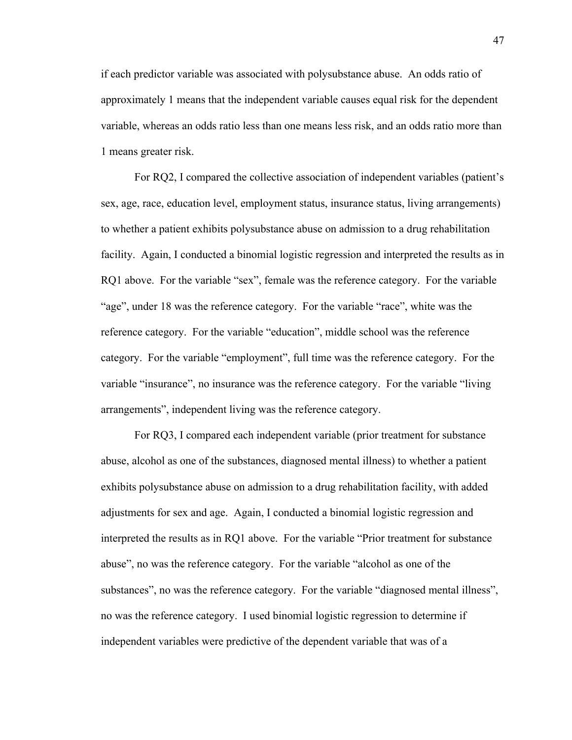if each predictor variable was associated with polysubstance abuse. An odds ratio of approximately 1 means that the independent variable causes equal risk for the dependent variable, whereas an odds ratio less than one means less risk, and an odds ratio more than 1 means greater risk.

For RQ2, I compared the collective association of independent variables (patient's sex, age, race, education level, employment status, insurance status, living arrangements) to whether a patient exhibits polysubstance abuse on admission to a drug rehabilitation facility. Again, I conducted a binomial logistic regression and interpreted the results as in RQ1 above. For the variable "sex", female was the reference category. For the variable "age", under 18 was the reference category. For the variable "race", white was the reference category. For the variable "education", middle school was the reference category. For the variable "employment", full time was the reference category. For the variable "insurance", no insurance was the reference category. For the variable "living arrangements", independent living was the reference category.

For RQ3, I compared each independent variable (prior treatment for substance abuse, alcohol as one of the substances, diagnosed mental illness) to whether a patient exhibits polysubstance abuse on admission to a drug rehabilitation facility, with added adjustments for sex and age. Again, I conducted a binomial logistic regression and interpreted the results as in RQ1 above. For the variable "Prior treatment for substance abuse", no was the reference category. For the variable "alcohol as one of the substances", no was the reference category. For the variable "diagnosed mental illness", no was the reference category. I used binomial logistic regression to determine if independent variables were predictive of the dependent variable that was of a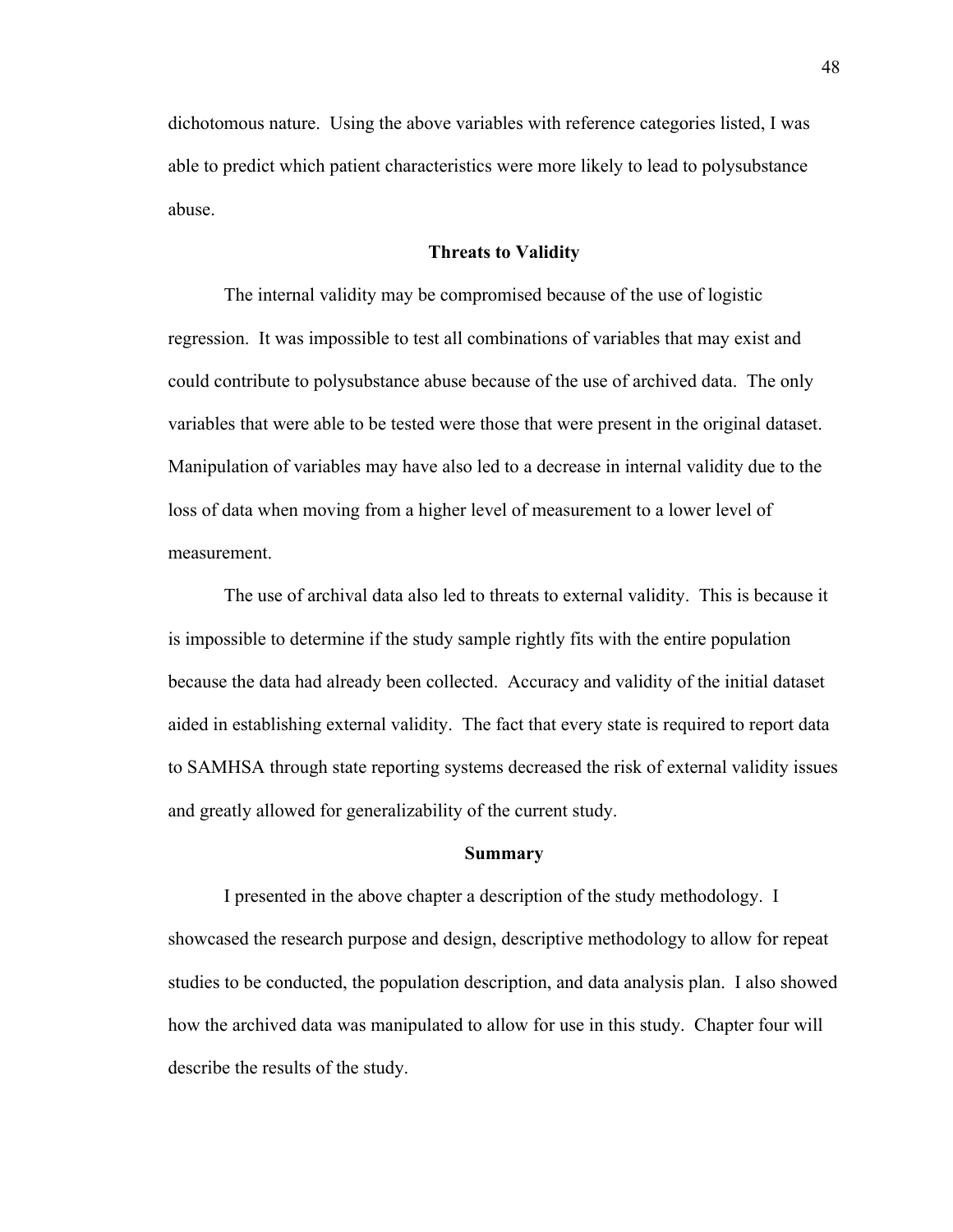dichotomous nature. Using the above variables with reference categories listed, I was able to predict which patient characteristics were more likely to lead to polysubstance abuse.

## Threats to Validity

The internal validity may be compromised because of the use of logistic regression. It was impossible to test all combinations of variables that may exist and could contribute to polysubstance abuse because of the use of archived data. The only variables that were able to be tested were those that were present in the original dataset. Manipulation of variables may have also led to a decrease in internal validity due to the loss of data when moving from a higher level of measurement to a lower level of measurement.

The use of archival data also led to threats to external validity. This is because it is impossible to determine if the study sample rightly fits with the entire population because the data had already been collected. Accuracy and validity of the initial dataset aided in establishing external validity. The fact that every state is required to report data to SAMHSA through state reporting systems decreased the risk of external validity issues and greatly allowed for generalizability of the current study.

## Summary

I presented in the above chapter a description of the study methodology. I showcased the research purpose and design, descriptive methodology to allow for repeat studies to be conducted, the population description, and data analysis plan. I also showed how the archived data was manipulated to allow for use in this study. Chapter four will describe the results of the study.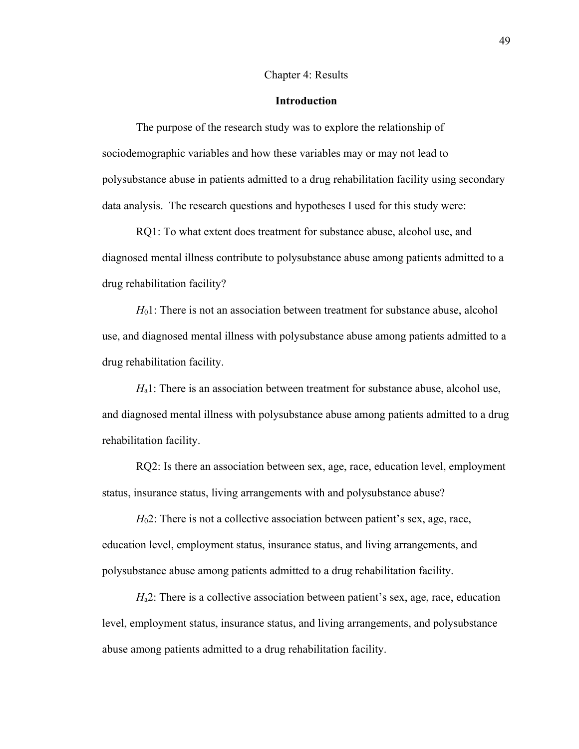# Chapter 4: Results

## Introduction

The purpose of the research study was to explore the relationship of sociodemographic variables and how these variables may or may not lead to polysubstance abuse in patients admitted to a drug rehabilitation facility using secondary data analysis. The research questions and hypotheses I used for this study were:

RQ1: To what extent does treatment for substance abuse, alcohol use, and diagnosed mental illness contribute to polysubstance abuse among patients admitted to a drug rehabilitation facility?

$H_0$1: There is not an association between treatment for substance abuse, alcohol use, and diagnosed mental illness with polysubstance abuse among patients admitted to a drug rehabilitation facility.

$H_a$1: There is an association between treatment for substance abuse, alcohol use, and diagnosed mental illness with polysubstance abuse among patients admitted to a drug rehabilitation facility.

RQ2: Is there an association between sex, age, race, education level, employment status, insurance status, living arrangements with and polysubstance abuse?

$H_0$2: There is not a collective association between patient's sex, age, race, education level, employment status, insurance status, and living arrangements, and polysubstance abuse among patients admitted to a drug rehabilitation facility.

$H_a$2: There is a collective association between patient's sex, age, race, education level, employment status, insurance status, and living arrangements, and polysubstance abuse among patients admitted to a drug rehabilitation facility.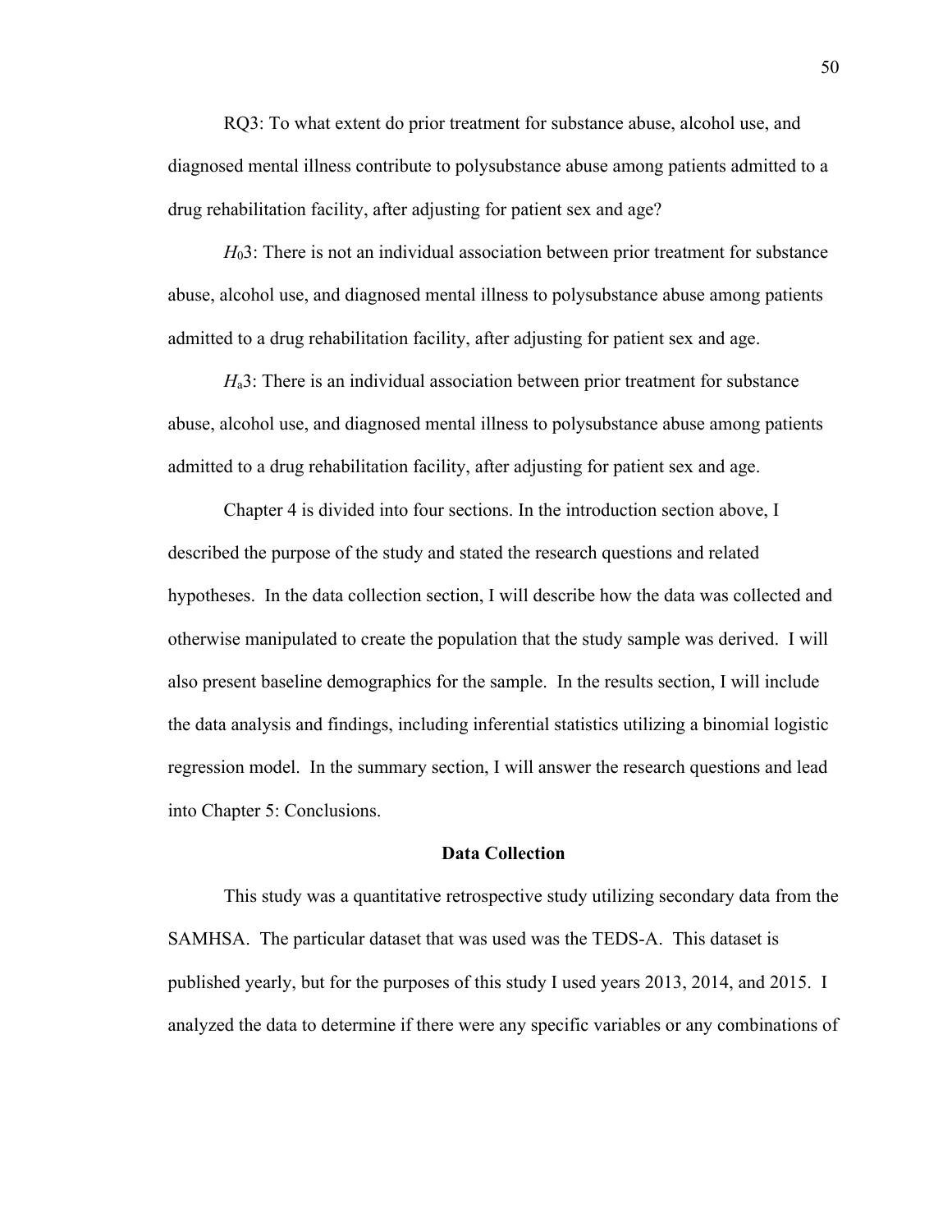RQ3: To what extent do prior treatment for substance abuse, alcohol use, and diagnosed mental illness contribute to polysubstance abuse among patients admitted to a drug rehabilitation facility, after adjusting for patient sex and age?

$H_0$3: There is not an individual association between prior treatment for substance abuse, alcohol use, and diagnosed mental illness to polysubstance abuse among patients admitted to a drug rehabilitation facility, after adjusting for patient sex and age.

$H_a$3: There is an individual association between prior treatment for substance abuse, alcohol use, and diagnosed mental illness to polysubstance abuse among patients admitted to a drug rehabilitation facility, after adjusting for patient sex and age.

Chapter 4 is divided into four sections. In the introduction section above, I described the purpose of the study and stated the research questions and related hypotheses. In the data collection section, I will describe how the data was collected and otherwise manipulated to create the population that the study sample was derived. I will also present baseline demographics for the sample. In the results section, I will include the data analysis and findings, including inferential statistics utilizing a binomial logistic regression model. In the summary section, I will answer the research questions and lead into Chapter 5: Conclusions.

## Data Collection

This study was a quantitative retrospective study utilizing secondary data from the SAMHSA. The particular dataset that was used was the TEDS-A. This dataset is published yearly, but for the purposes of this study I used years 2013, 2014, and 2015. I analyzed the data to determine if there were any specific variables or any combinations of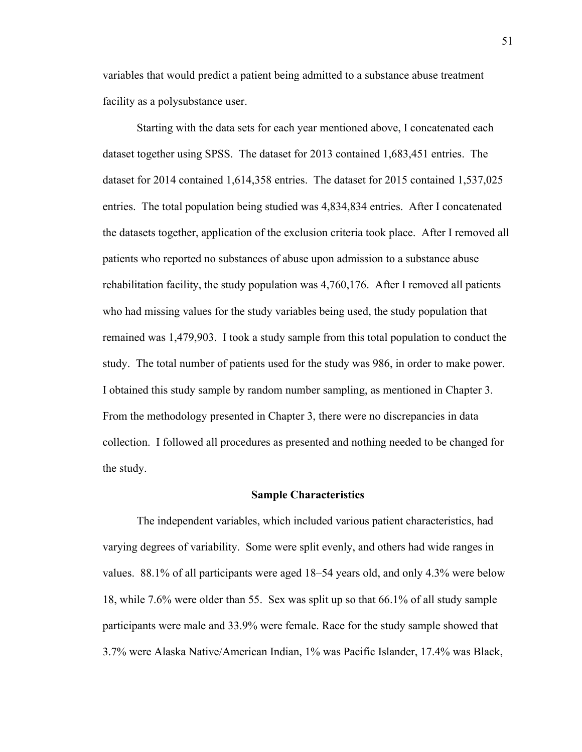variables that would predict a patient being admitted to a substance abuse treatment facility as a polysubstance user.

Starting with the data sets for each year mentioned above, I concatenated each dataset together using SPSS. The dataset for 2013 contained 1,683,451 entries. The dataset for 2014 contained 1,614,358 entries. The dataset for 2015 contained 1,537,025 entries. The total population being studied was 4,834,834 entries. After I concatenated the datasets together, application of the exclusion criteria took place. After I removed all patients who reported no substances of abuse upon admission to a substance abuse rehabilitation facility, the study population was 4,760,176. After I removed all patients who had missing values for the study variables being used, the study population that remained was 1,479,903. I took a study sample from this total population to conduct the study. The total number of patients used for the study was 986, in order to make power. I obtained this study sample by random number sampling, as mentioned in Chapter 3. From the methodology presented in Chapter 3, there were no discrepancies in data collection. I followed all procedures as presented and nothing needed to be changed for the study.

## Sample Characteristics

The independent variables, which included various patient characteristics, had varying degrees of variability. Some were split evenly, and others had wide ranges in values. 88.1% of all participants were aged 18–54 years old, and only 4.3% were below 18, while 7.6% were older than 55. Sex was split up so that 66.1% of all study sample participants were male and 33.9% were female. Race for the study sample showed that 3.7% were Alaska Native/American Indian, 1% was Pacific Islander, 17.4% was Black,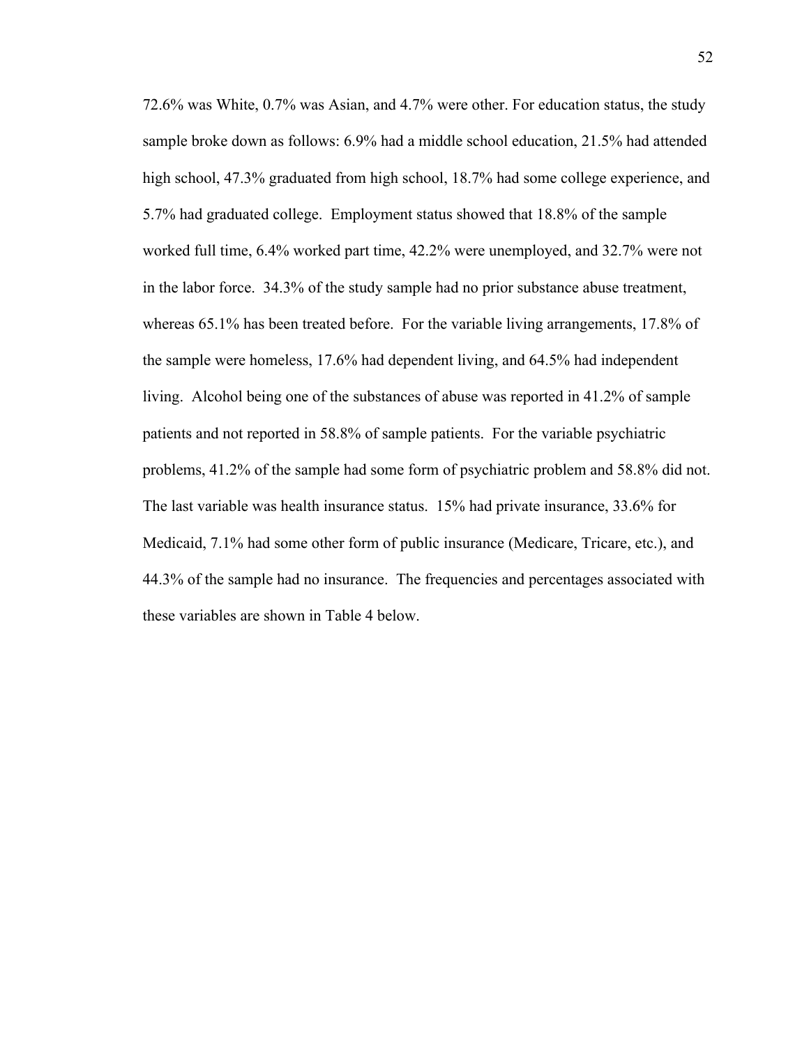72.6% was White, 0.7% was Asian, and 4.7% were other. For education status, the study sample broke down as follows: 6.9% had a middle school education, 21.5% had attended high school, 47.3% graduated from high school, 18.7% had some college experience, and 5.7% had graduated college. Employment status showed that 18.8% of the sample worked full time, 6.4% worked part time, 42.2% were unemployed, and 32.7% were not in the labor force. 34.3% of the study sample had no prior substance abuse treatment, whereas 65.1% has been treated before. For the variable living arrangements, 17.8% of the sample were homeless, 17.6% had dependent living, and 64.5% had independent living. Alcohol being one of the substances of abuse was reported in 41.2% of sample patients and not reported in 58.8% of sample patients. For the variable psychiatric problems, 41.2% of the sample had some form of psychiatric problem and 58.8% did not. The last variable was health insurance status. 15% had private insurance, 33.6% for Medicaid, 7.1% had some other form of public insurance (Medicare, Tricare, etc.), and 44.3% of the sample had no insurance. The frequencies and percentages associated with these variables are shown in Table 4 below.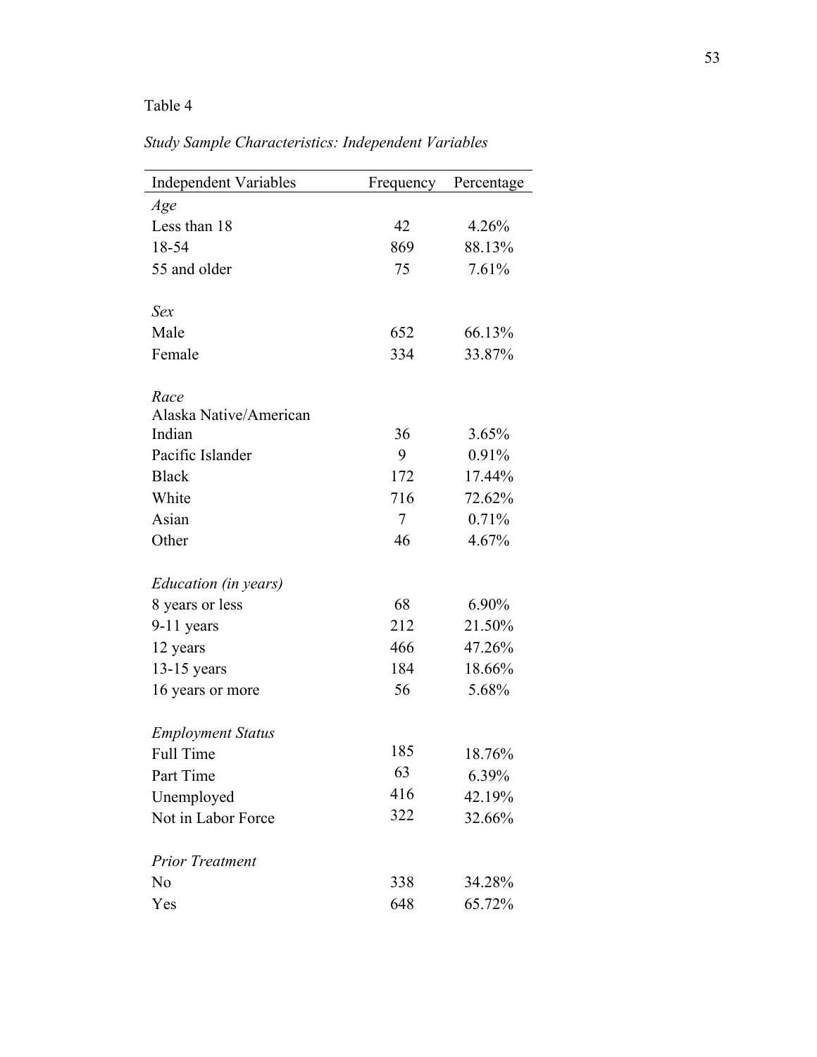Table 4

*Study Sample Characteristics: Independent Variables*

| Independent Variables | Frequency | Percentage |
|---|---|---|
| *Age* | | |
| Less than 18 | 42 | 4.26% |
| 18-54 | 869 | 88.13% |
| 55 and older | 75 | 7.61% |
| | | |
| *Sex* | | |
| Male | 652 | 66.13% |
| Female | 334 | 33.87% |
| | | |
| *Race* | | |
| Alaska Native/American Indian | 36 | 3.65% |
| Pacific Islander | 9 | 0.91% |
| Black | 172 | 17.44% |
| White | 716 | 72.62% |
| Asian | 7 | 0.71% |
| Other | 46 | 4.67% |
| | | |
| *Education (in years)* | | |
| 8 years or less | 68 | 6.90% |
| 9-11 years | 212 | 21.50% |
| 12 years | 466 | 47.26% |
| 13-15 years | 184 | 18.66% |
| 16 years or more | 56 | 5.68% |
| | | |
| *Employment Status* | | |
| Full Time | 185 | 18.76% |
| Part Time | 63 | 6.39% |
| Unemployed | 416 | 42.19% |
| Not in Labor Force | 322 | 32.66% |
| | | |
| *Prior Treatment* | | |
| No | 338 | 34.28% |
| Yes | 648 | 65.72% |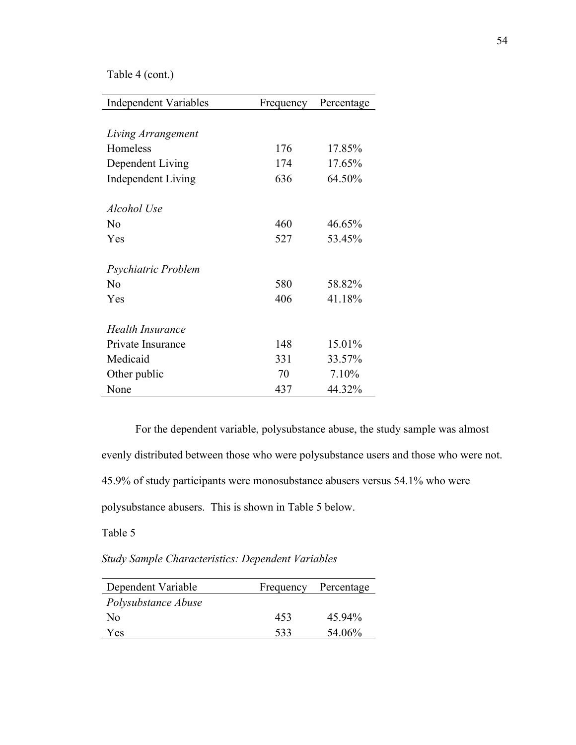Table 4 (cont.)

| Independent Variables | Frequency | Percentage |
|---|---|---|
| *Living Arrangement* | | |
| Homeless | 176 | 17.85% |
| Dependent Living | 174 | 17.65% |
| Independent Living | 636 | 64.50% |
| *Alcohol Use* | | |
| No | 460 | 46.65% |
| Yes | 527 | 53.45% |
| *Psychiatric Problem* | | |
| No | 580 | 58.82% |
| Yes | 406 | 41.18% |
| *Health Insurance* | | |
| Private Insurance | 148 | 15.01% |
| Medicaid | 331 | 33.57% |
| Other public | 70 | 7.10% |
| None | 437 | 44.32% |

For the dependent variable, polysubstance abuse, the study sample was almost evenly distributed between those who were polysubstance users and those who were not. 45.9% of study participants were monosubstance abusers versus 54.1% who were polysubstance abusers. This is shown in Table 5 below.

Table 5

*Study Sample Characteristics: Dependent Variables*

| Dependent Variable | Frequency | Percentage |
|---|---|---|
| *Polysubstance Abuse* | | |
| No | 453 | 45.94% |
| Yes | 533 | 54.06% |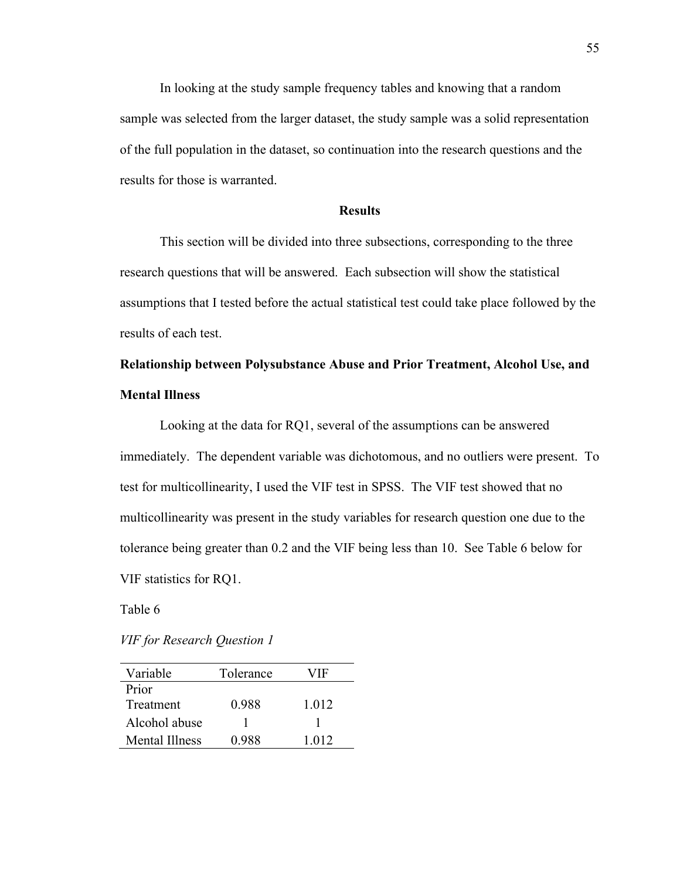In looking at the study sample frequency tables and knowing that a random sample was selected from the larger dataset, the study sample was a solid representation of the full population in the dataset, so continuation into the research questions and the results for those is warranted.

## Results

This section will be divided into three subsections, corresponding to the three research questions that will be answered. Each subsection will show the statistical assumptions that I tested before the actual statistical test could take place followed by the results of each test.

### Relationship between Polysubstance Abuse and Prior Treatment, Alcohol Use, and Mental Illness

Looking at the data for RQ1, several of the assumptions can be answered immediately. The dependent variable was dichotomous, and no outliers were present. To test for multicollinearity, I used the VIF test in SPSS. The VIF test showed that no multicollinearity was present in the study variables for research question one due to the tolerance being greater than 0.2 and the VIF being less than 10. See Table 6 below for VIF statistics for RQ1.

Table 6

*VIF for Research Question 1*

| Variable | Tolerance | VIF |
|---|---|---|
| Prior Treatment | 0.988 | 1.012 |
| Alcohol abuse | 1 | 1 |
| Mental Illness | 0.988 | 1.012 |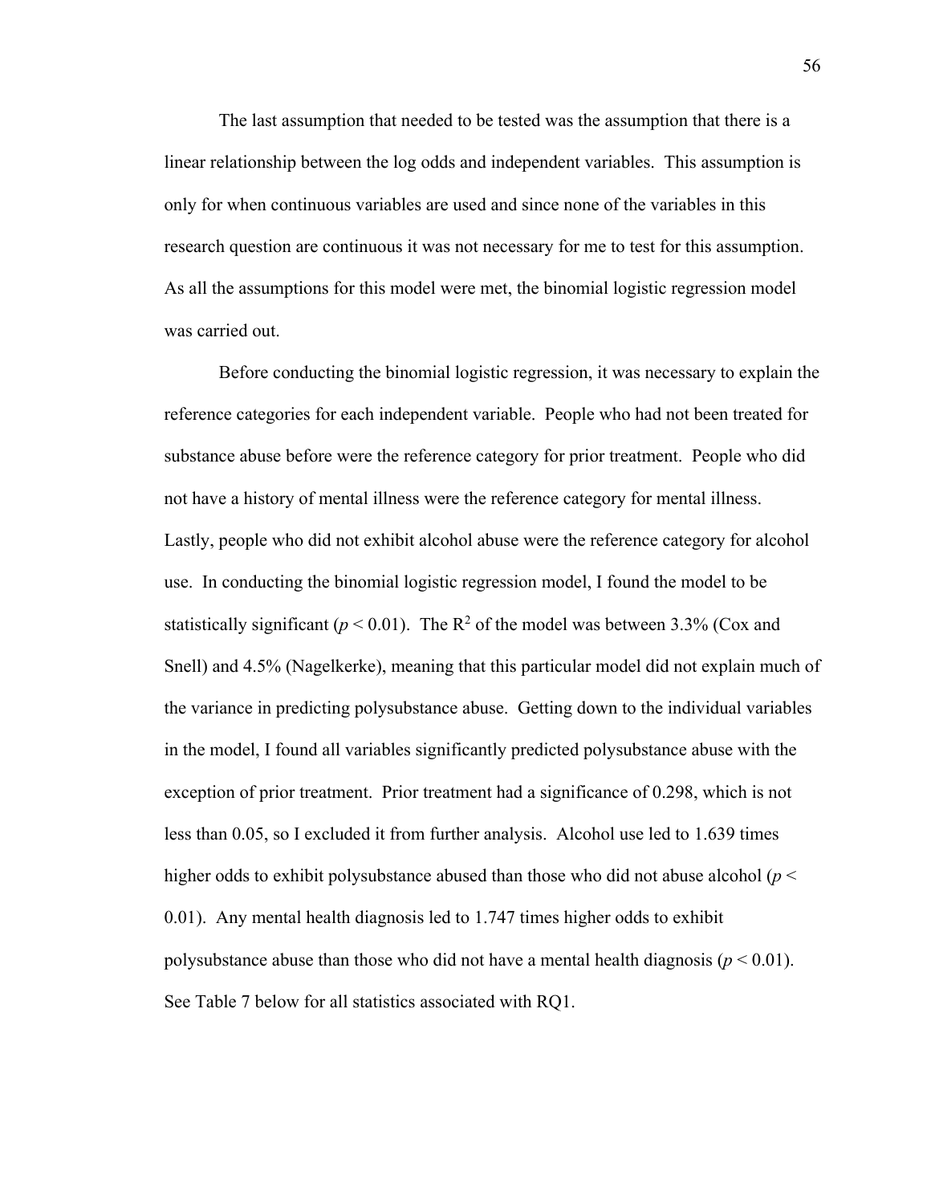The last assumption that needed to be tested was the assumption that there is a linear relationship between the log odds and independent variables. This assumption is only for when continuous variables are used and since none of the variables in this research question are continuous it was not necessary for me to test for this assumption. As all the assumptions for this model were met, the binomial logistic regression model was carried out.

Before conducting the binomial logistic regression, it was necessary to explain the reference categories for each independent variable. People who had not been treated for substance abuse before were the reference category for prior treatment. People who did not have a history of mental illness were the reference category for mental illness. Lastly, people who did not exhibit alcohol abuse were the reference category for alcohol use. In conducting the binomial logistic regression model, I found the model to be statistically significant ($p < 0.01$). The $R^2$ of the model was between 3.3% (Cox and Snell) and 4.5% (Nagelkerke), meaning that this particular model did not explain much of the variance in predicting polysubstance abuse. Getting down to the individual variables in the model, I found all variables significantly predicted polysubstance abuse with the exception of prior treatment. Prior treatment had a significance of 0.298, which is not less than 0.05, so I excluded it from further analysis. Alcohol use led to 1.639 times higher odds to exhibit polysubstance abused than those who did not abuse alcohol ($p < 0.01$). Any mental health diagnosis led to 1.747 times higher odds to exhibit polysubstance abuse than those who did not have a mental health diagnosis ($p < 0.01$). See Table 7 below for all statistics associated with RQ1.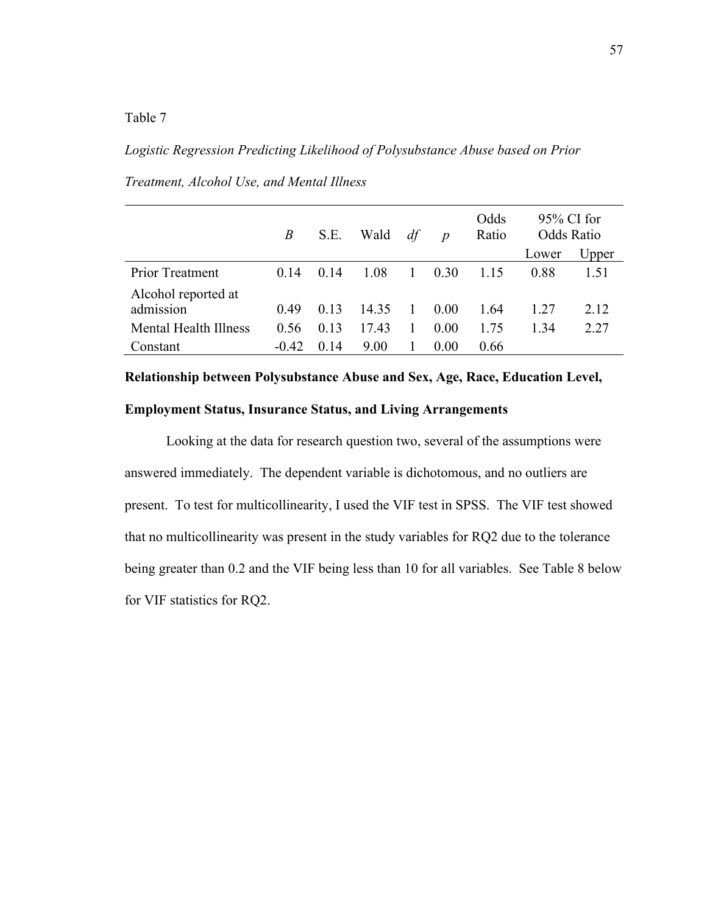Table 7

*Logistic Regression Predicting Likelihood of Polysubstance Abuse based on Prior Treatment, Alcohol Use, and Mental Illness*

| | *B* | S.E. | Wald | *df* | *p* | Odds Ratio | 95% CI for Odds Ratio | |
|---|---|---|---|---|---|---|---|---|
| | | | | | | | Lower | Upper |
| Prior Treatment | 0.14 | 0.14 | 1.08 | 1 | 0.30 | 1.15 | 0.88 | 1.51 |
| Alcohol reported at admission | 0.49 | 0.13 | 14.35 | 1 | 0.00 | 1.64 | 1.27 | 2.12 |
| Mental Health Illness | 0.56 | 0.13 | 17.43 | 1 | 0.00 | 1.75 | 1.34 | 2.27 |
| Constant | -0.42 | 0.14 | 9.00 | 1 | 0.00 | 0.66 | | |

**Relationship between Polysubstance Abuse and Sex, Age, Race, Education Level, Employment Status, Insurance Status, and Living Arrangements**

Looking at the data for research question two, several of the assumptions were answered immediately. The dependent variable is dichotomous, and no outliers are present. To test for multicollinearity, I used the VIF test in SPSS. The VIF test showed that no multicollinearity was present in the study variables for RQ2 due to the tolerance being greater than 0.2 and the VIF being less than 10 for all variables. See Table 8 below for VIF statistics for RQ2.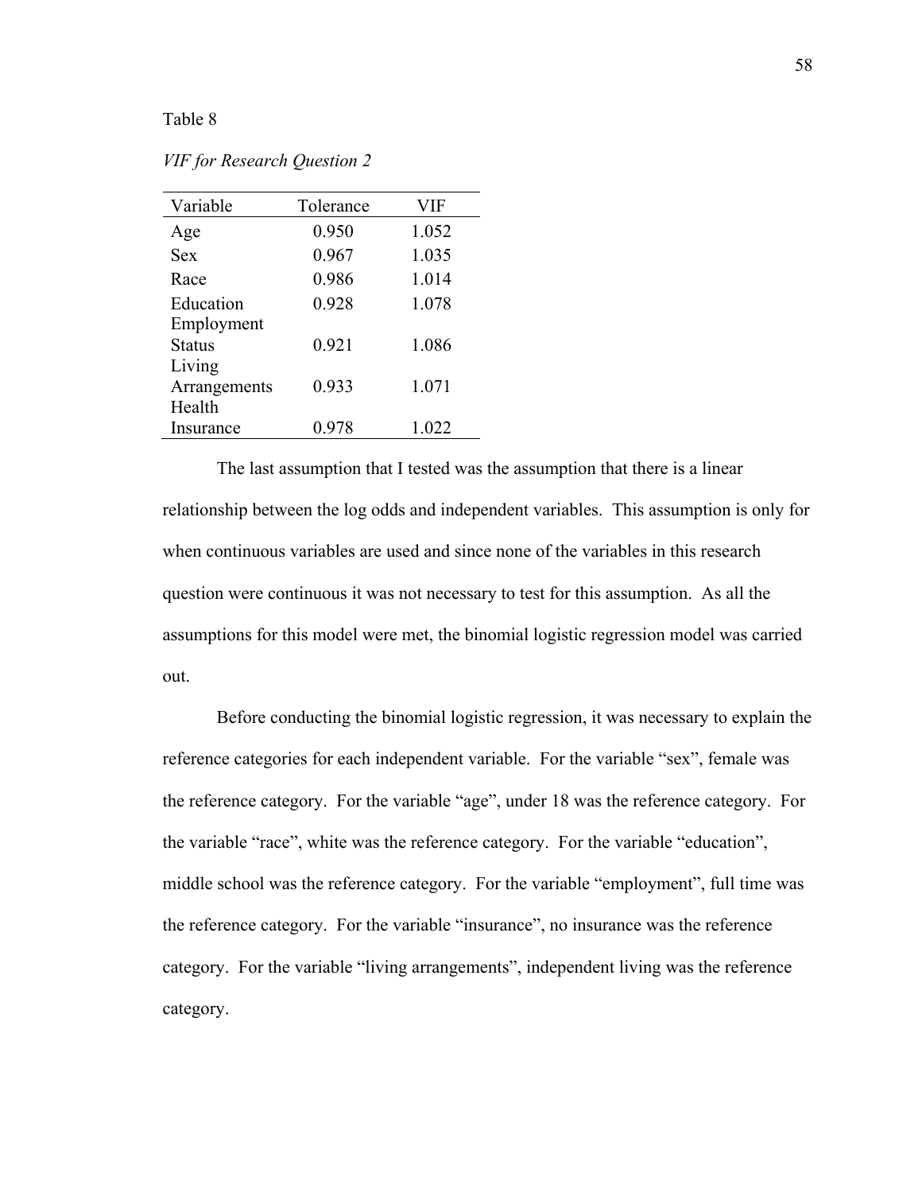Table 8

*VIF for Research Question 2*

| Variable | Tolerance | VIF |
|---|---|---|
| Age | 0.950 | 1.052 |
| Sex | 0.967 | 1.035 |
| Race | 0.986 | 1.014 |
| Education | 0.928 | 1.078 |
| Employment Status | 0.921 | 1.086 |
| Living Arrangements | 0.933 | 1.071 |
| Health Insurance | 0.978 | 1.022 |

The last assumption that I tested was the assumption that there is a linear relationship between the log odds and independent variables. This assumption is only for when continuous variables are used and since none of the variables in this research question were continuous it was not necessary to test for this assumption. As all the assumptions for this model were met, the binomial logistic regression model was carried out.

Before conducting the binomial logistic regression, it was necessary to explain the reference categories for each independent variable. For the variable "sex", female was the reference category. For the variable "age", under 18 was the reference category. For the variable "race", white was the reference category. For the variable "education", middle school was the reference category. For the variable "employment", full time was the reference category. For the variable "insurance", no insurance was the reference category. For the variable "living arrangements", independent living was the reference category.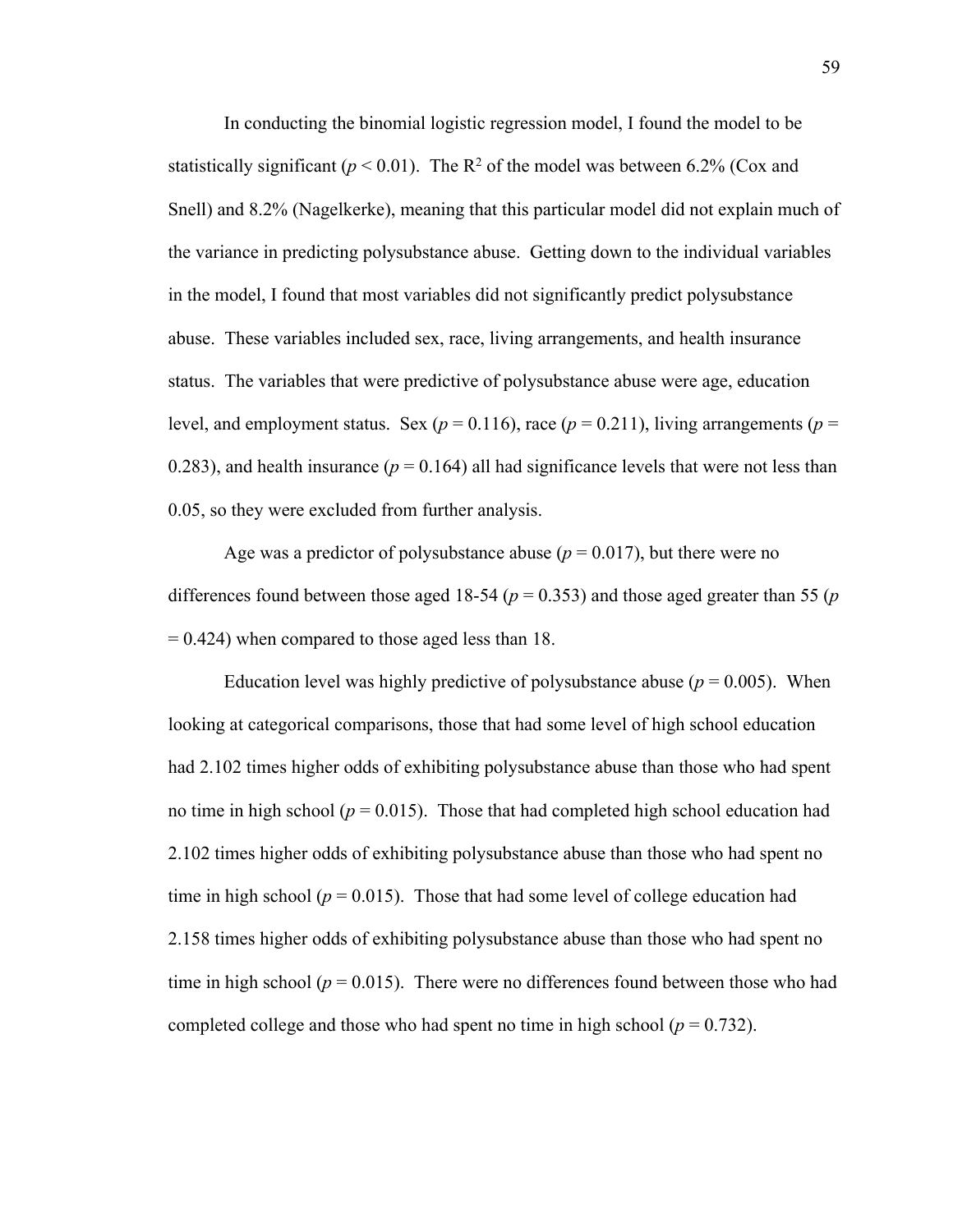In conducting the binomial logistic regression model, I found the model to be statistically significant ($p < 0.01$). The $R^2$ of the model was between 6.2% (Cox and Snell) and 8.2% (Nagelkerke), meaning that this particular model did not explain much of the variance in predicting polysubstance abuse. Getting down to the individual variables in the model, I found that most variables did not significantly predict polysubstance abuse. These variables included sex, race, living arrangements, and health insurance status. The variables that were predictive of polysubstance abuse were age, education level, and employment status. Sex ($p = 0.116$), race ($p = 0.211$), living arrangements ($p = 0.283$), and health insurance ($p = 0.164$) all had significance levels that were not less than 0.05, so they were excluded from further analysis.

Age was a predictor of polysubstance abuse ($p = 0.017$), but there were no differences found between those aged 18-54 ($p = 0.353$) and those aged greater than 55 ($p = 0.424$) when compared to those aged less than 18.

Education level was highly predictive of polysubstance abuse ($p = 0.005$). When looking at categorical comparisons, those that had some level of high school education had 2.102 times higher odds of exhibiting polysubstance abuse than those who had spent no time in high school ($p = 0.015$). Those that had completed high school education had 2.102 times higher odds of exhibiting polysubstance abuse than those who had spent no time in high school ($p = 0.015$). Those that had some level of college education had 2.158 times higher odds of exhibiting polysubstance abuse than those who had spent no time in high school ($p = 0.015$). There were no differences found between those who had completed college and those who had spent no time in high school ($p = 0.732$).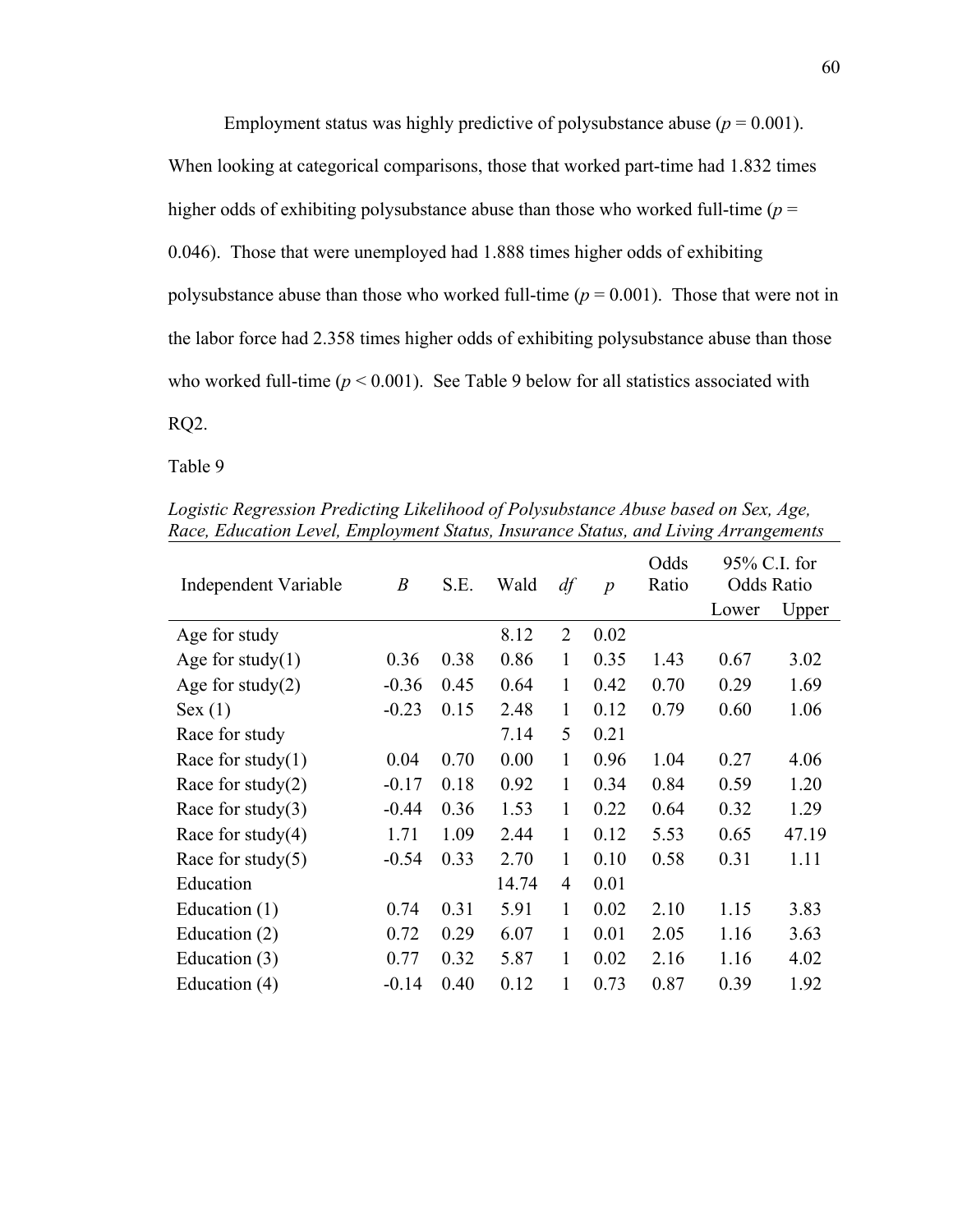Employment status was highly predictive of polysubstance abuse ($p = 0.001$). When looking at categorical comparisons, those that worked part-time had 1.832 times higher odds of exhibiting polysubstance abuse than those who worked full-time ($p = 0.046$). Those that were unemployed had 1.888 times higher odds of exhibiting polysubstance abuse than those who worked full-time ($p = 0.001$). Those that were not in the labor force had 2.358 times higher odds of exhibiting polysubstance abuse than those who worked full-time ($p < 0.001$). See Table 9 below for all statistics associated with RQ2.

Table 9

*Logistic Regression Predicting Likelihood of Polysubstance Abuse based on Sex, Age, Race, Education Level, Employment Status, Insurance Status, and Living Arrangements*

| Independent Variable | *B* | S.E. | Wald | *df* | *p* | Odds Ratio | 95% C.I. for Odds Ratio | |
|---|---|---|---|---|---|---|---|---|
| | | | | | | | Lower | Upper |
| Age for study | | | 8.12 | 2 | 0.02 | | | |
| Age for study(1) | 0.36 | 0.38 | 0.86 | 1 | 0.35 | 1.43 | 0.67 | 3.02 |
| Age for study(2) | -0.36 | 0.45 | 0.64 | 1 | 0.42 | 0.70 | 0.29 | 1.69 |
| Sex (1) | -0.23 | 0.15 | 2.48 | 1 | 0.12 | 0.79 | 0.60 | 1.06 |
| Race for study | | | 7.14 | 5 | 0.21 | | | |
| Race for study(1) | 0.04 | 0.70 | 0.00 | 1 | 0.96 | 1.04 | 0.27 | 4.06 |
| Race for study(2) | -0.17 | 0.18 | 0.92 | 1 | 0.34 | 0.84 | 0.59 | 1.20 |
| Race for study(3) | -0.44 | 0.36 | 1.53 | 1 | 0.22 | 0.64 | 0.32 | 1.29 |
| Race for study(4) | 1.71 | 1.09 | 2.44 | 1 | 0.12 | 5.53 | 0.65 | 47.19 |
| Race for study(5) | -0.54 | 0.33 | 2.70 | 1 | 0.10 | 0.58 | 0.31 | 1.11 |
| Education | | | 14.74 | 4 | 0.01 | | | |
| Education (1) | 0.74 | 0.31 | 5.91 | 1 | 0.02 | 2.10 | 1.15 | 3.83 |
| Education (2) | 0.72 | 0.29 | 6.07 | 1 | 0.01 | 2.05 | 1.16 | 3.63 |
| Education (3) | 0.77 | 0.32 | 5.87 | 1 | 0.02 | 2.16 | 1.16 | 4.02 |
| Education (4) | -0.14 | 0.40 | 0.12 | 1 | 0.73 | 0.87 | 0.39 | 1.92 |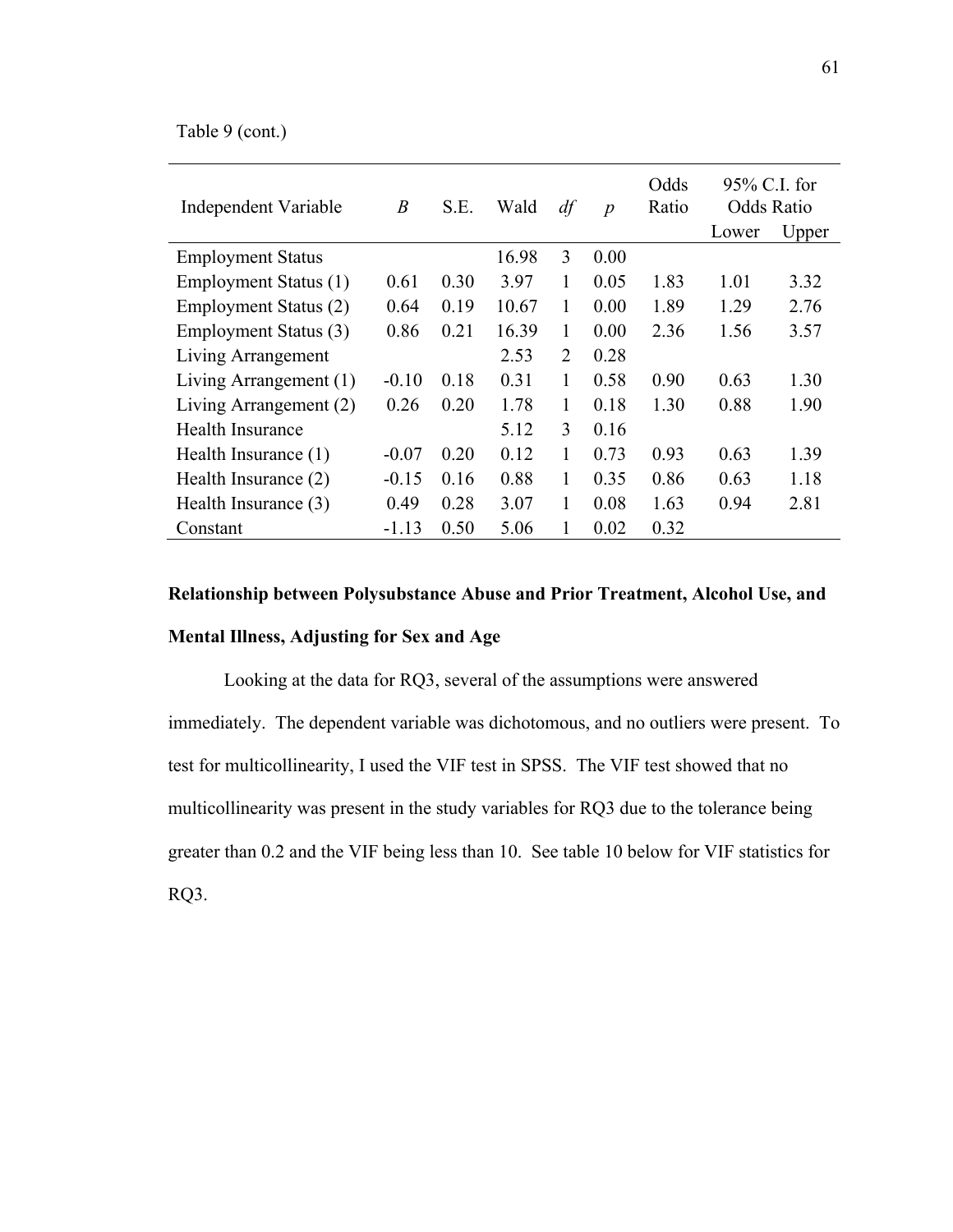Table 9 (cont.)

| Independent Variable | *B* | S.E. | Wald | *df* | *p* | Odds Ratio | 95% C.I. for Odds Ratio | |
|---|---|---|---|---|---|---|---|---|
| | | | | | | | Lower | Upper |
| Employment Status | | | 16.98 | 3 | 0.00 | | | |
| Employment Status (1) | 0.61 | 0.30 | 3.97 | 1 | 0.05 | 1.83 | 1.01 | 3.32 |
| Employment Status (2) | 0.64 | 0.19 | 10.67 | 1 | 0.00 | 1.89 | 1.29 | 2.76 |
| Employment Status (3) | 0.86 | 0.21 | 16.39 | 1 | 0.00 | 2.36 | 1.56 | 3.57 |
| Living Arrangement | | | 2.53 | 2 | 0.28 | | | |
| Living Arrangement (1) | -0.10 | 0.18 | 0.31 | 1 | 0.58 | 0.90 | 0.63 | 1.30 |
| Living Arrangement (2) | 0.26 | 0.20 | 1.78 | 1 | 0.18 | 1.30 | 0.88 | 1.90 |
| Health Insurance | | | 5.12 | 3 | 0.16 | | | |
| Health Insurance (1) | -0.07 | 0.20 | 0.12 | 1 | 0.73 | 0.93 | 0.63 | 1.39 |
| Health Insurance (2) | -0.15 | 0.16 | 0.88 | 1 | 0.35 | 0.86 | 0.63 | 1.18 |
| Health Insurance (3) | 0.49 | 0.28 | 3.07 | 1 | 0.08 | 1.63 | 0.94 | 2.81 |
| Constant | -1.13 | 0.50 | 5.06 | 1 | 0.02 | 0.32 | | |

**Relationship between Polysubstance Abuse and Prior Treatment, Alcohol Use, and Mental Illness, Adjusting for Sex and Age**

Looking at the data for RQ3, several of the assumptions were answered immediately. The dependent variable was dichotomous, and no outliers were present. To test for multicollinearity, I used the VIF test in SPSS. The VIF test showed that no multicollinearity was present in the study variables for RQ3 due to the tolerance being greater than 0.2 and the VIF being less than 10. See table 10 below for VIF statistics for RQ3.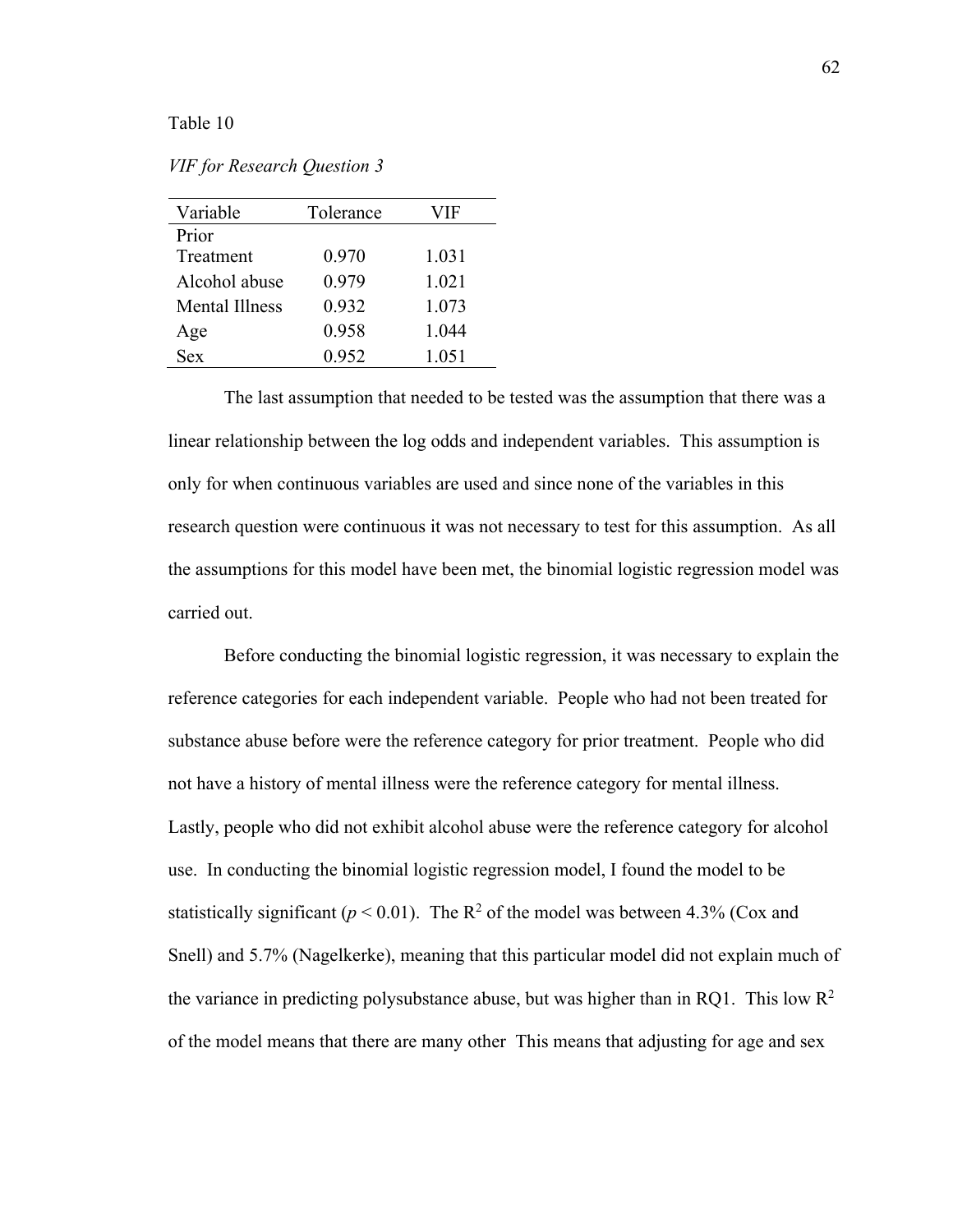Table 10

*VIF for Research Question 3*

| Variable | Tolerance | VIF |
|---|---|---|
| Prior Treatment | 0.970 | 1.031 |
| Alcohol abuse | 0.979 | 1.021 |
| Mental Illness | 0.932 | 1.073 |
| Age | 0.958 | 1.044 |
| Sex | 0.952 | 1.051 |

The last assumption that needed to be tested was the assumption that there was a linear relationship between the log odds and independent variables. This assumption is only for when continuous variables are used and since none of the variables in this research question were continuous it was not necessary to test for this assumption. As all the assumptions for this model have been met, the binomial logistic regression model was carried out.

Before conducting the binomial logistic regression, it was necessary to explain the reference categories for each independent variable. People who had not been treated for substance abuse before were the reference category for prior treatment. People who did not have a history of mental illness were the reference category for mental illness. Lastly, people who did not exhibit alcohol abuse were the reference category for alcohol use. In conducting the binomial logistic regression model, I found the model to be statistically significant ($p < 0.01$). The $R^2$ of the model was between 4.3% (Cox and Snell) and 5.7% (Nagelkerke), meaning that this particular model did not explain much of the variance in predicting polysubstance abuse, but was higher than in RQ1. This low $R^2$ of the model means that there are many other This means that adjusting for age and sex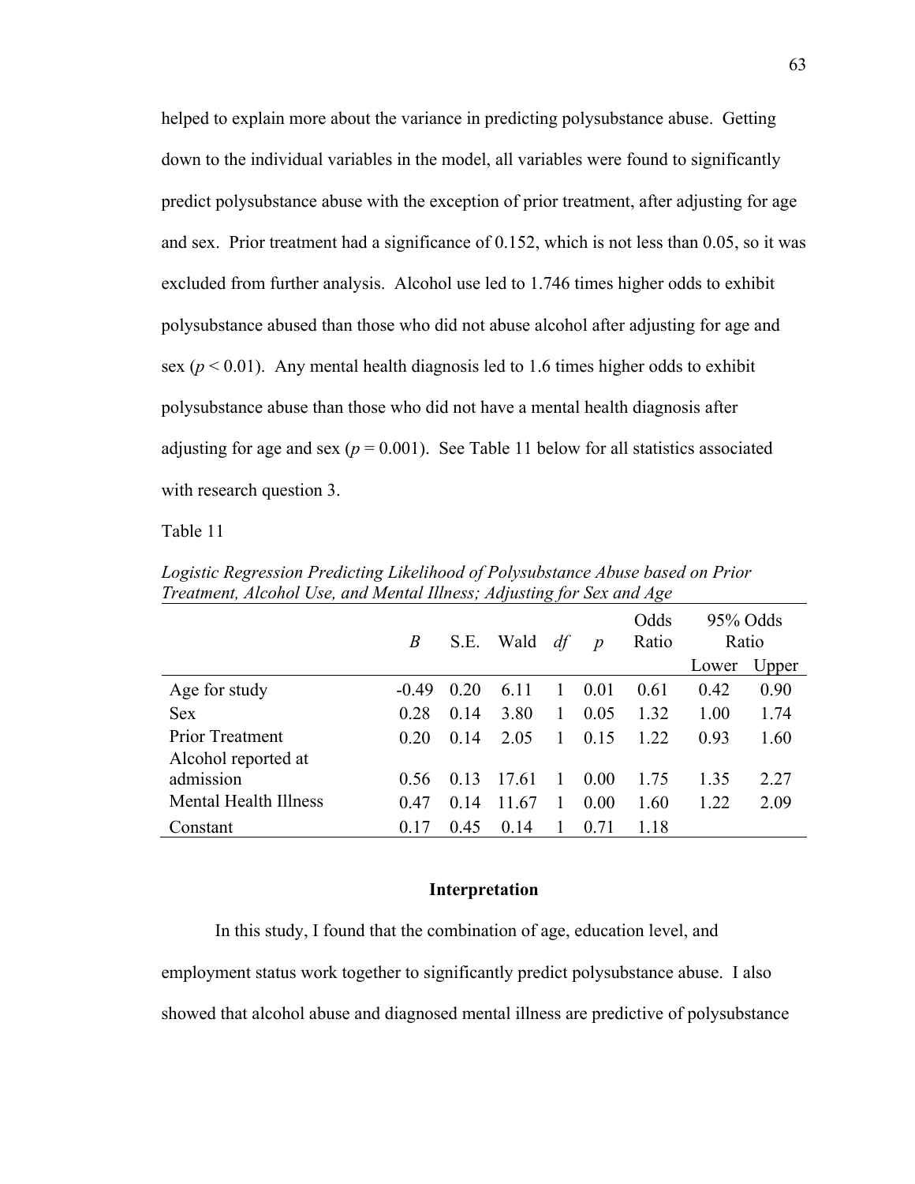helped to explain more about the variance in predicting polysubstance abuse. Getting down to the individual variables in the model, all variables were found to significantly predict polysubstance abuse with the exception of prior treatment, after adjusting for age and sex. Prior treatment had a significance of 0.152, which is not less than 0.05, so it was excluded from further analysis. Alcohol use led to 1.746 times higher odds to exhibit polysubstance abused than those who did not abuse alcohol after adjusting for age and sex ($p < 0.01$). Any mental health diagnosis led to 1.6 times higher odds to exhibit polysubstance abuse than those who did not have a mental health diagnosis after adjusting for age and sex ($p = 0.001$). See Table 11 below for all statistics associated with research question 3.

Table 11

*Logistic Regression Predicting Likelihood of Polysubstance Abuse based on Prior Treatment, Alcohol Use, and Mental Illness; Adjusting for Sex and Age*

| | *B* | S.E. | Wald | *df* | *p* | Odds Ratio | 95% Odds Ratio | |
|---|---|---|---|---|---|---|---|---|
| | | | | | | | Lower | Upper |
| Age for study | -0.49 | 0.20 | 6.11 | 1 | 0.01 | 0.61 | 0.42 | 0.90 |
| Sex | 0.28 | 0.14 | 3.80 | 1 | 0.05 | 1.32 | 1.00 | 1.74 |
| Prior Treatment | 0.20 | 0.14 | 2.05 | 1 | 0.15 | 1.22 | 0.93 | 1.60 |
| Alcohol reported at admission | 0.56 | 0.13 | 17.61 | 1 | 0.00 | 1.75 | 1.35 | 2.27 |
| Mental Health Illness | 0.47 | 0.14 | 11.67 | 1 | 0.00 | 1.60 | 1.22 | 2.09 |
| Constant | 0.17 | 0.45 | 0.14 | 1 | 0.71 | 1.18 | | |

## Interpretation

In this study, I found that the combination of age, education level, and employment status work together to significantly predict polysubstance abuse. I also showed that alcohol abuse and diagnosed mental illness are predictive of polysubstance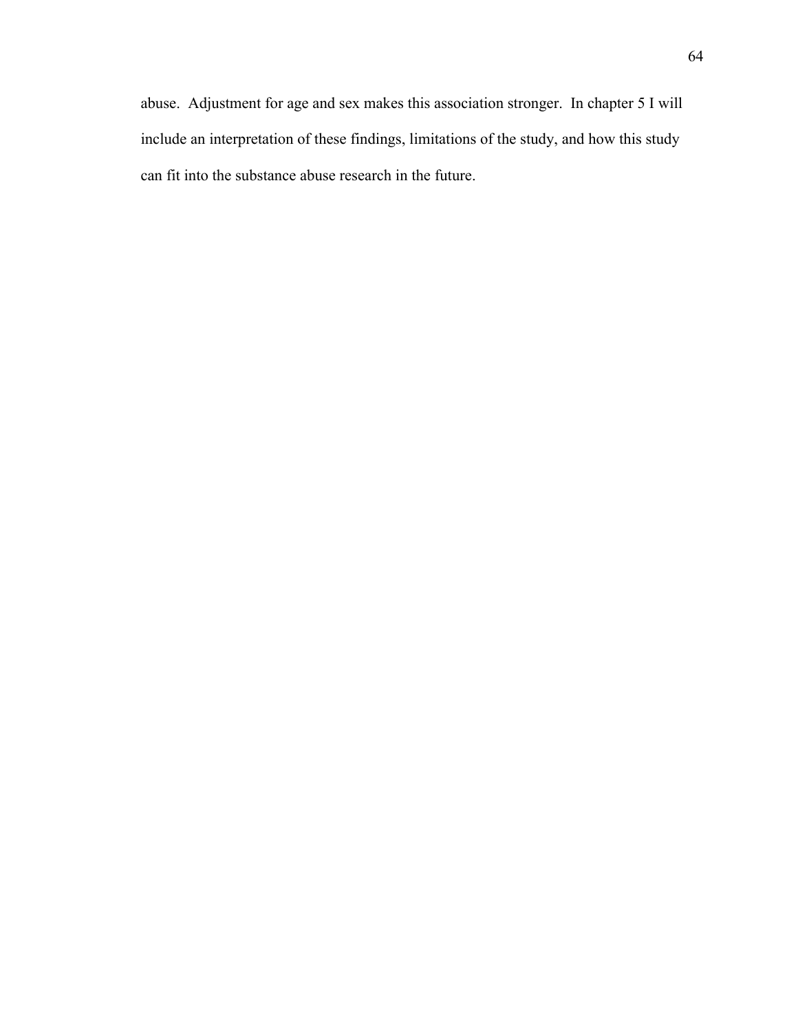abuse. Adjustment for age and sex makes this association stronger. In chapter 5 I will include an interpretation of these findings, limitations of the study, and how this study can fit into the substance abuse research in the future.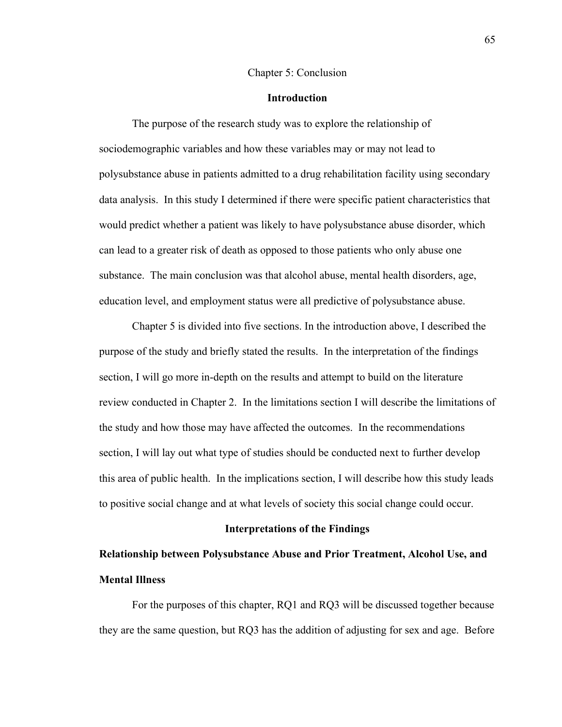# Chapter 5: Conclusion

## Introduction

The purpose of the research study was to explore the relationship of sociodemographic variables and how these variables may or may not lead to polysubstance abuse in patients admitted to a drug rehabilitation facility using secondary data analysis. In this study I determined if there were specific patient characteristics that would predict whether a patient was likely to have polysubstance abuse disorder, which can lead to a greater risk of death as opposed to those patients who only abuse one substance. The main conclusion was that alcohol abuse, mental health disorders, age, education level, and employment status were all predictive of polysubstance abuse.

Chapter 5 is divided into five sections. In the introduction above, I described the purpose of the study and briefly stated the results. In the interpretation of the findings section, I will go more in-depth on the results and attempt to build on the literature review conducted in Chapter 2. In the limitations section I will describe the limitations of the study and how those may have affected the outcomes. In the recommendations section, I will lay out what type of studies should be conducted next to further develop this area of public health. In the implications section, I will describe how this study leads to positive social change and at what levels of society this social change could occur.

## Interpretations of the Findings

### Relationship between Polysubstance Abuse and Prior Treatment, Alcohol Use, and Mental Illness

For the purposes of this chapter, RQ1 and RQ3 will be discussed together because they are the same question, but RQ3 has the addition of adjusting for sex and age. Before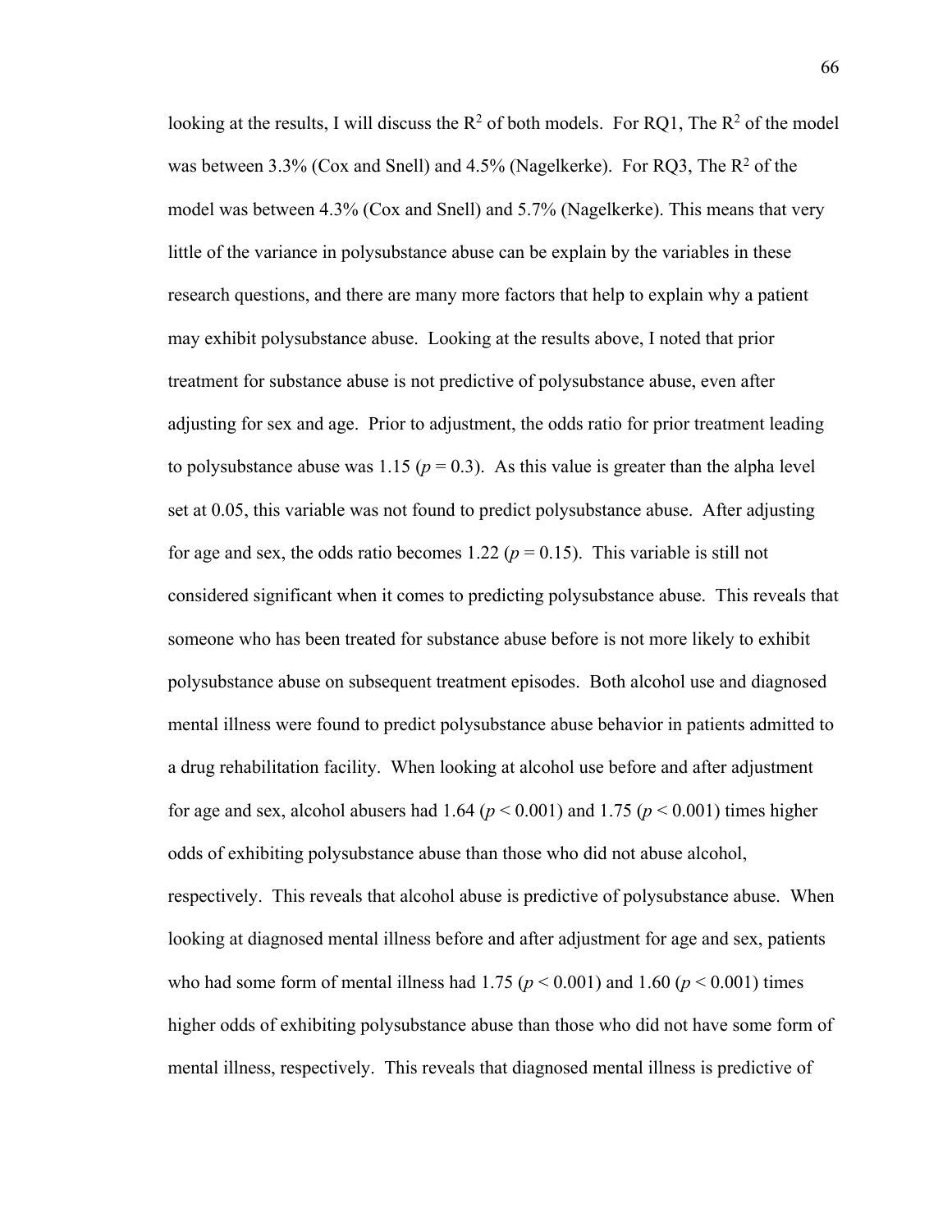looking at the results, I will discuss the $R^2$ of both models. For RQ1, The $R^2$ of the model was between 3.3% (Cox and Snell) and 4.5% (Nagelkerke). For RQ3, The $R^2$ of the model was between 4.3% (Cox and Snell) and 5.7% (Nagelkerke). This means that very little of the variance in polysubstance abuse can be explain by the variables in these research questions, and there are many more factors that help to explain why a patient may exhibit polysubstance abuse. Looking at the results above, I noted that prior treatment for substance abuse is not predictive of polysubstance abuse, even after adjusting for sex and age. Prior to adjustment, the odds ratio for prior treatment leading to polysubstance abuse was 1.15 ($p = 0.3$). As this value is greater than the alpha level set at 0.05, this variable was not found to predict polysubstance abuse. After adjusting for age and sex, the odds ratio becomes 1.22 ($p = 0.15$). This variable is still not considered significant when it comes to predicting polysubstance abuse. This reveals that someone who has been treated for substance abuse before is not more likely to exhibit polysubstance abuse on subsequent treatment episodes. Both alcohol use and diagnosed mental illness were found to predict polysubstance abuse behavior in patients admitted to a drug rehabilitation facility. When looking at alcohol use before and after adjustment for age and sex, alcohol abusers had 1.64 ($p < 0.001$) and 1.75 ($p < 0.001$) times higher odds of exhibiting polysubstance abuse than those who did not abuse alcohol, respectively. This reveals that alcohol abuse is predictive of polysubstance abuse. When looking at diagnosed mental illness before and after adjustment for age and sex, patients who had some form of mental illness had 1.75 ($p < 0.001$) and 1.60 ($p < 0.001$) times higher odds of exhibiting polysubstance abuse than those who did not have some form of mental illness, respectively. This reveals that diagnosed mental illness is predictive of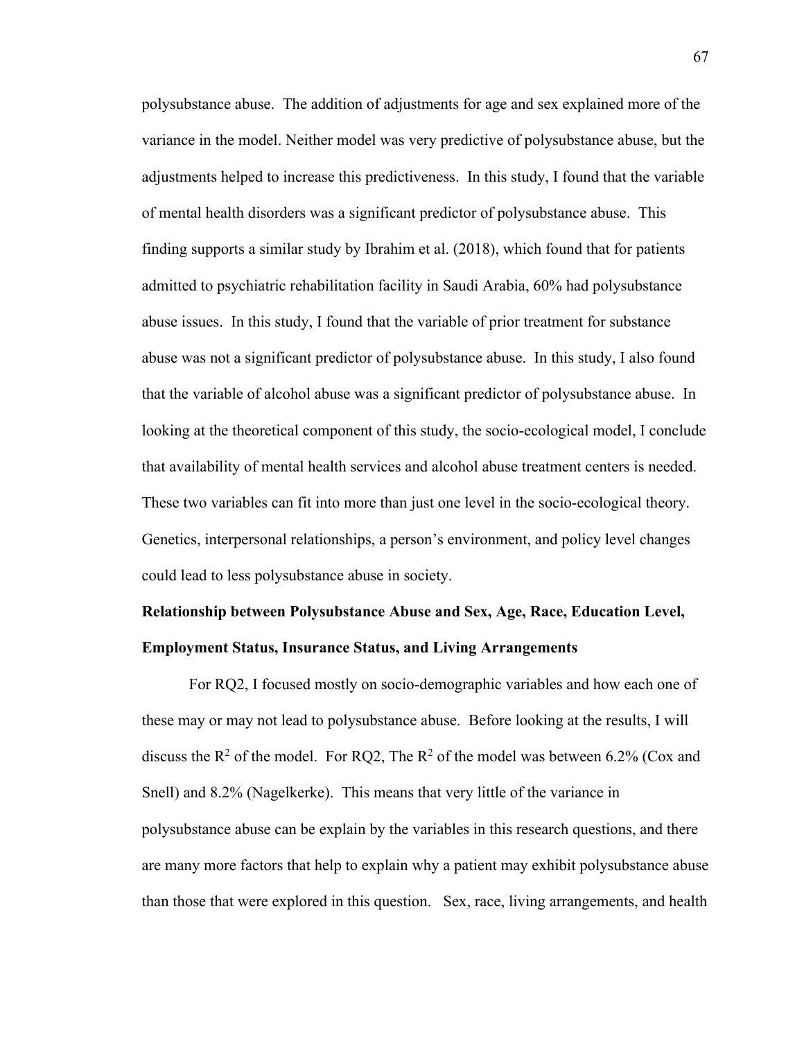polysubstance abuse. The addition of adjustments for age and sex explained more of the variance in the model. Neither model was very predictive of polysubstance abuse, but the adjustments helped to increase this predictiveness. In this study, I found that the variable of mental health disorders was a significant predictor of polysubstance abuse. This finding supports a similar study by Ibrahim et al. (2018), which found that for patients admitted to psychiatric rehabilitation facility in Saudi Arabia, 60% had polysubstance abuse issues. In this study, I found that the variable of prior treatment for substance abuse was not a significant predictor of polysubstance abuse. In this study, I also found that the variable of alcohol abuse was a significant predictor of polysubstance abuse. In looking at the theoretical component of this study, the socio-ecological model, I conclude that availability of mental health services and alcohol abuse treatment centers is needed. These two variables can fit into more than just one level in the socio-ecological theory. Genetics, interpersonal relationships, a person's environment, and policy level changes could lead to less polysubstance abuse in society.

**Relationship between Polysubstance Abuse and Sex, Age, Race, Education Level, Employment Status, Insurance Status, and Living Arrangements**

For RQ2, I focused mostly on socio-demographic variables and how each one of these may or may not lead to polysubstance abuse. Before looking at the results, I will discuss the $R^2$ of the model. For RQ2, The $R^2$ of the model was between 6.2% (Cox and Snell) and 8.2% (Nagelkerke). This means that very little of the variance in polysubstance abuse can be explain by the variables in this research questions, and there are many more factors that help to explain why a patient may exhibit polysubstance abuse than those that were explored in this question. Sex, race, living arrangements, and health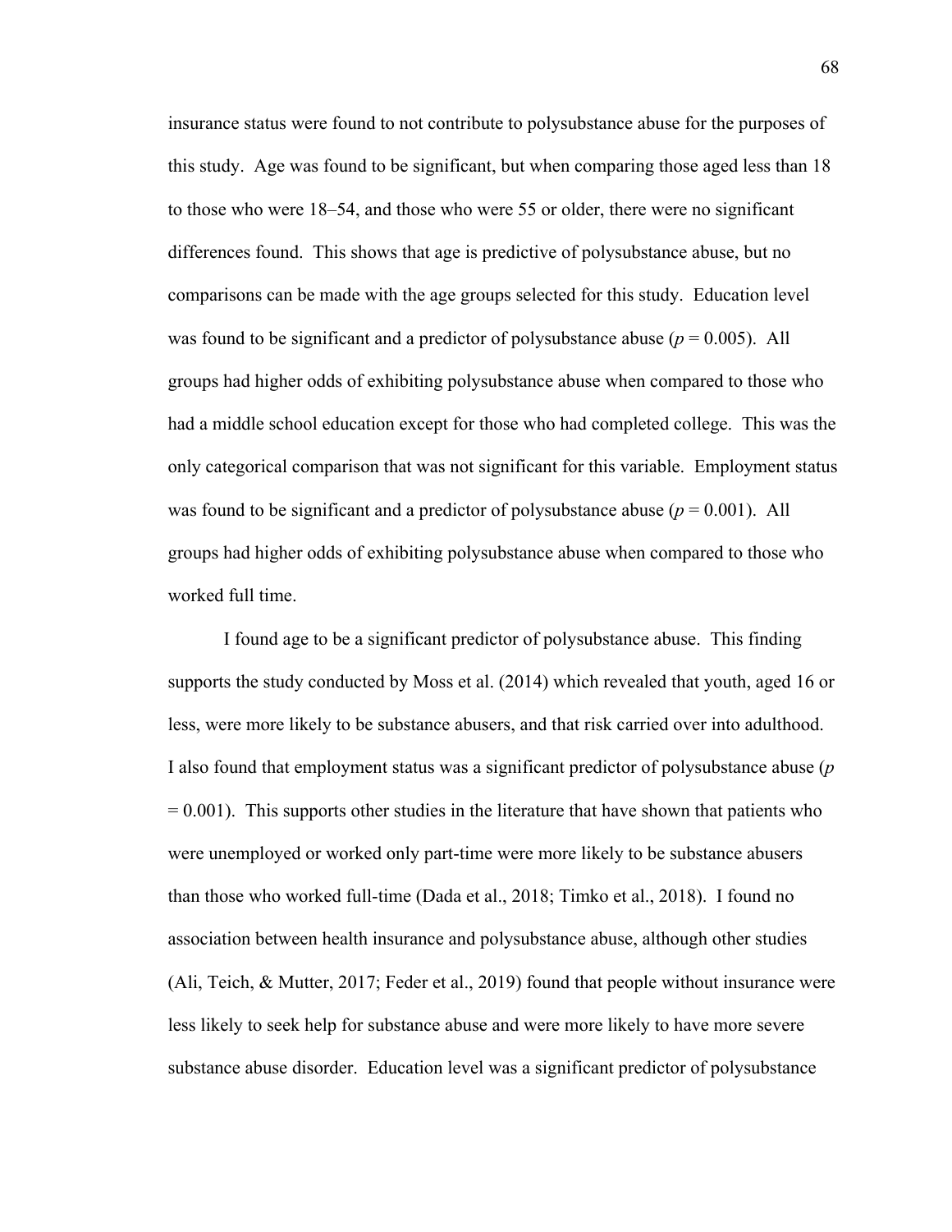insurance status were found to not contribute to polysubstance abuse for the purposes of this study. Age was found to be significant, but when comparing those aged less than 18 to those who were 18–54, and those who were 55 or older, there were no significant differences found. This shows that age is predictive of polysubstance abuse, but no comparisons can be made with the age groups selected for this study. Education level was found to be significant and a predictor of polysubstance abuse ($p = 0.005$). All groups had higher odds of exhibiting polysubstance abuse when compared to those who had a middle school education except for those who had completed college. This was the only categorical comparison that was not significant for this variable. Employment status was found to be significant and a predictor of polysubstance abuse ($p = 0.001$). All groups had higher odds of exhibiting polysubstance abuse when compared to those who worked full time.

I found age to be a significant predictor of polysubstance abuse. This finding supports the study conducted by Moss et al. (2014) which revealed that youth, aged 16 or less, were more likely to be substance abusers, and that risk carried over into adulthood. I also found that employment status was a significant predictor of polysubstance abuse ($p = 0.001$). This supports other studies in the literature that have shown that patients who were unemployed or worked only part-time were more likely to be substance abusers than those who worked full-time (Dada et al., 2018; Timko et al., 2018). I found no association between health insurance and polysubstance abuse, although other studies (Ali, Teich, & Mutter, 2017; Feder et al., 2019) found that people without insurance were less likely to seek help for substance abuse and were more likely to have more severe substance abuse disorder. Education level was a significant predictor of polysubstance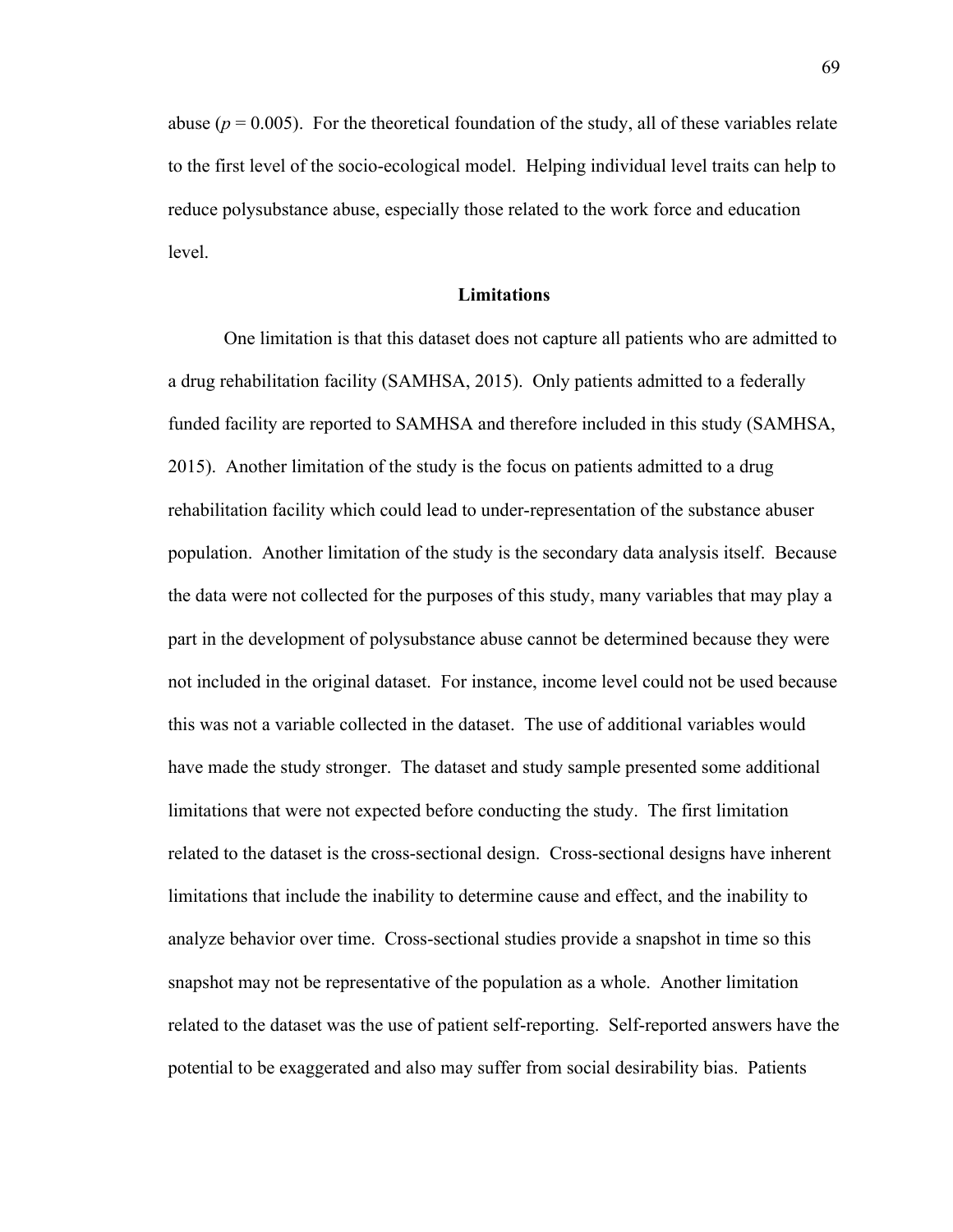abuse ($p = 0.005$). For the theoretical foundation of the study, all of these variables relate to the first level of the socio-ecological model. Helping individual level traits can help to reduce polysubstance abuse, especially those related to the work force and education level.

## Limitations

One limitation is that this dataset does not capture all patients who are admitted to a drug rehabilitation facility (SAMHSA, 2015). Only patients admitted to a federally funded facility are reported to SAMHSA and therefore included in this study (SAMHSA, 2015). Another limitation of the study is the focus on patients admitted to a drug rehabilitation facility which could lead to under-representation of the substance abuser population. Another limitation of the study is the secondary data analysis itself. Because the data were not collected for the purposes of this study, many variables that may play a part in the development of polysubstance abuse cannot be determined because they were not included in the original dataset. For instance, income level could not be used because this was not a variable collected in the dataset. The use of additional variables would have made the study stronger. The dataset and study sample presented some additional limitations that were not expected before conducting the study. The first limitation related to the dataset is the cross-sectional design. Cross-sectional designs have inherent limitations that include the inability to determine cause and effect, and the inability to analyze behavior over time. Cross-sectional studies provide a snapshot in time so this snapshot may not be representative of the population as a whole. Another limitation related to the dataset was the use of patient self-reporting. Self-reported answers have the potential to be exaggerated and also may suffer from social desirability bias. Patients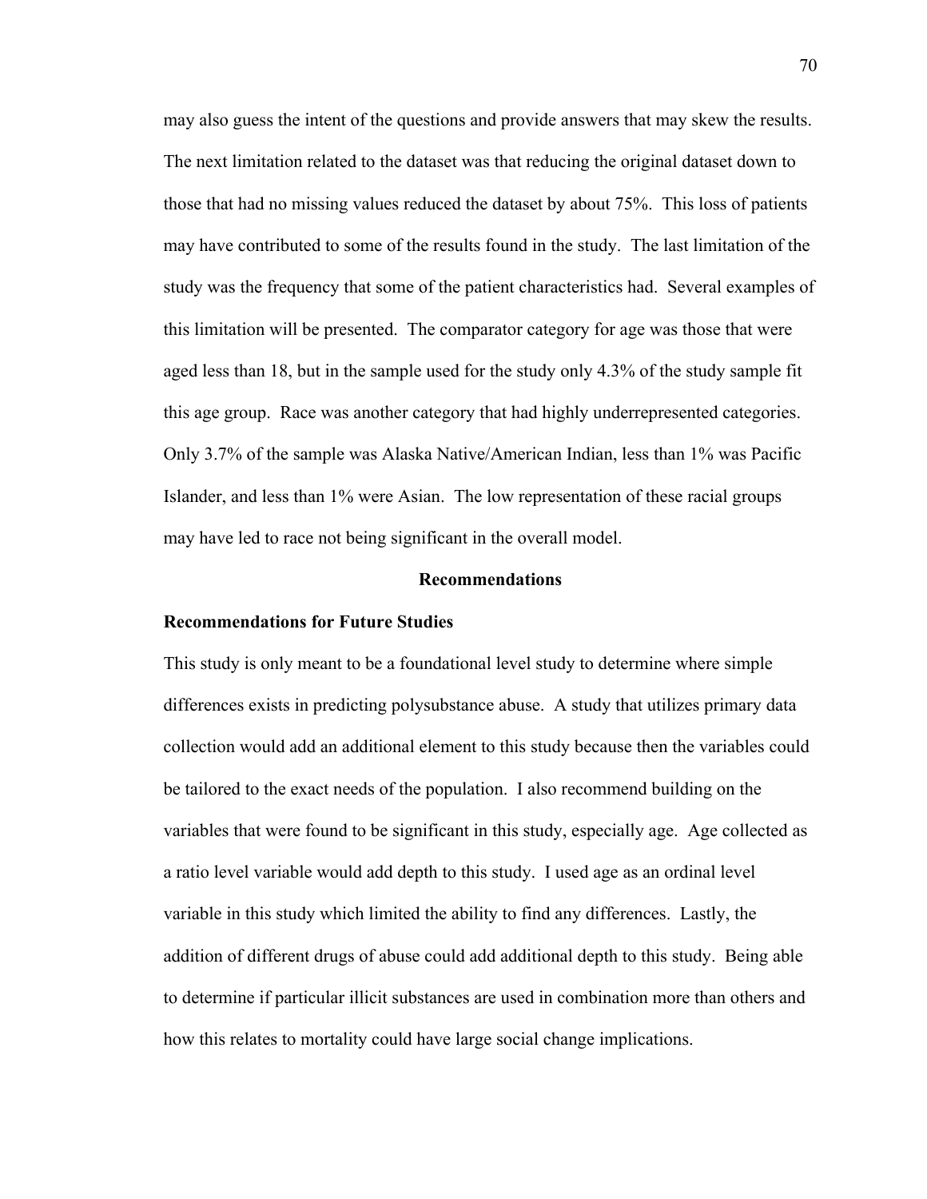may also guess the intent of the questions and provide answers that may skew the results. The next limitation related to the dataset was that reducing the original dataset down to those that had no missing values reduced the dataset by about 75%. This loss of patients may have contributed to some of the results found in the study. The last limitation of the study was the frequency that some of the patient characteristics had. Several examples of this limitation will be presented. The comparator category for age was those that were aged less than 18, but in the sample used for the study only 4.3% of the study sample fit this age group. Race was another category that had highly underrepresented categories. Only 3.7% of the sample was Alaska Native/American Indian, less than 1% was Pacific Islander, and less than 1% were Asian. The low representation of these racial groups may have led to race not being significant in the overall model.

## Recommendations

### Recommendations for Future Studies

This study is only meant to be a foundational level study to determine where simple differences exists in predicting polysubstance abuse. A study that utilizes primary data collection would add an additional element to this study because then the variables could be tailored to the exact needs of the population. I also recommend building on the variables that were found to be significant in this study, especially age. Age collected as a ratio level variable would add depth to this study. I used age as an ordinal level variable in this study which limited the ability to find any differences. Lastly, the addition of different drugs of abuse could add additional depth to this study. Being able to determine if particular illicit substances are used in combination more than others and how this relates to mortality could have large social change implications.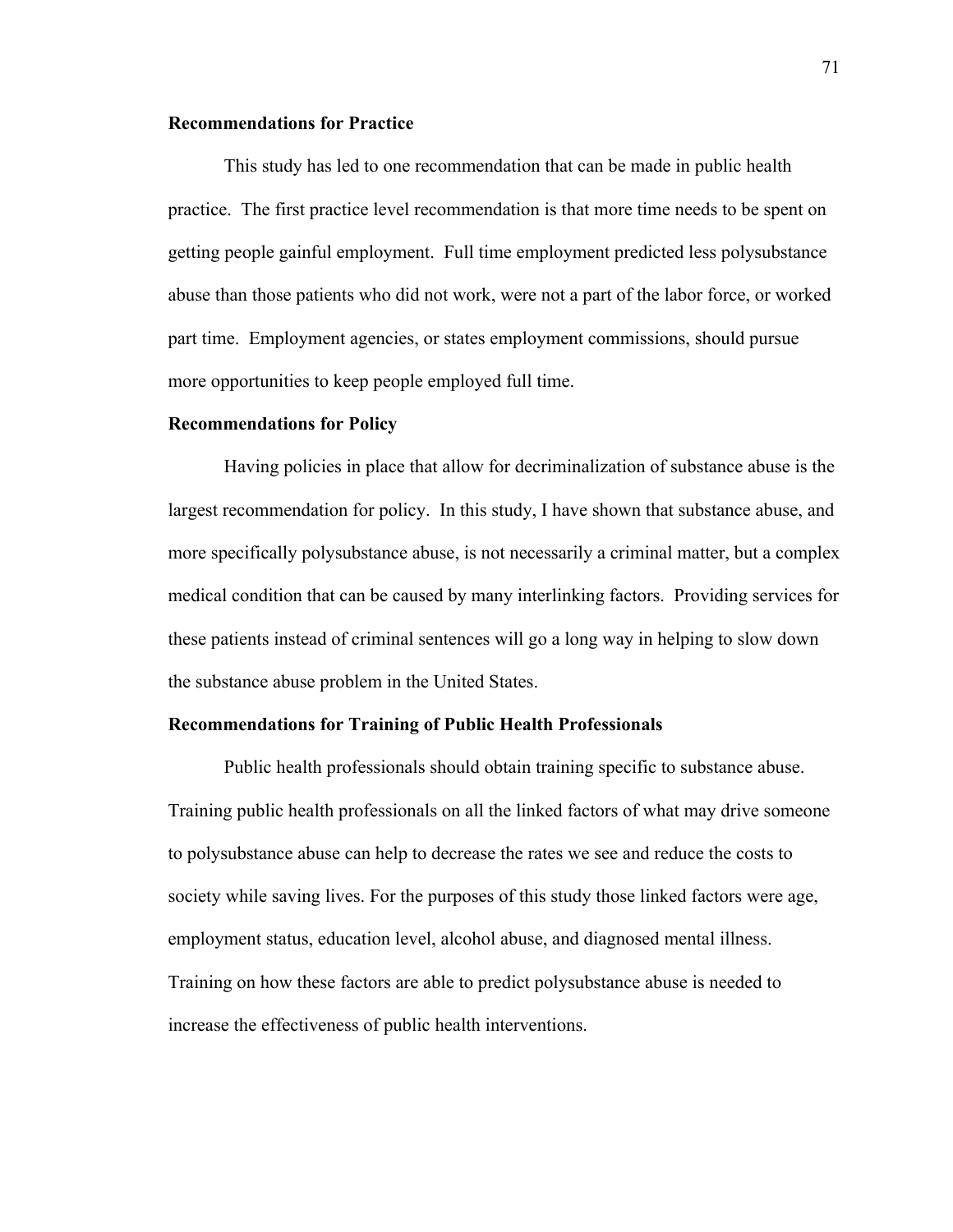### Recommendations for Practice

This study has led to one recommendation that can be made in public health practice. The first practice level recommendation is that more time needs to be spent on getting people gainful employment. Full time employment predicted less polysubstance abuse than those patients who did not work, were not a part of the labor force, or worked part time. Employment agencies, or states employment commissions, should pursue more opportunities to keep people employed full time.

### Recommendations for Policy

Having policies in place that allow for decriminalization of substance abuse is the largest recommendation for policy. In this study, I have shown that substance abuse, and more specifically polysubstance abuse, is not necessarily a criminal matter, but a complex medical condition that can be caused by many interlinking factors. Providing services for these patients instead of criminal sentences will go a long way in helping to slow down the substance abuse problem in the United States.

### Recommendations for Training of Public Health Professionals

Public health professionals should obtain training specific to substance abuse. Training public health professionals on all the linked factors of what may drive someone to polysubstance abuse can help to decrease the rates we see and reduce the costs to society while saving lives. For the purposes of this study those linked factors were age, employment status, education level, alcohol abuse, and diagnosed mental illness. Training on how these factors are able to predict polysubstance abuse is needed to increase the effectiveness of public health interventions.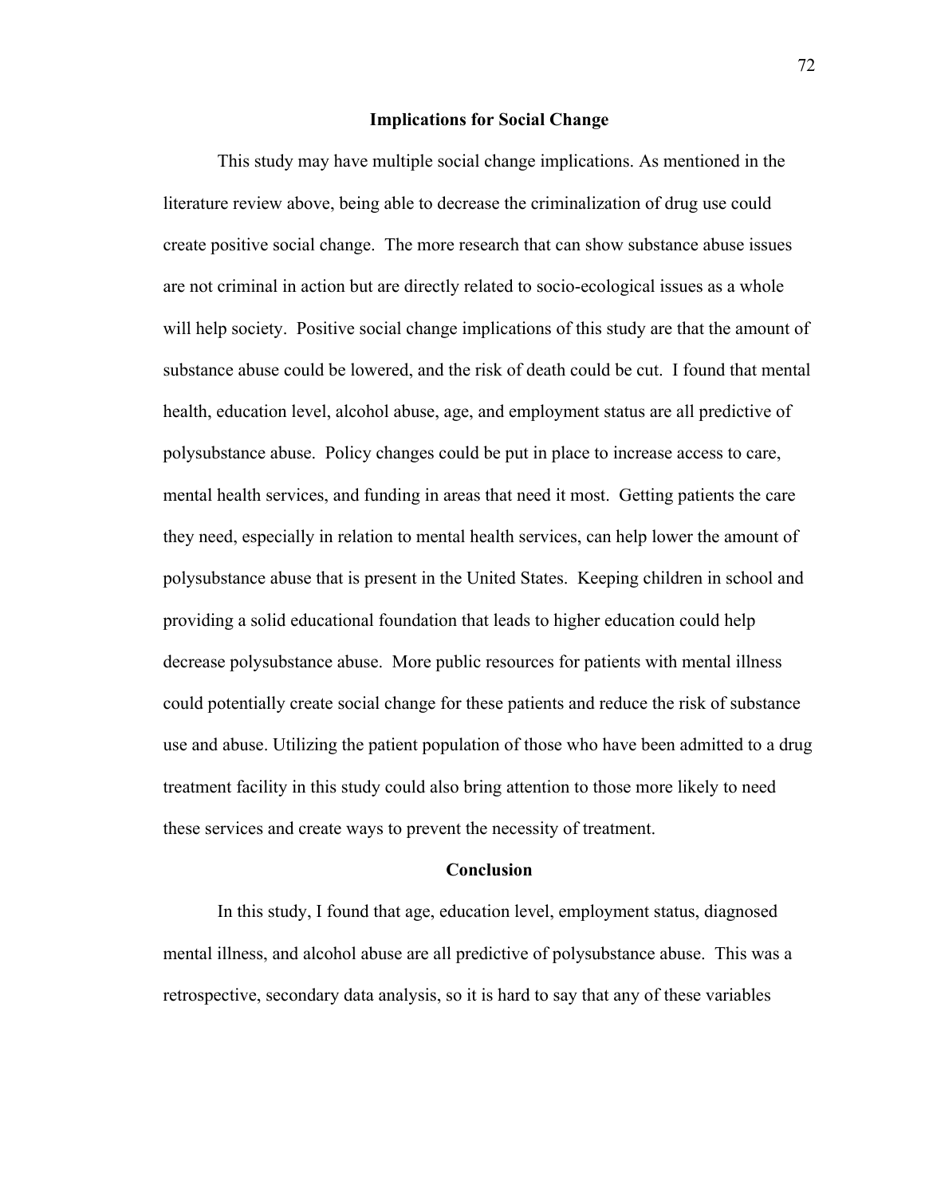## Implications for Social Change

This study may have multiple social change implications. As mentioned in the literature review above, being able to decrease the criminalization of drug use could create positive social change. The more research that can show substance abuse issues are not criminal in action but are directly related to socio-ecological issues as a whole will help society. Positive social change implications of this study are that the amount of substance abuse could be lowered, and the risk of death could be cut. I found that mental health, education level, alcohol abuse, age, and employment status are all predictive of polysubstance abuse. Policy changes could be put in place to increase access to care, mental health services, and funding in areas that need it most. Getting patients the care they need, especially in relation to mental health services, can help lower the amount of polysubstance abuse that is present in the United States. Keeping children in school and providing a solid educational foundation that leads to higher education could help decrease polysubstance abuse. More public resources for patients with mental illness could potentially create social change for these patients and reduce the risk of substance use and abuse. Utilizing the patient population of those who have been admitted to a drug treatment facility in this study could also bring attention to those more likely to need these services and create ways to prevent the necessity of treatment.

## Conclusion

In this study, I found that age, education level, employment status, diagnosed mental illness, and alcohol abuse are all predictive of polysubstance abuse. This was a retrospective, secondary data analysis, so it is hard to say that any of these variables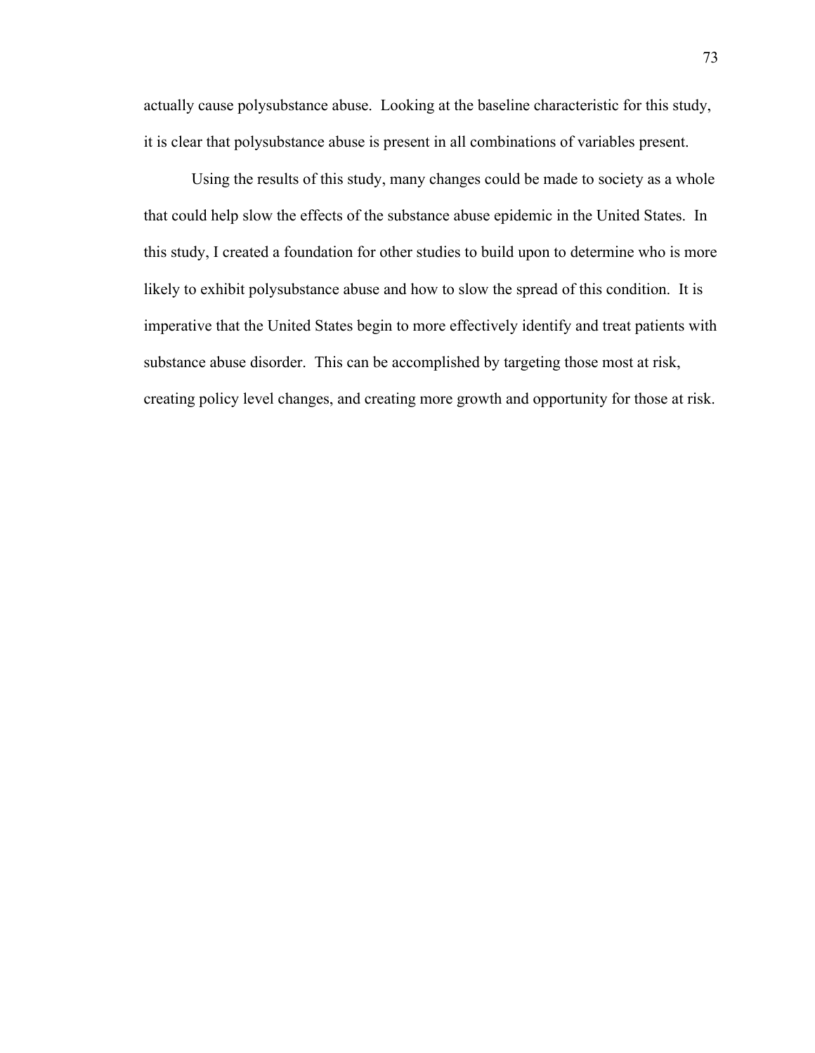actually cause polysubstance abuse. Looking at the baseline characteristic for this study, it is clear that polysubstance abuse is present in all combinations of variables present.

Using the results of this study, many changes could be made to society as a whole that could help slow the effects of the substance abuse epidemic in the United States. In this study, I created a foundation for other studies to build upon to determine who is more likely to exhibit polysubstance abuse and how to slow the spread of this condition. It is imperative that the United States begin to more effectively identify and treat patients with substance abuse disorder. This can be accomplished by targeting those most at risk, creating policy level changes, and creating more growth and opportunity for those at risk.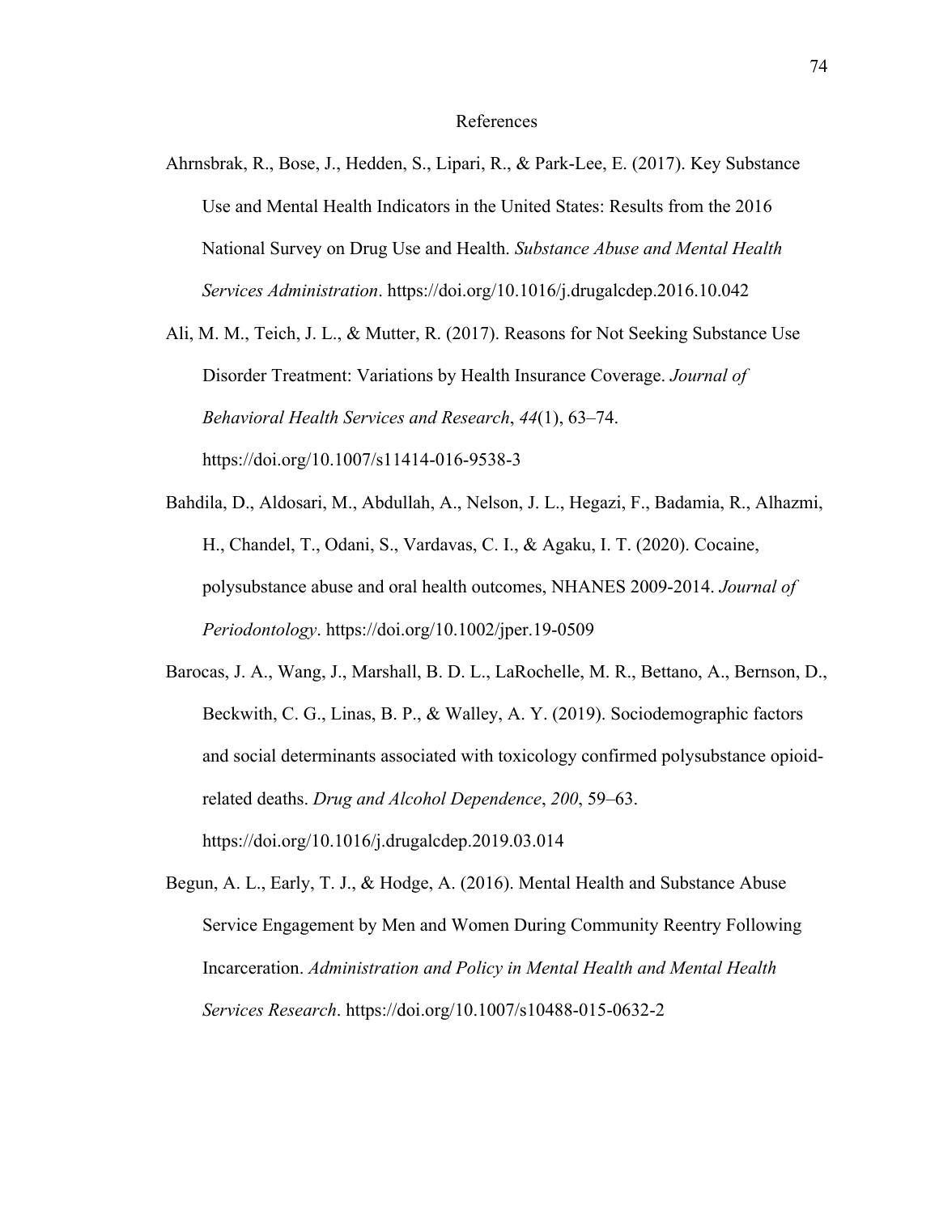# References

Ahrnsbrak, R., Bose, J., Hedden, S., Lipari, R., & Park-Lee, E. (2017). Key Substance Use and Mental Health Indicators in the United States: Results from the 2016 National Survey on Drug Use and Health. *Substance Abuse and Mental Health Services Administration*. https://doi.org/10.1016/j.drugalcdep.2016.10.042

Ali, M. M., Teich, J. L., & Mutter, R. (2017). Reasons for Not Seeking Substance Use Disorder Treatment: Variations by Health Insurance Coverage. *Journal of Behavioral Health Services and Research*, *44*(1), 63–74. https://doi.org/10.1007/s11414-016-9538-3

Bahdila, D., Aldosari, M., Abdullah, A., Nelson, J. L., Hegazi, F., Badamia, R., Alhazmi, H., Chandel, T., Odani, S., Vardavas, C. I., & Agaku, I. T. (2020). Cocaine, polysubstance abuse and oral health outcomes, NHANES 2009-2014. *Journal of Periodontology*. https://doi.org/10.1002/jper.19-0509

Barocas, J. A., Wang, J., Marshall, B. D. L., LaRochelle, M. R., Bettano, A., Bernson, D., Beckwith, C. G., Linas, B. P., & Walley, A. Y. (2019). Sociodemographic factors and social determinants associated with toxicology confirmed polysubstance opioid-related deaths. *Drug and Alcohol Dependence*, *200*, 59–63. https://doi.org/10.1016/j.drugalcdep.2019.03.014

Begun, A. L., Early, T. J., & Hodge, A. (2016). Mental Health and Substance Abuse Service Engagement by Men and Women During Community Reentry Following Incarceration. *Administration and Policy in Mental Health and Mental Health Services Research*. https://doi.org/10.1007/s10488-015-0632-2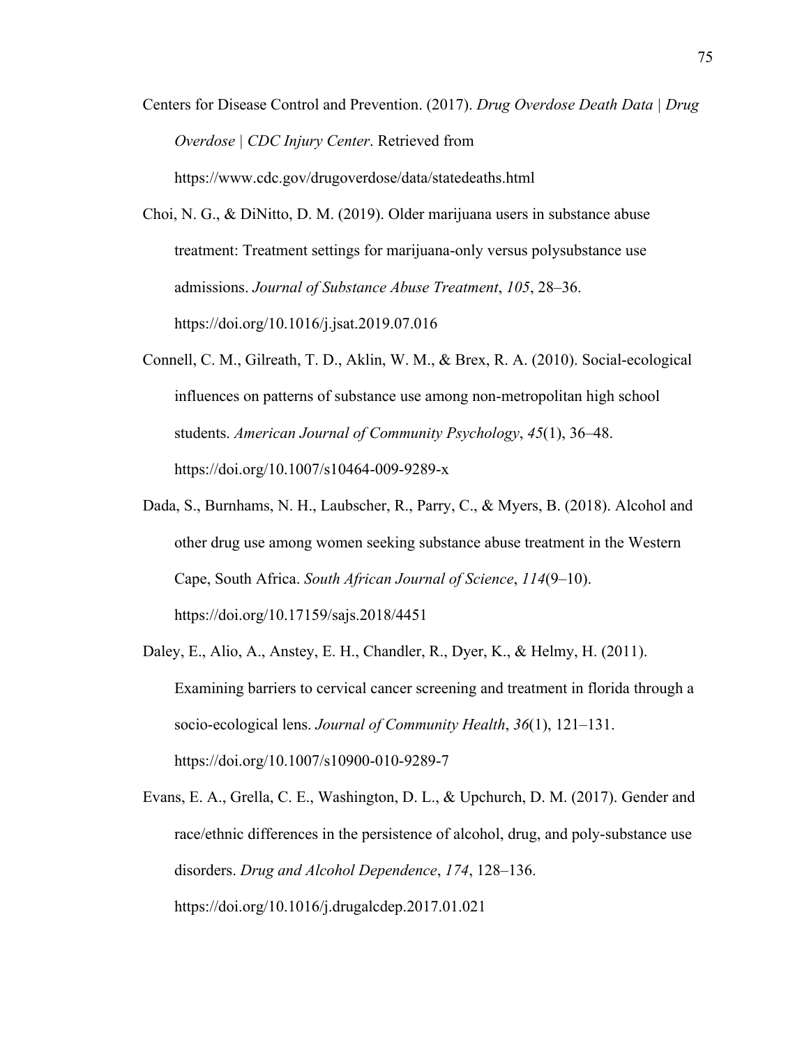Centers for Disease Control and Prevention. (2017). *Drug Overdose Death Data | Drug Overdose | CDC Injury Center*. Retrieved from https://www.cdc.gov/drugoverdose/data/statedeaths.html

Choi, N. G., & DiNitto, D. M. (2019). Older marijuana users in substance abuse treatment: Treatment settings for marijuana-only versus polysubstance use admissions. *Journal of Substance Abuse Treatment*, *105*, 28–36. https://doi.org/10.1016/j.jsat.2019.07.016

Connell, C. M., Gilreath, T. D., Aklin, W. M., & Brex, R. A. (2010). Social-ecological influences on patterns of substance use among non-metropolitan high school students. *American Journal of Community Psychology*, *45*(1), 36–48. https://doi.org/10.1007/s10464-009-9289-x

Dada, S., Burnhams, N. H., Laubscher, R., Parry, C., & Myers, B. (2018). Alcohol and other drug use among women seeking substance abuse treatment in the Western Cape, South Africa. *South African Journal of Science*, *114*(9–10). https://doi.org/10.17159/sajs.2018/4451

Daley, E., Alio, A., Anstey, E. H., Chandler, R., Dyer, K., & Helmy, H. (2011). Examining barriers to cervical cancer screening and treatment in florida through a socio-ecological lens. *Journal of Community Health*, *36*(1), 121–131. https://doi.org/10.1007/s10900-010-9289-7

Evans, E. A., Grella, C. E., Washington, D. L., & Upchurch, D. M. (2017). Gender and race/ethnic differences in the persistence of alcohol, drug, and poly-substance use disorders. *Drug and Alcohol Dependence*, *174*, 128–136. https://doi.org/10.1016/j.drugalcdep.2017.01.021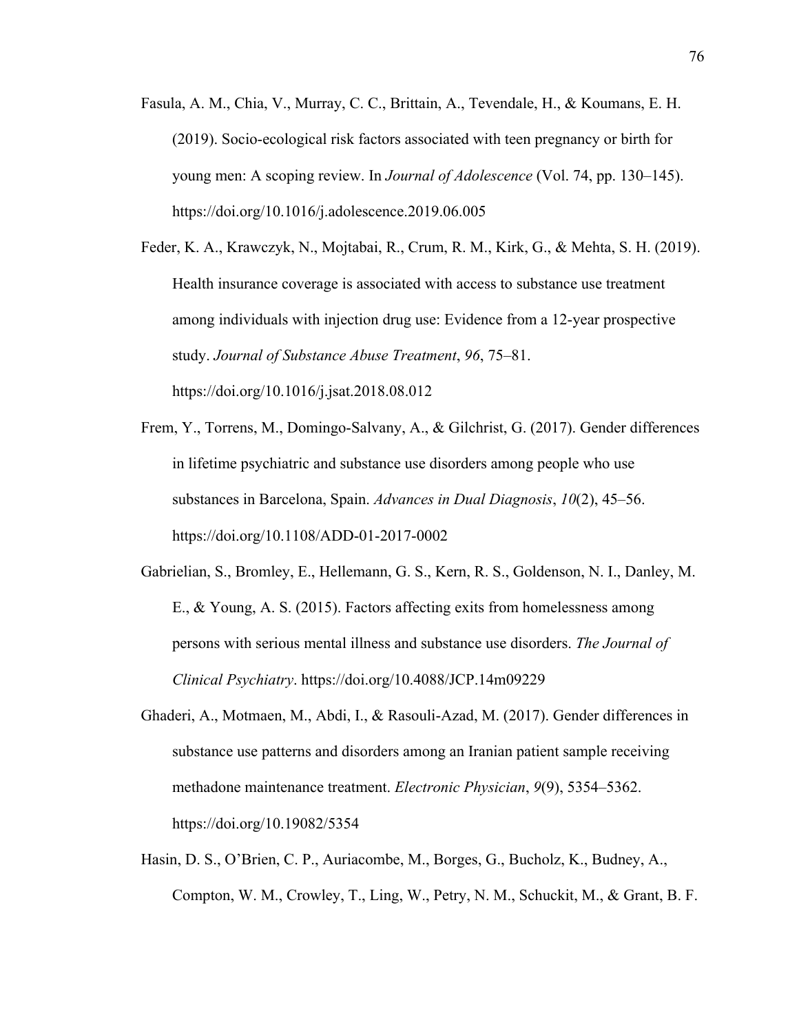Fasula, A. M., Chia, V., Murray, C. C., Brittain, A., Tevendale, H., & Koumans, E. H. (2019). Socio-ecological risk factors associated with teen pregnancy or birth for young men: A scoping review. In *Journal of Adolescence* (Vol. 74, pp. 130–145). https://doi.org/10.1016/j.adolescence.2019.06.005

Feder, K. A., Krawczyk, N., Mojtabai, R., Crum, R. M., Kirk, G., & Mehta, S. H. (2019). Health insurance coverage is associated with access to substance use treatment among individuals with injection drug use: Evidence from a 12-year prospective study. *Journal of Substance Abuse Treatment*, *96*, 75–81. https://doi.org/10.1016/j.jsat.2018.08.012

Frem, Y., Torrens, M., Domingo-Salvany, A., & Gilchrist, G. (2017). Gender differences in lifetime psychiatric and substance use disorders among people who use substances in Barcelona, Spain. *Advances in Dual Diagnosis*, *10*(2), 45–56. https://doi.org/10.1108/ADD-01-2017-0002

Gabrielian, S., Bromley, E., Hellemann, G. S., Kern, R. S., Goldenson, N. I., Danley, M. E., & Young, A. S. (2015). Factors affecting exits from homelessness among persons with serious mental illness and substance use disorders. *The Journal of Clinical Psychiatry*. https://doi.org/10.4088/JCP.14m09229

Ghaderi, A., Motmaen, M., Abdi, I., & Rasouli-Azad, M. (2017). Gender differences in substance use patterns and disorders among an Iranian patient sample receiving methadone maintenance treatment. *Electronic Physician*, *9*(9), 5354–5362. https://doi.org/10.19082/5354

Hasin, D. S., O'Brien, C. P., Auriacombe, M., Borges, G., Bucholz, K., Budney, A., Compton, W. M., Crowley, T., Ling, W., Petry, N. M., Schuckit, M., & Grant, B. F.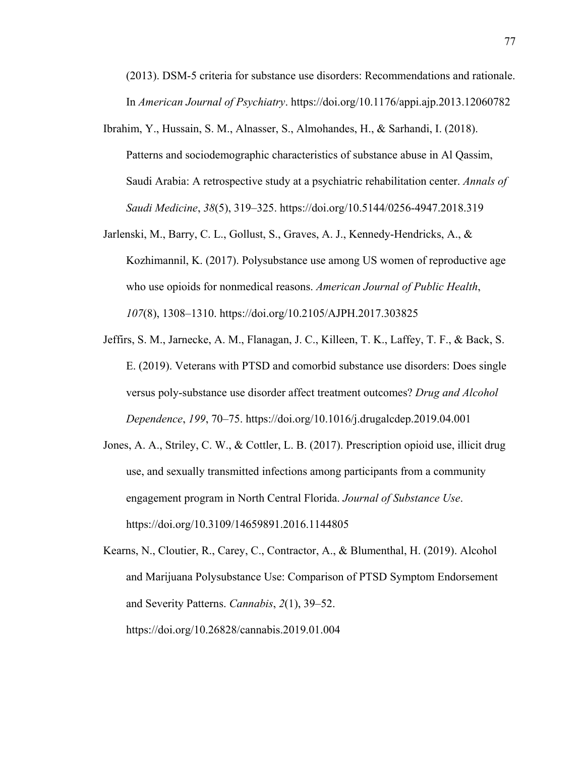(2013). DSM-5 criteria for substance use disorders: Recommendations and rationale. In *American Journal of Psychiatry*. https://doi.org/10.1176/appi.ajp.2013.12060782

Ibrahim, Y., Hussain, S. M., Alnasser, S., Almohandes, H., & Sarhandi, I. (2018). Patterns and sociodemographic characteristics of substance abuse in Al Qassim, Saudi Arabia: A retrospective study at a psychiatric rehabilitation center. *Annals of Saudi Medicine*, *38*(5), 319–325. https://doi.org/10.5144/0256-4947.2018.319

Jarlenski, M., Barry, C. L., Gollust, S., Graves, A. J., Kennedy-Hendricks, A., & Kozhimannil, K. (2017). Polysubstance use among US women of reproductive age who use opioids for nonmedical reasons. *American Journal of Public Health*, *107*(8), 1308–1310. https://doi.org/10.2105/AJPH.2017.303825

Jeffirs, S. M., Jarnecke, A. M., Flanagan, J. C., Killeen, T. K., Laffey, T. F., & Back, S. E. (2019). Veterans with PTSD and comorbid substance use disorders: Does single versus poly-substance use disorder affect treatment outcomes? *Drug and Alcohol Dependence*, *199*, 70–75. https://doi.org/10.1016/j.drugalcdep.2019.04.001

Jones, A. A., Striley, C. W., & Cottler, L. B. (2017). Prescription opioid use, illicit drug use, and sexually transmitted infections among participants from a community engagement program in North Central Florida. *Journal of Substance Use*. https://doi.org/10.3109/14659891.2016.1144805

Kearns, N., Cloutier, R., Carey, C., Contractor, A., & Blumenthal, H. (2019). Alcohol and Marijuana Polysubstance Use: Comparison of PTSD Symptom Endorsement and Severity Patterns. *Cannabis*, *2*(1), 39–52. https://doi.org/10.26828/cannabis.2019.01.004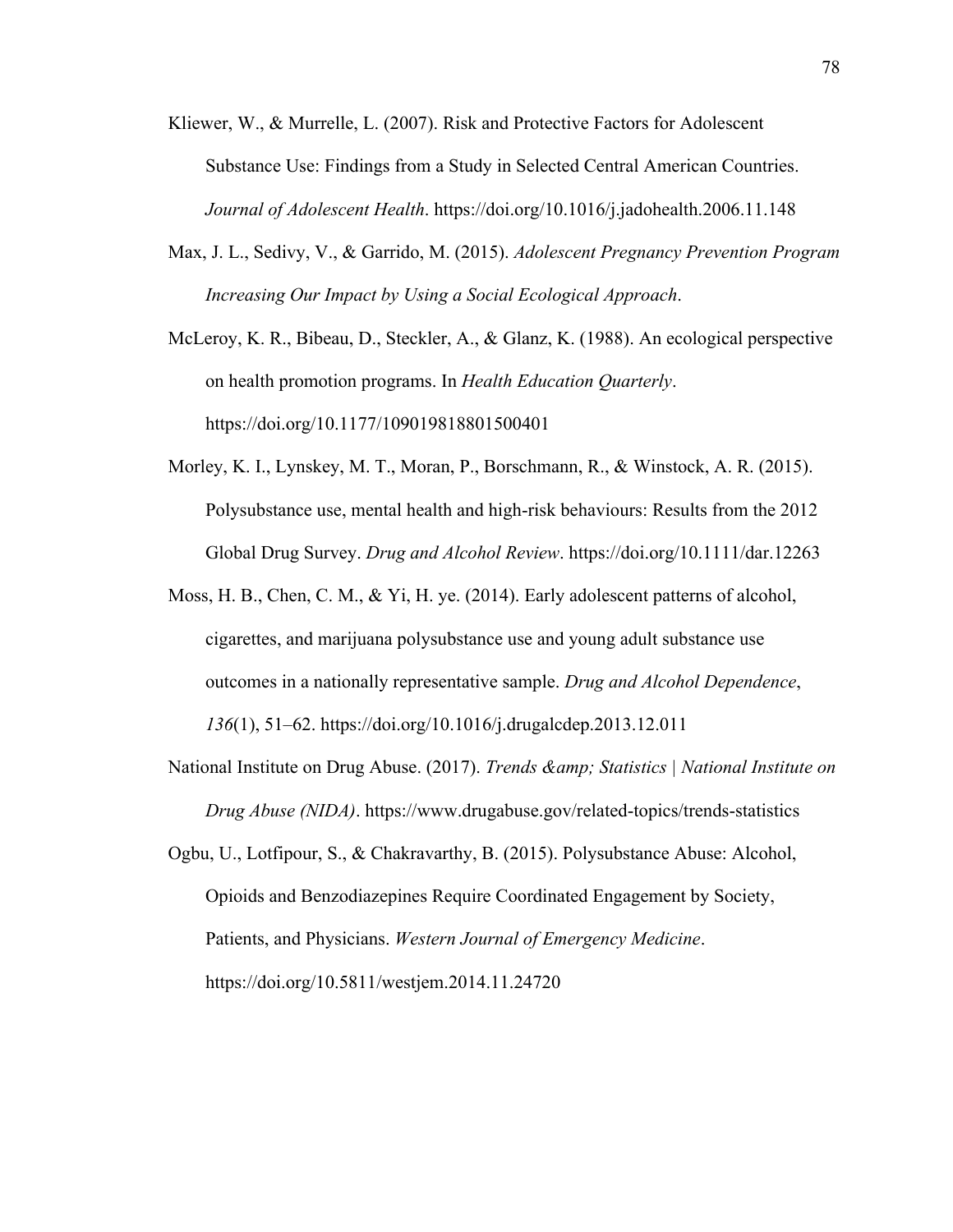Kliewer, W., & Murrelle, L. (2007). Risk and Protective Factors for Adolescent Substance Use: Findings from a Study in Selected Central American Countries. *Journal of Adolescent Health*. https://doi.org/10.1016/j.jadohealth.2006.11.148

Max, J. L., Sedivy, V., & Garrido, M. (2015). *Adolescent Pregnancy Prevention Program Increasing Our Impact by Using a Social Ecological Approach*.

McLeroy, K. R., Bibeau, D., Steckler, A., & Glanz, K. (1988). An ecological perspective on health promotion programs. In *Health Education Quarterly*. https://doi.org/10.1177/109019818801500401

Morley, K. I., Lynskey, M. T., Moran, P., Borschmann, R., & Winstock, A. R. (2015). Polysubstance use, mental health and high-risk behaviours: Results from the 2012 Global Drug Survey. *Drug and Alcohol Review*. https://doi.org/10.1111/dar.12263

Moss, H. B., Chen, C. M., & Yi, H. ye. (2014). Early adolescent patterns of alcohol, cigarettes, and marijuana polysubstance use and young adult substance use outcomes in a nationally representative sample. *Drug and Alcohol Dependence*, *136*(1), 51–62. https://doi.org/10.1016/j.drugalcdep.2013.12.011

National Institute on Drug Abuse. (2017). *Trends &amp; Statistics | National Institute on Drug Abuse (NIDA)*. https://www.drugabuse.gov/related-topics/trends-statistics

Ogbu, U., Lotfipour, S., & Chakravarthy, B. (2015). Polysubstance Abuse: Alcohol, Opioids and Benzodiazepines Require Coordinated Engagement by Society, Patients, and Physicians. *Western Journal of Emergency Medicine*. https://doi.org/10.5811/westjem.2014.11.24720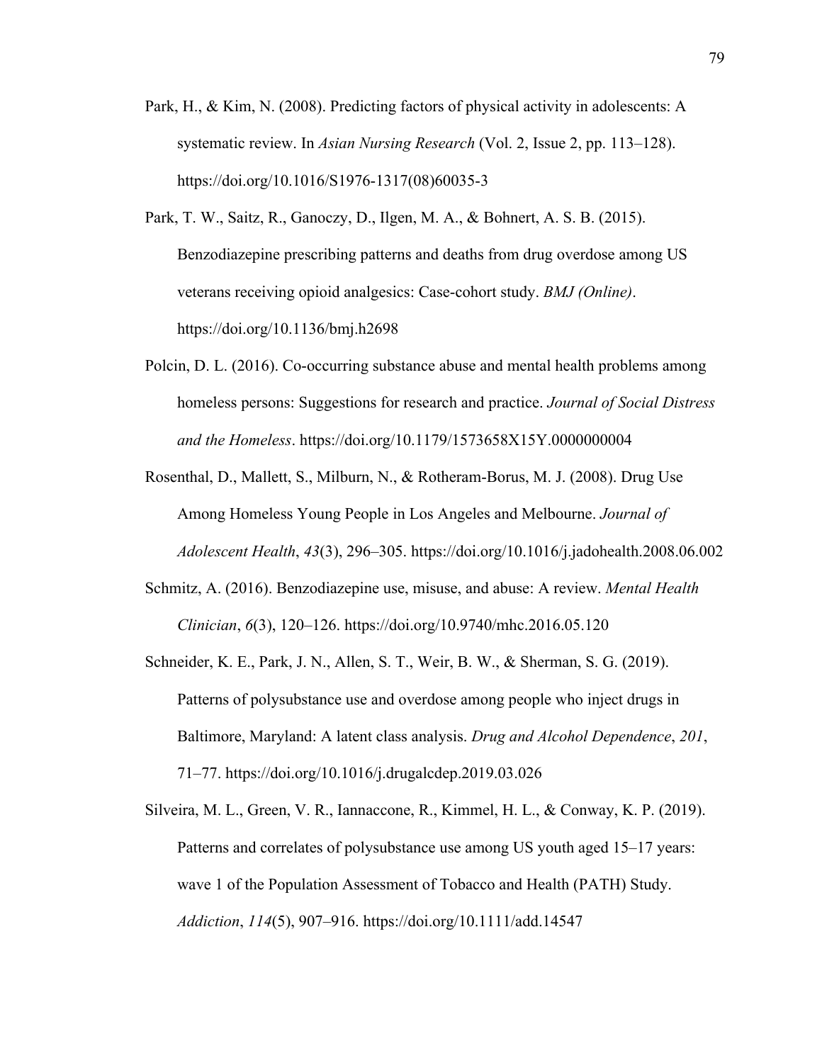Park, H., & Kim, N. (2008). Predicting factors of physical activity in adolescents: A systematic review. In *Asian Nursing Research* (Vol. 2, Issue 2, pp. 113–128). https://doi.org/10.1016/S1976-1317(08)60035-3

Park, T. W., Saitz, R., Ganoczy, D., Ilgen, M. A., & Bohnert, A. S. B. (2015). Benzodiazepine prescribing patterns and deaths from drug overdose among US veterans receiving opioid analgesics: Case-cohort study. *BMJ (Online)*. https://doi.org/10.1136/bmj.h2698

Polcin, D. L. (2016). Co-occurring substance abuse and mental health problems among homeless persons: Suggestions for research and practice. *Journal of Social Distress and the Homeless*. https://doi.org/10.1179/1573658X15Y.0000000004

Rosenthal, D., Mallett, S., Milburn, N., & Rotheram-Borus, M. J. (2008). Drug Use Among Homeless Young People in Los Angeles and Melbourne. *Journal of Adolescent Health*, *43*(3), 296–305. https://doi.org/10.1016/j.jadohealth.2008.06.002

Schmitz, A. (2016). Benzodiazepine use, misuse, and abuse: A review. *Mental Health Clinician*, *6*(3), 120–126. https://doi.org/10.9740/mhc.2016.05.120

Schneider, K. E., Park, J. N., Allen, S. T., Weir, B. W., & Sherman, S. G. (2019). Patterns of polysubstance use and overdose among people who inject drugs in Baltimore, Maryland: A latent class analysis. *Drug and Alcohol Dependence*, *201*, 71–77. https://doi.org/10.1016/j.drugalcdep.2019.03.026

Silveira, M. L., Green, V. R., Iannaccone, R., Kimmel, H. L., & Conway, K. P. (2019). Patterns and correlates of polysubstance use among US youth aged 15–17 years: wave 1 of the Population Assessment of Tobacco and Health (PATH) Study. *Addiction*, *114*(5), 907–916. https://doi.org/10.1111/add.14547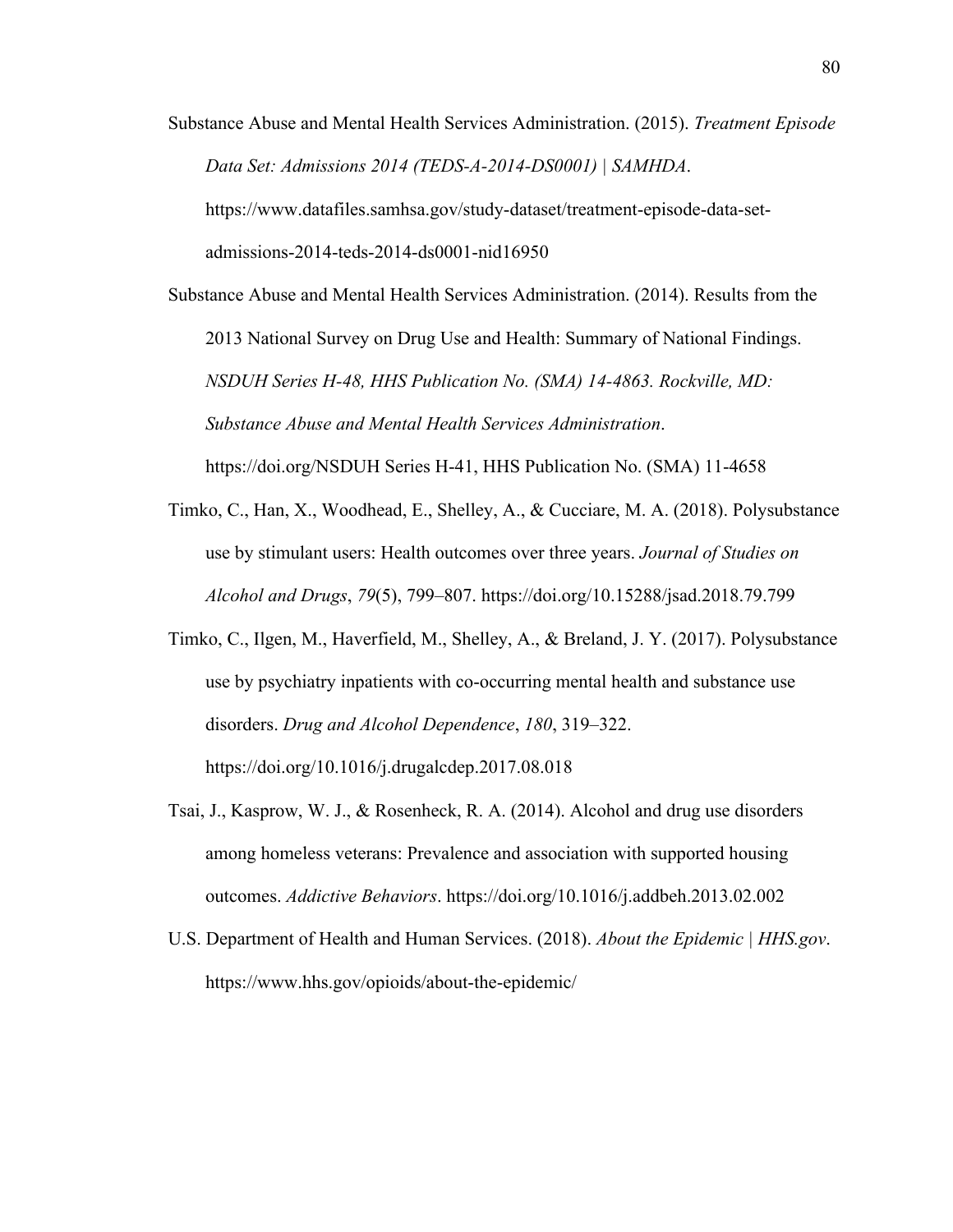Substance Abuse and Mental Health Services Administration. (2015). *Treatment Episode Data Set: Admissions 2014 (TEDS-A-2014-DS0001) | SAMHDA*. https://www.datafiles.samhsa.gov/study-dataset/treatment-episode-data-set-admissions-2014-teds-2014-ds0001-nid16950

Substance Abuse and Mental Health Services Administration. (2014). Results from the 2013 National Survey on Drug Use and Health: Summary of National Findings. *NSDUH Series H-48, HHS Publication No. (SMA) 14-4863. Rockville, MD: Substance Abuse and Mental Health Services Administration*. https://doi.org/NSDUH Series H-41, HHS Publication No. (SMA) 11-4658

Timko, C., Han, X., Woodhead, E., Shelley, A., & Cucciare, M. A. (2018). Polysubstance use by stimulant users: Health outcomes over three years. *Journal of Studies on Alcohol and Drugs*, *79*(5), 799–807. https://doi.org/10.15288/jsad.2018.79.799

Timko, C., Ilgen, M., Haverfield, M., Shelley, A., & Breland, J. Y. (2017). Polysubstance use by psychiatry inpatients with co-occurring mental health and substance use disorders. *Drug and Alcohol Dependence*, *180*, 319–322. https://doi.org/10.1016/j.drugalcdep.2017.08.018

Tsai, J., Kasprow, W. J., & Rosenheck, R. A. (2014). Alcohol and drug use disorders among homeless veterans: Prevalence and association with supported housing outcomes. *Addictive Behaviors*. https://doi.org/10.1016/j.addbeh.2013.02.002

U.S. Department of Health and Human Services. (2018). *About the Epidemic | HHS.gov*. https://www.hhs.gov/opioids/about-the-epidemic/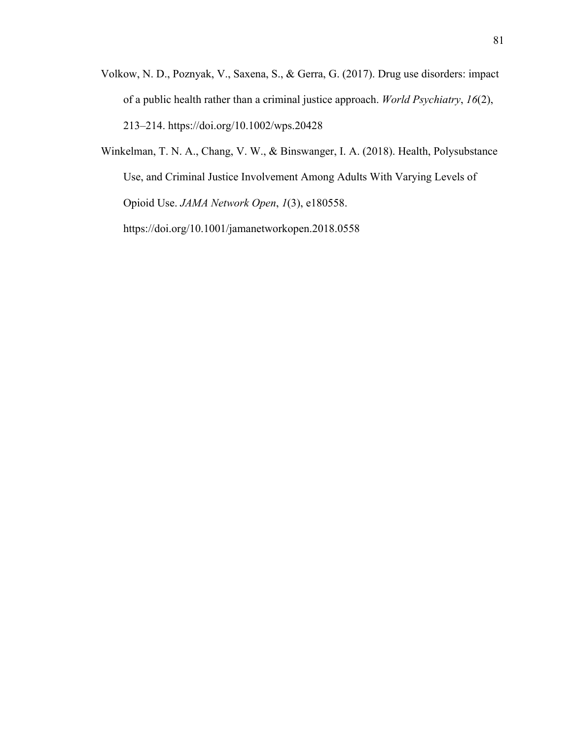Volkow, N. D., Poznyak, V., Saxena, S., & Gerra, G. (2017). Drug use disorders: impact of a public health rather than a criminal justice approach. *World Psychiatry*, *16*(2), 213–214. https://doi.org/10.1002/wps.20428

Winkelman, T. N. A., Chang, V. W., & Binswanger, I. A. (2018). Health, Polysubstance Use, and Criminal Justice Involvement Among Adults With Varying Levels of Opioid Use. *JAMA Network Open*, *1*(3), e180558. https://doi.org/10.1001/jamanetworkopen.2018.0558